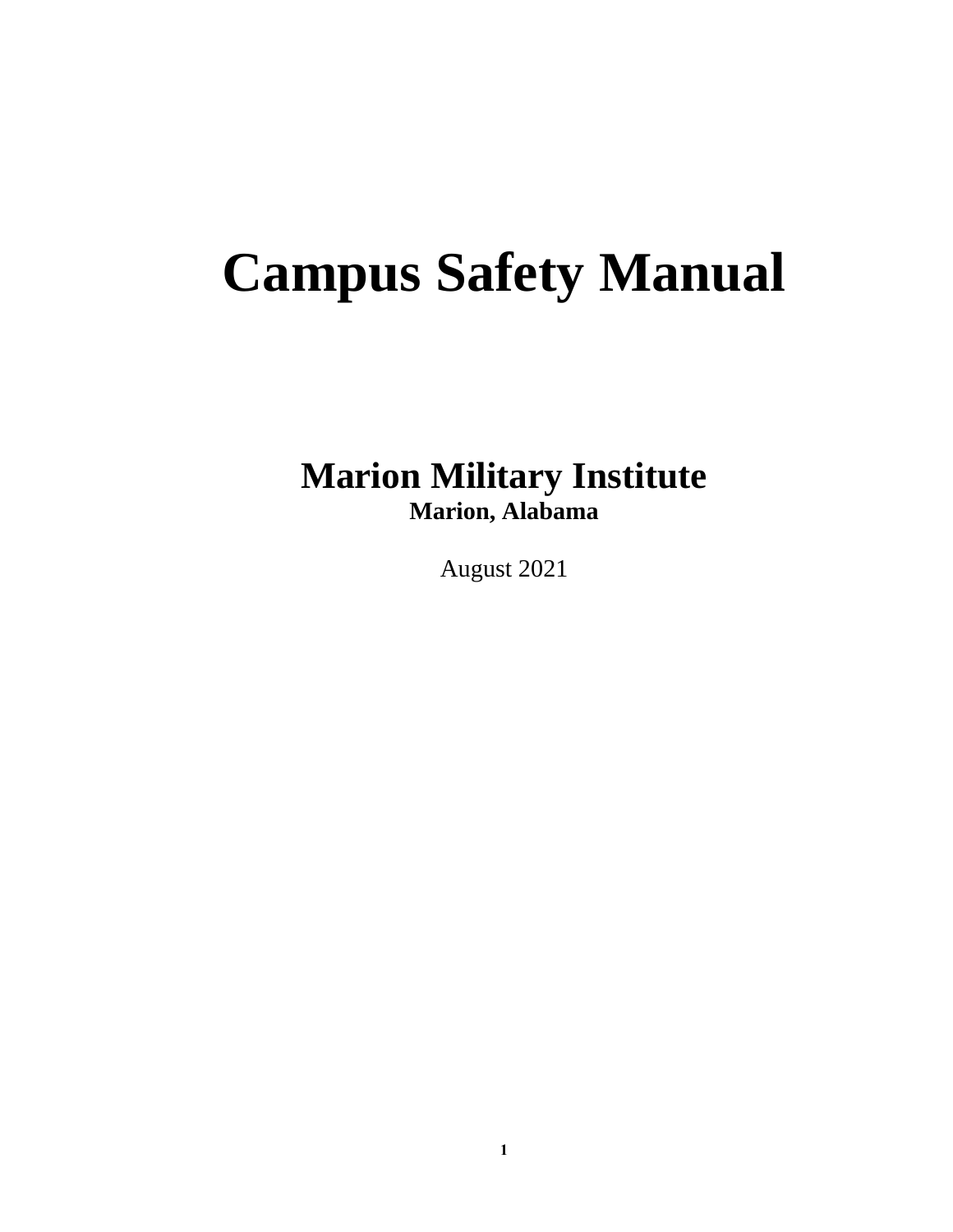# Campus Safety Manual

## Marion Military Institute

**Marion, Alabama**

August 2021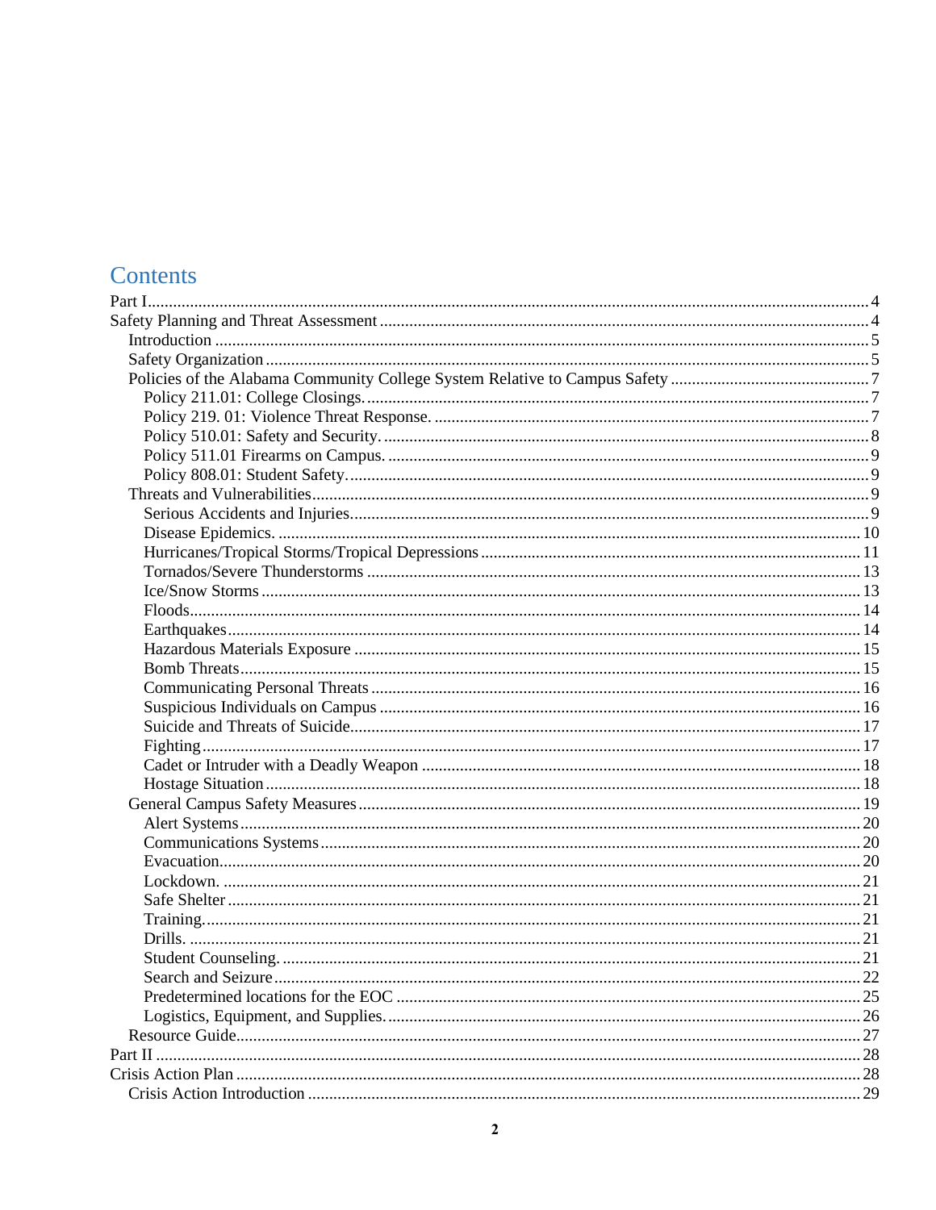# Contents

- Part I ..... 4
- Safety Planning and Threat Assessment ..... 4
  - Introduction ..... 5
  - Safety Organization ..... 5
  - Policies of the Alabama Community College System Relative to Campus Safety ..... 7
    - Policy 211.01: College Closings. ..... 7
    - Policy 219. 01: Violence Threat Response. ..... 7
    - Policy 510.01: Safety and Security. ..... 8
    - Policy 511.01 Firearms on Campus. ..... 9
    - Policy 808.01: Student Safety. ..... 9
  - Threats and Vulnerabilities ..... 9
    - Serious Accidents and Injuries ..... 9
    - Disease Epidemics. ..... 10
    - Hurricanes/Tropical Storms/Tropical Depressions ..... 11
    - Tornados/Severe Thunderstorms ..... 13
    - Ice/Snow Storms ..... 13
    - Floods ..... 14
    - Earthquakes ..... 14
    - Hazardous Materials Exposure ..... 15
    - Bomb Threats ..... 15
    - Communicating Personal Threats ..... 16
    - Suspicious Individuals on Campus ..... 16
    - Suicide and Threats of Suicide ..... 17
    - Fighting ..... 17
    - Cadet or Intruder with a Deadly Weapon ..... 18
    - Hostage Situation ..... 18
  - General Campus Safety Measures ..... 19
    - Alert Systems ..... 20
    - Communications Systems ..... 20
    - Evacuation ..... 20
    - Lockdown. ..... 21
    - Safe Shelter ..... 21
    - Training. ..... 21
    - Drills. ..... 21
    - Student Counseling. ..... 21
    - Search and Seizure ..... 22
    - Predetermined locations for the EOC ..... 25
    - Logistics, Equipment, and Supplies. ..... 26
  - Resource Guide ..... 27
- Part II ..... 28
- Crisis Action Plan ..... 28
  - Crisis Action Introduction ..... 29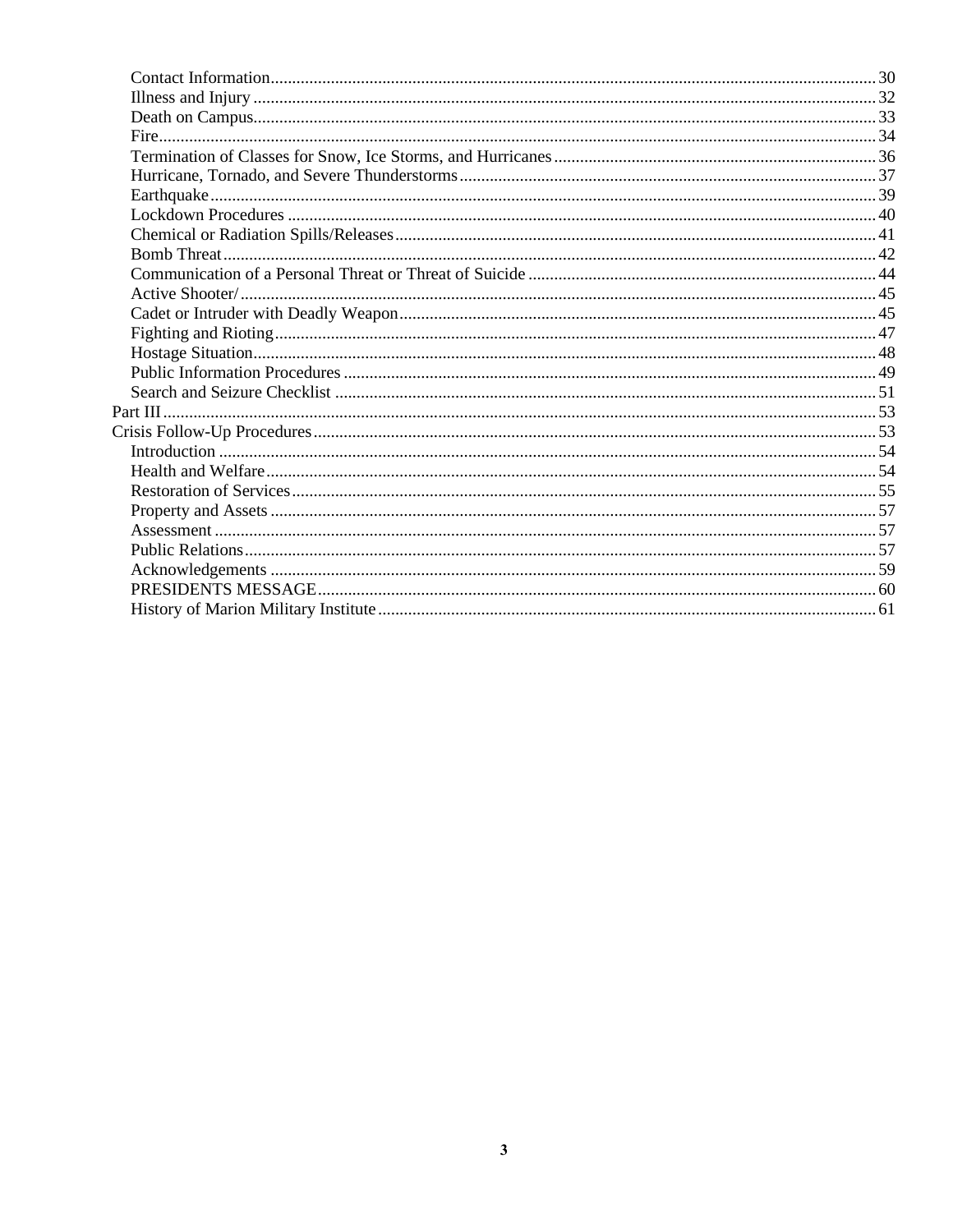Contact Information .... 30
Illness and Injury .... 32
Death on Campus .... 33
Fire .... 34
Termination of Classes for Snow, Ice Storms, and Hurricanes .... 36
Hurricane, Tornado, and Severe Thunderstorms .... 37
Earthquake .... 39
Lockdown Procedures .... 40
Chemical or Radiation Spills/Releases .... 41
Bomb Threat .... 42
Communication of a Personal Threat or Threat of Suicide .... 44
Active Shooter/ .... 45
Cadet or Intruder with Deadly Weapon .... 45
Fighting and Rioting .... 47
Hostage Situation .... 48
Public Information Procedures .... 49
Search and Seizure Checklist .... 51

Part III .... 53

Crisis Follow-Up Procedures .... 53
Introduction .... 54
Health and Welfare .... 54
Restoration of Services .... 55
Property and Assets .... 57
Assessment .... 57
Public Relations .... 57
Acknowledgements .... 59
PRESIDENTS MESSAGE .... 60
History of Marion Military Institute .... 61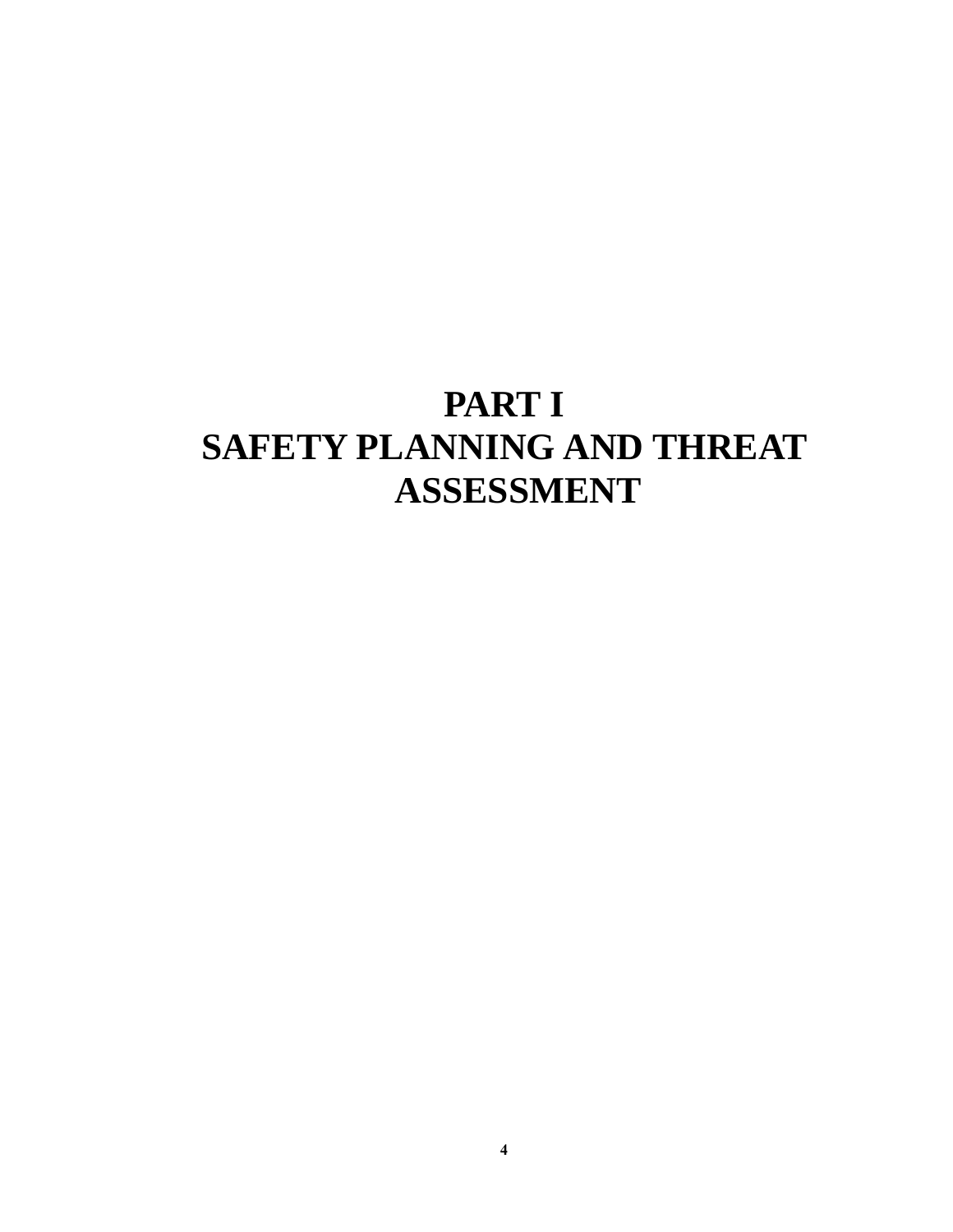# PART I
# SAFETY PLANNING AND THREAT ASSESSMENT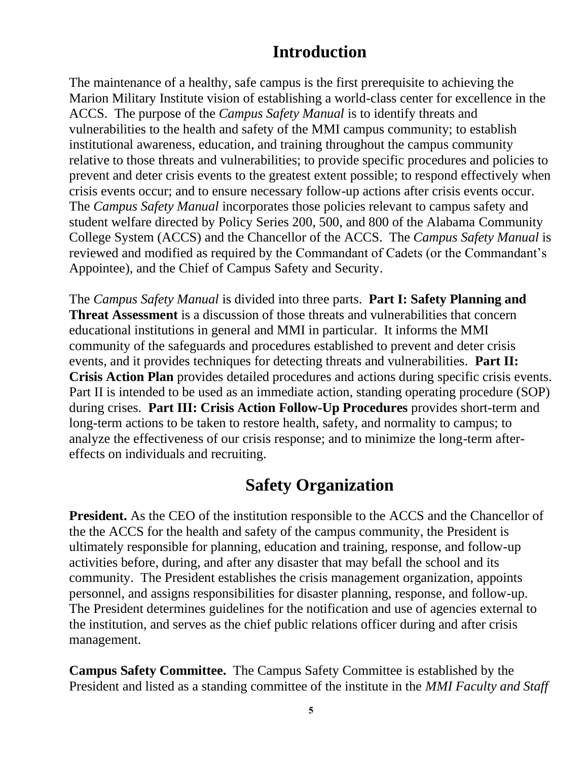# Introduction

The maintenance of a healthy, safe campus is the first prerequisite to achieving the Marion Military Institute vision of establishing a world-class center for excellence in the ACCS. The purpose of the *Campus Safety Manual* is to identify threats and vulnerabilities to the health and safety of the MMI campus community; to establish institutional awareness, education, and training throughout the campus community relative to those threats and vulnerabilities; to provide specific procedures and policies to prevent and deter crisis events to the greatest extent possible; to respond effectively when crisis events occur; and to ensure necessary follow-up actions after crisis events occur. The *Campus Safety Manual* incorporates those policies relevant to campus safety and student welfare directed by Policy Series 200, 500, and 800 of the Alabama Community College System (ACCS) and the Chancellor of the ACCS. The *Campus Safety Manual* is reviewed and modified as required by the Commandant of Cadets (or the Commandant's Appointee), and the Chief of Campus Safety and Security.

The *Campus Safety Manual* is divided into three parts. **Part I: Safety Planning and Threat Assessment** is a discussion of those threats and vulnerabilities that concern educational institutions in general and MMI in particular. It informs the MMI community of the safeguards and procedures established to prevent and deter crisis events, and it provides techniques for detecting threats and vulnerabilities. **Part II: Crisis Action Plan** provides detailed procedures and actions during specific crisis events. Part II is intended to be used as an immediate action, standing operating procedure (SOP) during crises. **Part III: Crisis Action Follow-Up Procedures** provides short-term and long-term actions to be taken to restore health, safety, and normality to campus; to analyze the effectiveness of our crisis response; and to minimize the long-term after-effects on individuals and recruiting.

# Safety Organization

**President.** As the CEO of the institution responsible to the ACCS and the Chancellor of the the ACCS for the health and safety of the campus community, the President is ultimately responsible for planning, education and training, response, and follow-up activities before, during, and after any disaster that may befall the school and its community. The President establishes the crisis management organization, appoints personnel, and assigns responsibilities for disaster planning, response, and follow-up. The President determines guidelines for the notification and use of agencies external to the institution, and serves as the chief public relations officer during and after crisis management.

**Campus Safety Committee.** The Campus Safety Committee is established by the President and listed as a standing committee of the institute in the *MMI Faculty and Staff*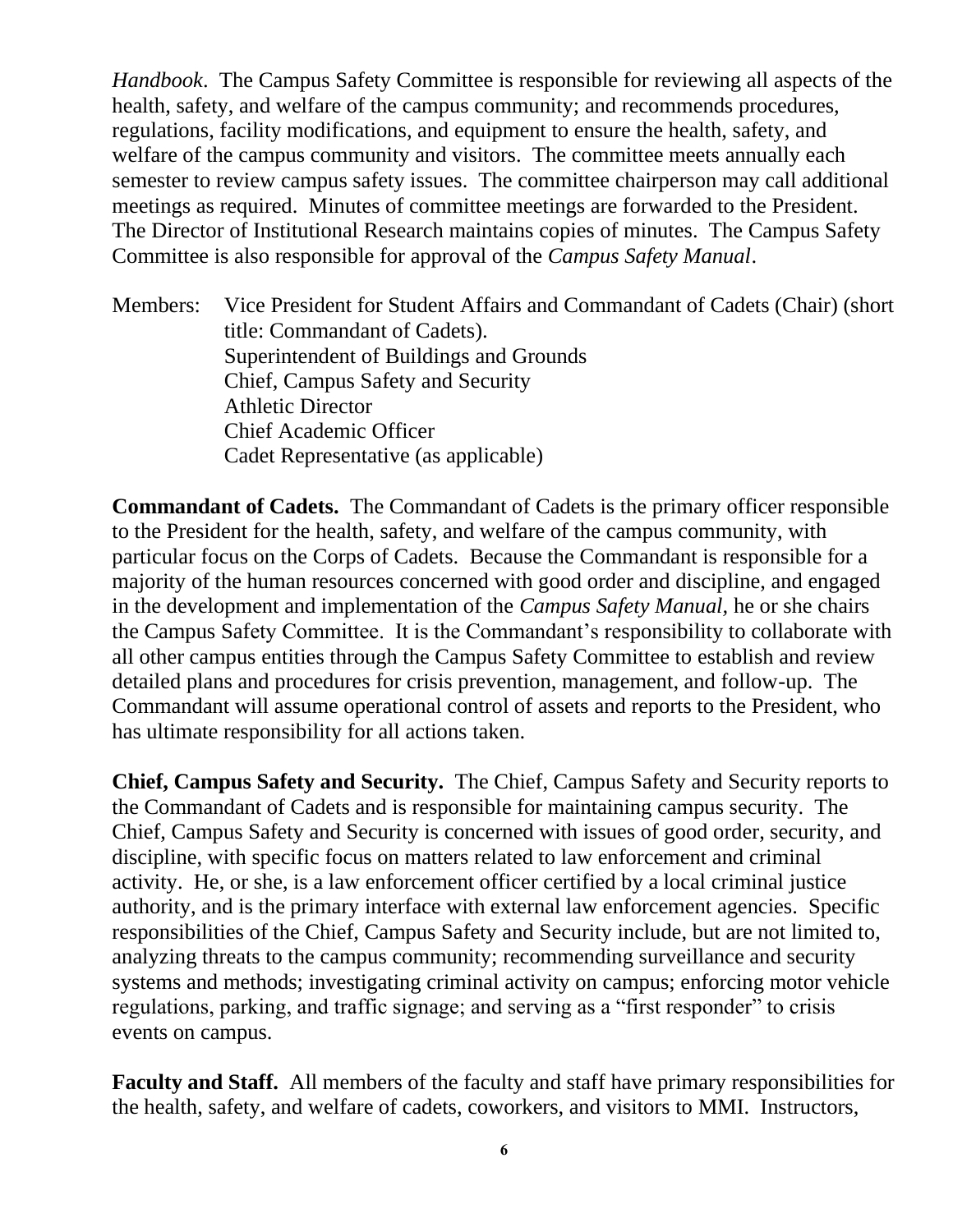*Handbook*. The Campus Safety Committee is responsible for reviewing all aspects of the health, safety, and welfare of the campus community; and recommends procedures, regulations, facility modifications, and equipment to ensure the health, safety, and welfare of the campus community and visitors. The committee meets annually each semester to review campus safety issues. The committee chairperson may call additional meetings as required. Minutes of committee meetings are forwarded to the President. The Director of Institutional Research maintains copies of minutes. The Campus Safety Committee is also responsible for approval of the *Campus Safety Manual*.

Members: Vice President for Student Affairs and Commandant of Cadets (Chair) (short title: Commandant of Cadets).
Superintendent of Buildings and Grounds
Chief, Campus Safety and Security
Athletic Director
Chief Academic Officer
Cadet Representative (as applicable)

**Commandant of Cadets.** The Commandant of Cadets is the primary officer responsible to the President for the health, safety, and welfare of the campus community, with particular focus on the Corps of Cadets. Because the Commandant is responsible for a majority of the human resources concerned with good order and discipline, and engaged in the development and implementation of the *Campus Safety Manual*, he or she chairs the Campus Safety Committee. It is the Commandant's responsibility to collaborate with all other campus entities through the Campus Safety Committee to establish and review detailed plans and procedures for crisis prevention, management, and follow-up. The Commandant will assume operational control of assets and reports to the President, who has ultimate responsibility for all actions taken.

**Chief, Campus Safety and Security.** The Chief, Campus Safety and Security reports to the Commandant of Cadets and is responsible for maintaining campus security. The Chief, Campus Safety and Security is concerned with issues of good order, security, and discipline, with specific focus on matters related to law enforcement and criminal activity. He, or she, is a law enforcement officer certified by a local criminal justice authority, and is the primary interface with external law enforcement agencies. Specific responsibilities of the Chief, Campus Safety and Security include, but are not limited to, analyzing threats to the campus community; recommending surveillance and security systems and methods; investigating criminal activity on campus; enforcing motor vehicle regulations, parking, and traffic signage; and serving as a "first responder" to crisis events on campus.

**Faculty and Staff.** All members of the faculty and staff have primary responsibilities for the health, safety, and welfare of cadets, coworkers, and visitors to MMI. Instructors,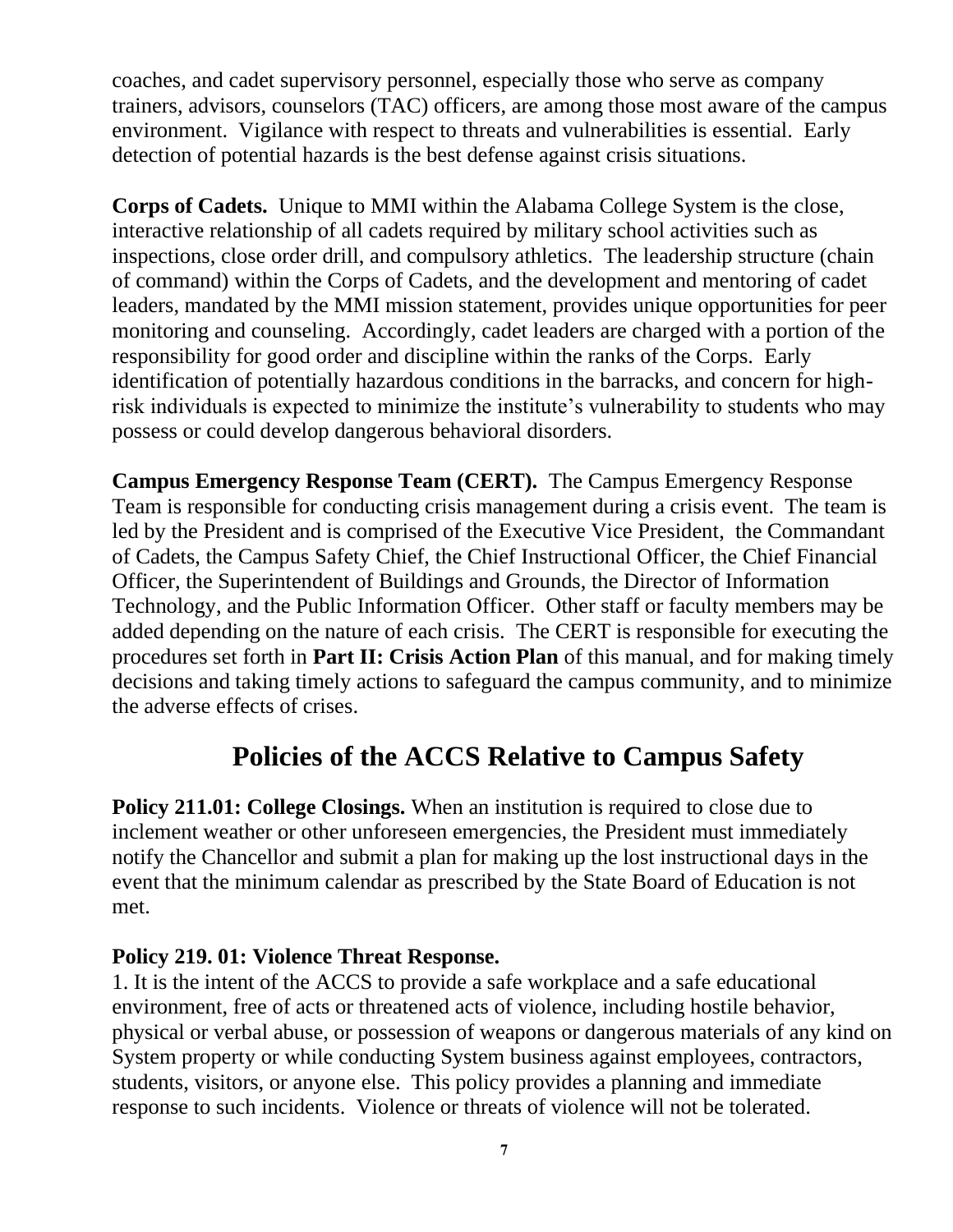coaches, and cadet supervisory personnel, especially those who serve as company trainers, advisors, counselors (TAC) officers, are among those most aware of the campus environment. Vigilance with respect to threats and vulnerabilities is essential. Early detection of potential hazards is the best defense against crisis situations.

**Corps of Cadets.** Unique to MMI within the Alabama College System is the close, interactive relationship of all cadets required by military school activities such as inspections, close order drill, and compulsory athletics. The leadership structure (chain of command) within the Corps of Cadets, and the development and mentoring of cadet leaders, mandated by the MMI mission statement, provides unique opportunities for peer monitoring and counseling. Accordingly, cadet leaders are charged with a portion of the responsibility for good order and discipline within the ranks of the Corps. Early identification of potentially hazardous conditions in the barracks, and concern for high-risk individuals is expected to minimize the institute's vulnerability to students who may possess or could develop dangerous behavioral disorders.

**Campus Emergency Response Team (CERT).** The Campus Emergency Response Team is responsible for conducting crisis management during a crisis event. The team is led by the President and is comprised of the Executive Vice President, the Commandant of Cadets, the Campus Safety Chief, the Chief Instructional Officer, the Chief Financial Officer, the Superintendent of Buildings and Grounds, the Director of Information Technology, and the Public Information Officer. Other staff or faculty members may be added depending on the nature of each crisis. The CERT is responsible for executing the procedures set forth in **Part II: Crisis Action Plan** of this manual, and for making timely decisions and taking timely actions to safeguard the campus community, and to minimize the adverse effects of crises.

## Policies of the ACCS Relative to Campus Safety

**Policy 211.01: College Closings.** When an institution is required to close due to inclement weather or other unforeseen emergencies, the President must immediately notify the Chancellor and submit a plan for making up the lost instructional days in the event that the minimum calendar as prescribed by the State Board of Education is not met.

**Policy 219. 01: Violence Threat Response.**

1. It is the intent of the ACCS to provide a safe workplace and a safe educational environment, free of acts or threatened acts of violence, including hostile behavior, physical or verbal abuse, or possession of weapons or dangerous materials of any kind on System property or while conducting System business against employees, contractors, students, visitors, or anyone else. This policy provides a planning and immediate response to such incidents. Violence or threats of violence will not be tolerated.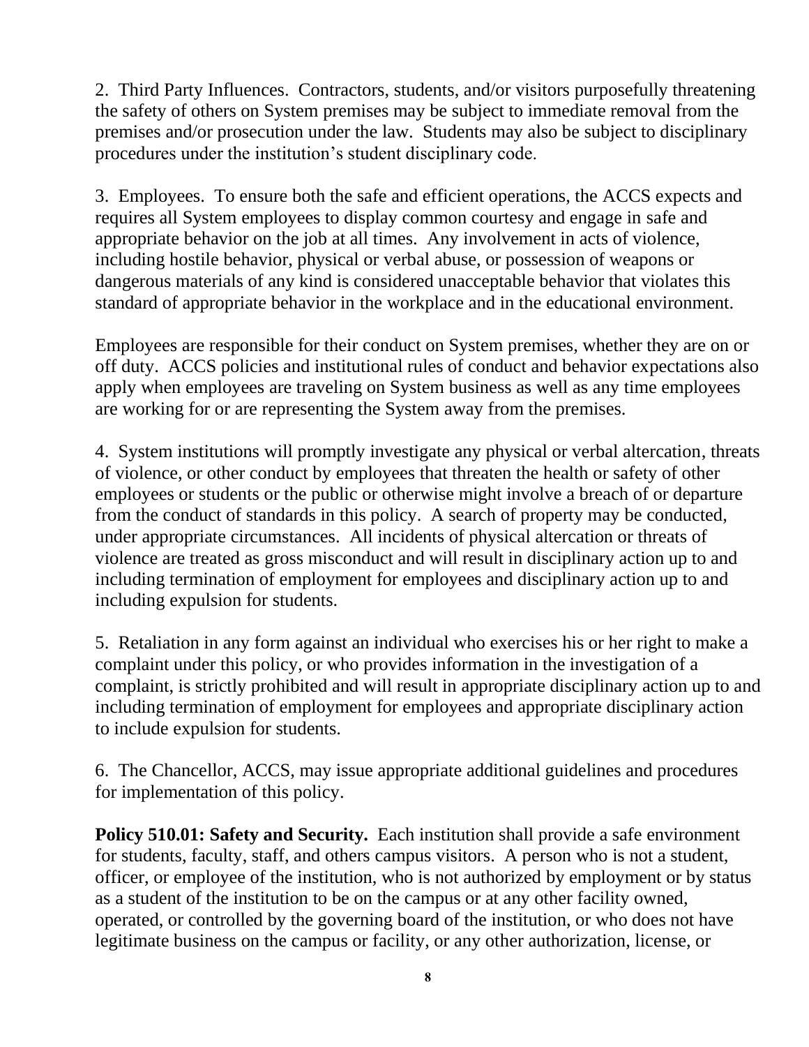2. Third Party Influences. Contractors, students, and/or visitors purposefully threatening the safety of others on System premises may be subject to immediate removal from the premises and/or prosecution under the law. Students may also be subject to disciplinary procedures under the institution's student disciplinary code.

3. Employees. To ensure both the safe and efficient operations, the ACCS expects and requires all System employees to display common courtesy and engage in safe and appropriate behavior on the job at all times. Any involvement in acts of violence, including hostile behavior, physical or verbal abuse, or possession of weapons or dangerous materials of any kind is considered unacceptable behavior that violates this standard of appropriate behavior in the workplace and in the educational environment.

Employees are responsible for their conduct on System premises, whether they are on or off duty. ACCS policies and institutional rules of conduct and behavior expectations also apply when employees are traveling on System business as well as any time employees are working for or are representing the System away from the premises.

4. System institutions will promptly investigate any physical or verbal altercation, threats of violence, or other conduct by employees that threaten the health or safety of other employees or students or the public or otherwise might involve a breach of or departure from the conduct of standards in this policy. A search of property may be conducted, under appropriate circumstances. All incidents of physical altercation or threats of violence are treated as gross misconduct and will result in disciplinary action up to and including termination of employment for employees and disciplinary action up to and including expulsion for students.

5. Retaliation in any form against an individual who exercises his or her right to make a complaint under this policy, or who provides information in the investigation of a complaint, is strictly prohibited and will result in appropriate disciplinary action up to and including termination of employment for employees and appropriate disciplinary action to include expulsion for students.

6. The Chancellor, ACCS, may issue appropriate additional guidelines and procedures for implementation of this policy.

**Policy 510.01: Safety and Security.** Each institution shall provide a safe environment for students, faculty, staff, and others campus visitors. A person who is not a student, officer, or employee of the institution, who is not authorized by employment or by status as a student of the institution to be on the campus or at any other facility owned, operated, or controlled by the governing board of the institution, or who does not have legitimate business on the campus or facility, or any other authorization, license, or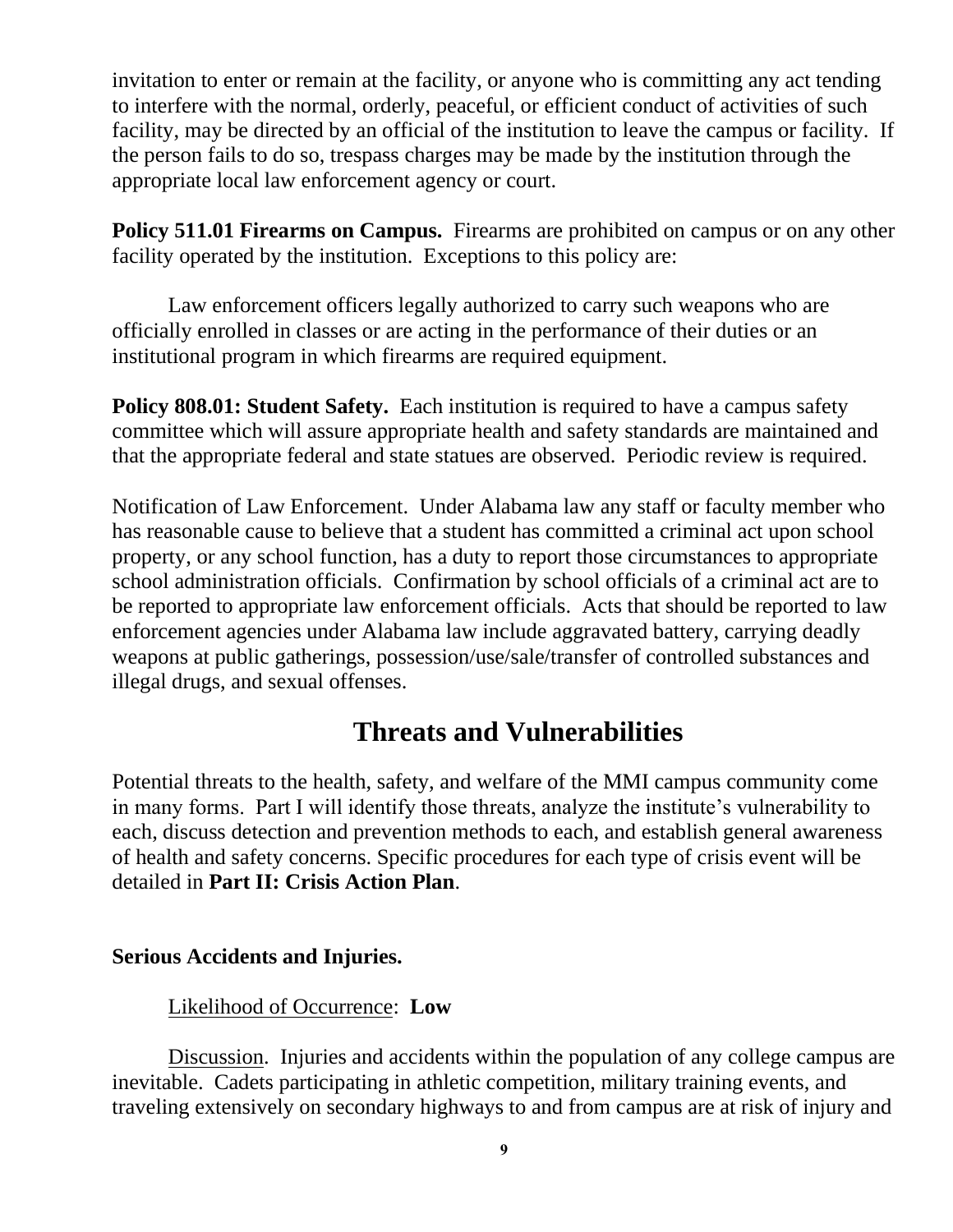invitation to enter or remain at the facility, or anyone who is committing any act tending to interfere with the normal, orderly, peaceful, or efficient conduct of activities of such facility, may be directed by an official of the institution to leave the campus or facility. If the person fails to do so, trespass charges may be made by the institution through the appropriate local law enforcement agency or court.

**Policy 511.01 Firearms on Campus.** Firearms are prohibited on campus or on any other facility operated by the institution. Exceptions to this policy are:

Law enforcement officers legally authorized to carry such weapons who are officially enrolled in classes or are acting in the performance of their duties or an institutional program in which firearms are required equipment.

**Policy 808.01: Student Safety.** Each institution is required to have a campus safety committee which will assure appropriate health and safety standards are maintained and that the appropriate federal and state statues are observed. Periodic review is required.

Notification of Law Enforcement. Under Alabama law any staff or faculty member who has reasonable cause to believe that a student has committed a criminal act upon school property, or any school function, has a duty to report those circumstances to appropriate school administration officials. Confirmation by school officials of a criminal act are to be reported to appropriate law enforcement officials. Acts that should be reported to law enforcement agencies under Alabama law include aggravated battery, carrying deadly weapons at public gatherings, possession/use/sale/transfer of controlled substances and illegal drugs, and sexual offenses.

# Threats and Vulnerabilities

Potential threats to the health, safety, and welfare of the MMI campus community come in many forms. Part I will identify those threats, analyze the institute's vulnerability to each, discuss detection and prevention methods to each, and establish general awareness of health and safety concerns. Specific procedures for each type of crisis event will be detailed in **Part II: Crisis Action Plan**.

**Serious Accidents and Injuries.**

Likelihood of Occurrence: **Low**

Discussion. Injuries and accidents within the population of any college campus are inevitable. Cadets participating in athletic competition, military training events, and traveling extensively on secondary highways to and from campus are at risk of injury and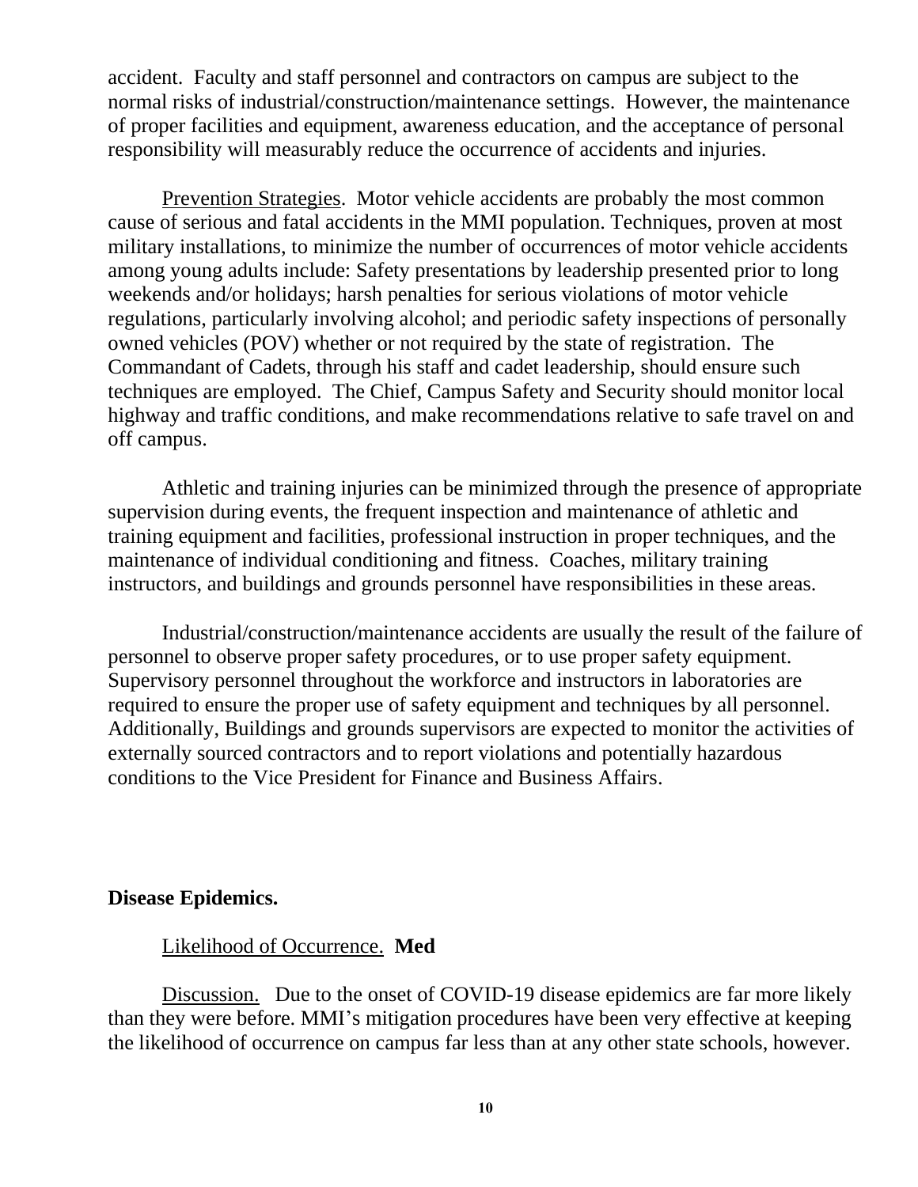accident. Faculty and staff personnel and contractors on campus are subject to the normal risks of industrial/construction/maintenance settings. However, the maintenance of proper facilities and equipment, awareness education, and the acceptance of personal responsibility will measurably reduce the occurrence of accidents and injuries.

Prevention Strategies. Motor vehicle accidents are probably the most common cause of serious and fatal accidents in the MMI population. Techniques, proven at most military installations, to minimize the number of occurrences of motor vehicle accidents among young adults include: Safety presentations by leadership presented prior to long weekends and/or holidays; harsh penalties for serious violations of motor vehicle regulations, particularly involving alcohol; and periodic safety inspections of personally owned vehicles (POV) whether or not required by the state of registration. The Commandant of Cadets, through his staff and cadet leadership, should ensure such techniques are employed. The Chief, Campus Safety and Security should monitor local highway and traffic conditions, and make recommendations relative to safe travel on and off campus.

Athletic and training injuries can be minimized through the presence of appropriate supervision during events, the frequent inspection and maintenance of athletic and training equipment and facilities, professional instruction in proper techniques, and the maintenance of individual conditioning and fitness. Coaches, military training instructors, and buildings and grounds personnel have responsibilities in these areas.

Industrial/construction/maintenance accidents are usually the result of the failure of personnel to observe proper safety procedures, or to use proper safety equipment. Supervisory personnel throughout the workforce and instructors in laboratories are required to ensure the proper use of safety equipment and techniques by all personnel. Additionally, Buildings and grounds supervisors are expected to monitor the activities of externally sourced contractors and to report violations and potentially hazardous conditions to the Vice President for Finance and Business Affairs.

**Disease Epidemics.**

Likelihood of Occurrence. **Med**

Discussion. Due to the onset of COVID-19 disease epidemics are far more likely than they were before. MMI's mitigation procedures have been very effective at keeping the likelihood of occurrence on campus far less than at any other state schools, however.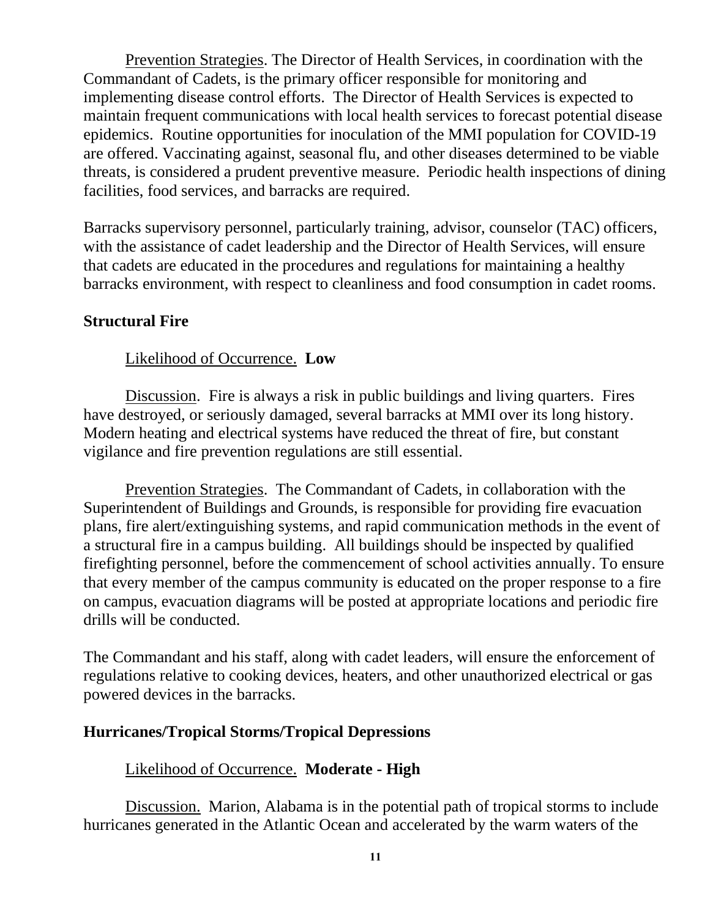Prevention Strategies. The Director of Health Services, in coordination with the Commandant of Cadets, is the primary officer responsible for monitoring and implementing disease control efforts. The Director of Health Services is expected to maintain frequent communications with local health services to forecast potential disease epidemics. Routine opportunities for inoculation of the MMI population for COVID-19 are offered. Vaccinating against, seasonal flu, and other diseases determined to be viable threats, is considered a prudent preventive measure. Periodic health inspections of dining facilities, food services, and barracks are required.

Barracks supervisory personnel, particularly training, advisor, counselor (TAC) officers, with the assistance of cadet leadership and the Director of Health Services, will ensure that cadets are educated in the procedures and regulations for maintaining a healthy barracks environment, with respect to cleanliness and food consumption in cadet rooms.

**Structural Fire**

Likelihood of Occurrence. **Low**

Discussion. Fire is always a risk in public buildings and living quarters. Fires have destroyed, or seriously damaged, several barracks at MMI over its long history. Modern heating and electrical systems have reduced the threat of fire, but constant vigilance and fire prevention regulations are still essential.

Prevention Strategies. The Commandant of Cadets, in collaboration with the Superintendent of Buildings and Grounds, is responsible for providing fire evacuation plans, fire alert/extinguishing systems, and rapid communication methods in the event of a structural fire in a campus building. All buildings should be inspected by qualified firefighting personnel, before the commencement of school activities annually. To ensure that every member of the campus community is educated on the proper response to a fire on campus, evacuation diagrams will be posted at appropriate locations and periodic fire drills will be conducted.

The Commandant and his staff, along with cadet leaders, will ensure the enforcement of regulations relative to cooking devices, heaters, and other unauthorized electrical or gas powered devices in the barracks.

**Hurricanes/Tropical Storms/Tropical Depressions**

Likelihood of Occurrence. **Moderate - High**

Discussion. Marion, Alabama is in the potential path of tropical storms to include hurricanes generated in the Atlantic Ocean and accelerated by the warm waters of the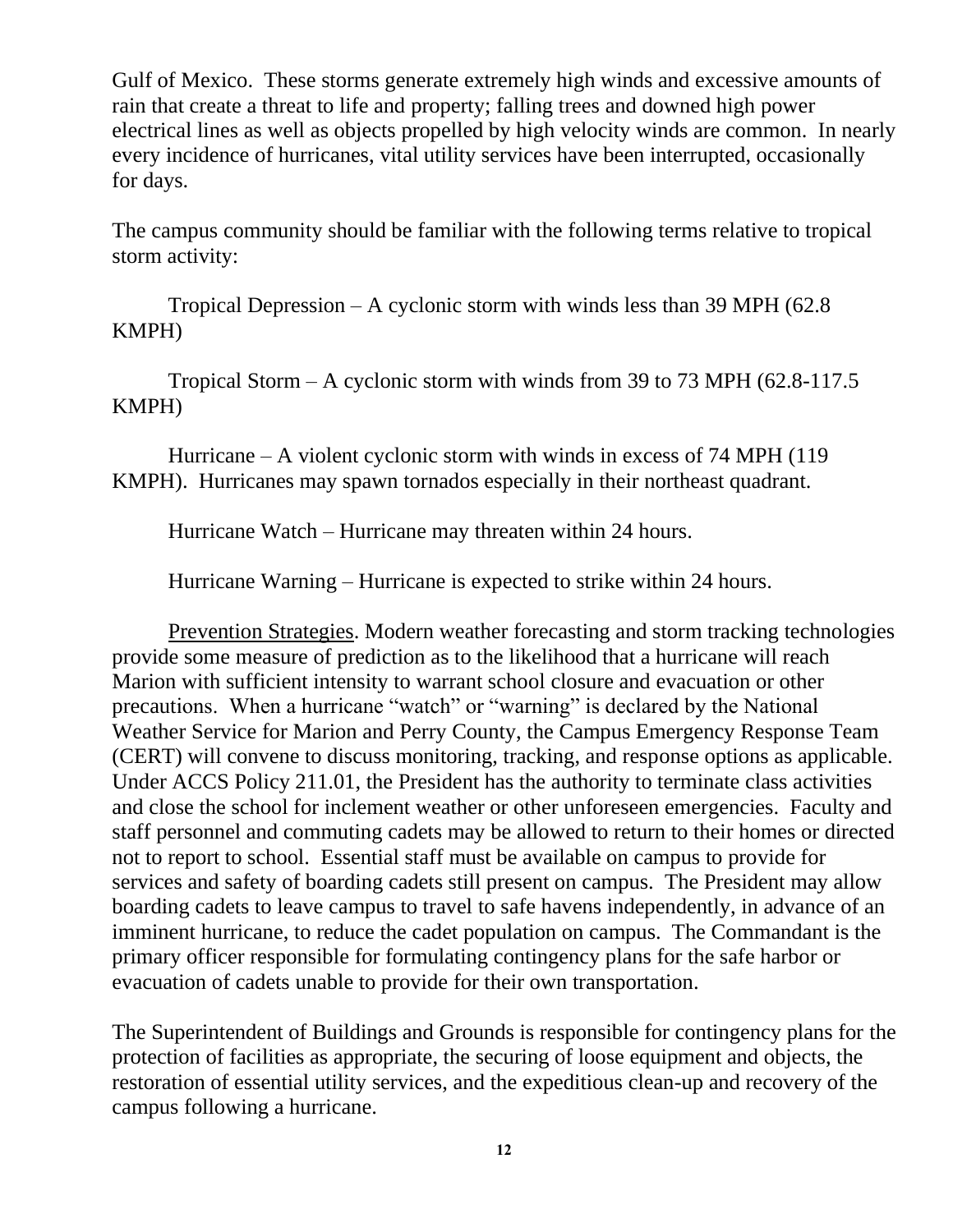Gulf of Mexico. These storms generate extremely high winds and excessive amounts of rain that create a threat to life and property; falling trees and downed high power electrical lines as well as objects propelled by high velocity winds are common. In nearly every incidence of hurricanes, vital utility services have been interrupted, occasionally for days.

The campus community should be familiar with the following terms relative to tropical storm activity:

Tropical Depression – A cyclonic storm with winds less than 39 MPH (62.8 KMPH)

Tropical Storm – A cyclonic storm with winds from 39 to 73 MPH (62.8-117.5 KMPH)

Hurricane – A violent cyclonic storm with winds in excess of 74 MPH (119 KMPH). Hurricanes may spawn tornados especially in their northeast quadrant.

Hurricane Watch – Hurricane may threaten within 24 hours.

Hurricane Warning – Hurricane is expected to strike within 24 hours.

<u>Prevention Strategies</u>. Modern weather forecasting and storm tracking technologies provide some measure of prediction as to the likelihood that a hurricane will reach Marion with sufficient intensity to warrant school closure and evacuation or other precautions. When a hurricane "watch" or "warning" is declared by the National Weather Service for Marion and Perry County, the Campus Emergency Response Team (CERT) will convene to discuss monitoring, tracking, and response options as applicable. Under ACCS Policy 211.01, the President has the authority to terminate class activities and close the school for inclement weather or other unforeseen emergencies. Faculty and staff personnel and commuting cadets may be allowed to return to their homes or directed not to report to school. Essential staff must be available on campus to provide for services and safety of boarding cadets still present on campus. The President may allow boarding cadets to leave campus to travel to safe havens independently, in advance of an imminent hurricane, to reduce the cadet population on campus. The Commandant is the primary officer responsible for formulating contingency plans for the safe harbor or evacuation of cadets unable to provide for their own transportation.

The Superintendent of Buildings and Grounds is responsible for contingency plans for the protection of facilities as appropriate, the securing of loose equipment and objects, the restoration of essential utility services, and the expeditious clean-up and recovery of the campus following a hurricane.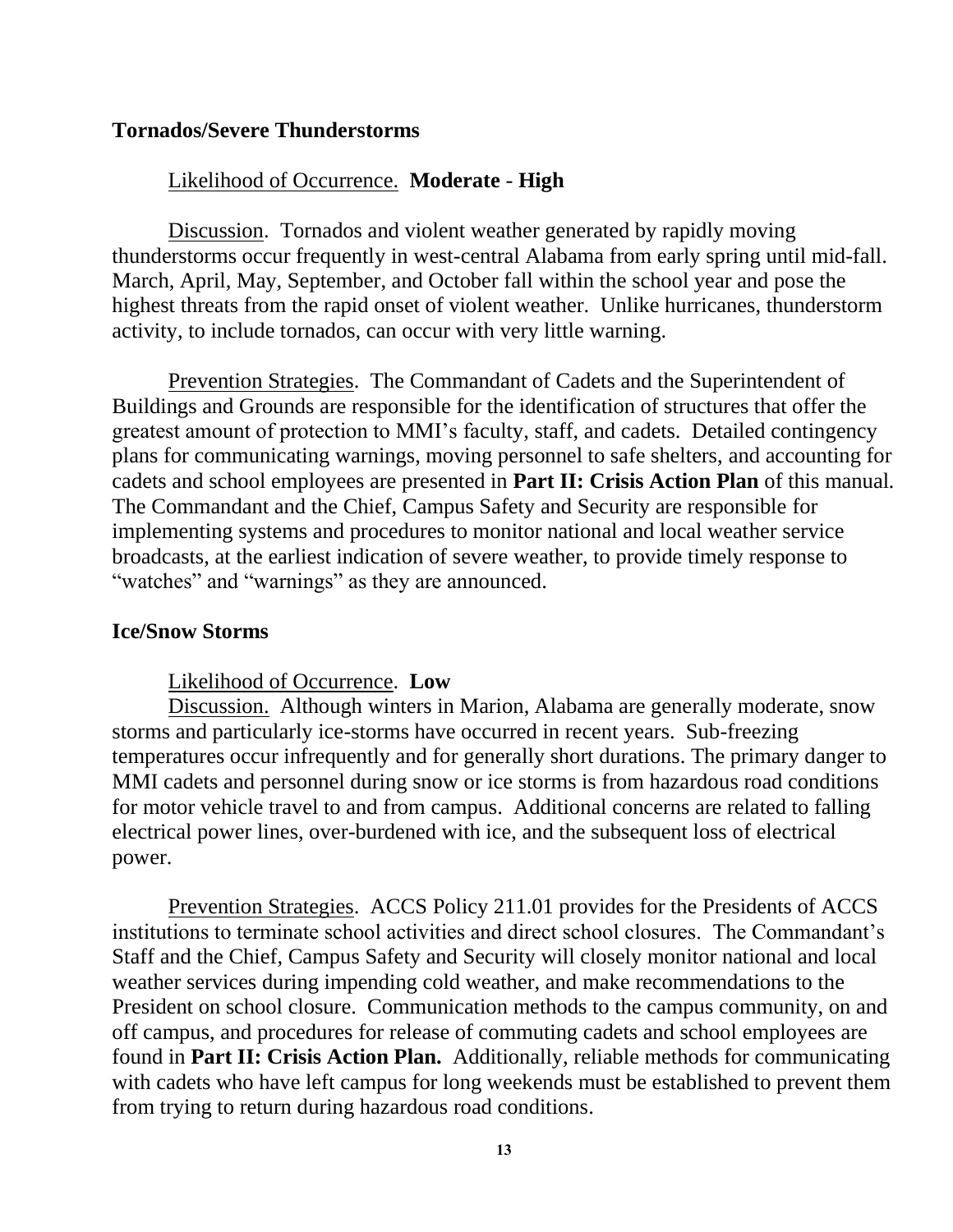**Tornados/Severe Thunderstorms**

Likelihood of Occurrence. **Moderate - High**

Discussion. Tornados and violent weather generated by rapidly moving thunderstorms occur frequently in west-central Alabama from early spring until mid-fall. March, April, May, September, and October fall within the school year and pose the highest threats from the rapid onset of violent weather. Unlike hurricanes, thunderstorm activity, to include tornados, can occur with very little warning.

Prevention Strategies. The Commandant of Cadets and the Superintendent of Buildings and Grounds are responsible for the identification of structures that offer the greatest amount of protection to MMI's faculty, staff, and cadets. Detailed contingency plans for communicating warnings, moving personnel to safe shelters, and accounting for cadets and school employees are presented in **Part II: Crisis Action Plan** of this manual. The Commandant and the Chief, Campus Safety and Security are responsible for implementing systems and procedures to monitor national and local weather service broadcasts, at the earliest indication of severe weather, to provide timely response to "watches" and "warnings" as they are announced.

**Ice/Snow Storms**

Likelihood of Occurrence. **Low**

Discussion. Although winters in Marion, Alabama are generally moderate, snow storms and particularly ice-storms have occurred in recent years. Sub-freezing temperatures occur infrequently and for generally short durations. The primary danger to MMI cadets and personnel during snow or ice storms is from hazardous road conditions for motor vehicle travel to and from campus. Additional concerns are related to falling electrical power lines, over-burdened with ice, and the subsequent loss of electrical power.

Prevention Strategies. ACCS Policy 211.01 provides for the Presidents of ACCS institutions to terminate school activities and direct school closures. The Commandant's Staff and the Chief, Campus Safety and Security will closely monitor national and local weather services during impending cold weather, and make recommendations to the President on school closure. Communication methods to the campus community, on and off campus, and procedures for release of commuting cadets and school employees are found in **Part II: Crisis Action Plan.** Additionally, reliable methods for communicating with cadets who have left campus for long weekends must be established to prevent them from trying to return during hazardous road conditions.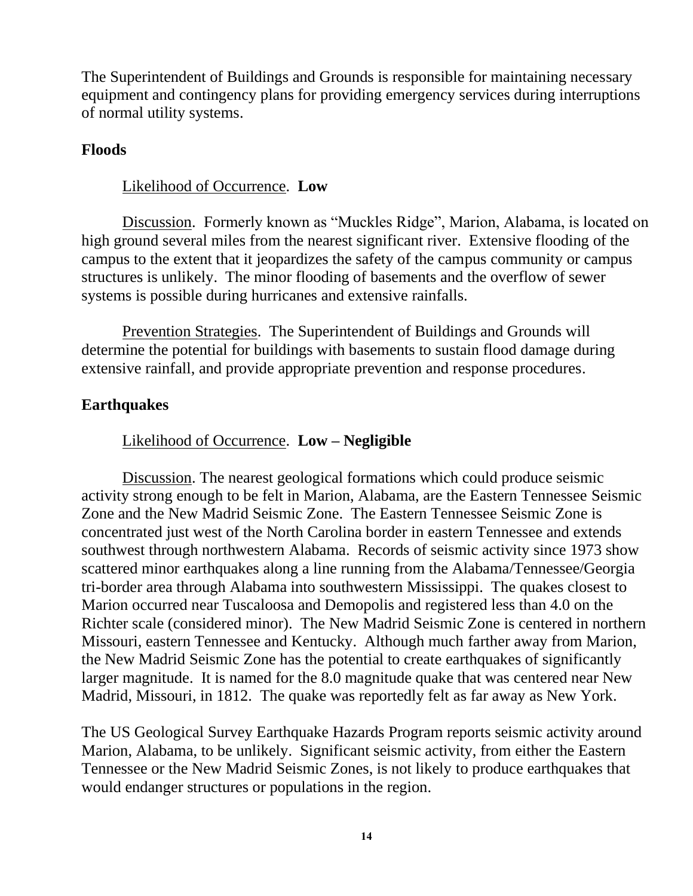The Superintendent of Buildings and Grounds is responsible for maintaining necessary equipment and contingency plans for providing emergency services during interruptions of normal utility systems.

### Floods

Likelihood of Occurrence. **Low**

Discussion. Formerly known as "Muckles Ridge", Marion, Alabama, is located on high ground several miles from the nearest significant river. Extensive flooding of the campus to the extent that it jeopardizes the safety of the campus community or campus structures is unlikely. The minor flooding of basements and the overflow of sewer systems is possible during hurricanes and extensive rainfalls.

Prevention Strategies. The Superintendent of Buildings and Grounds will determine the potential for buildings with basements to sustain flood damage during extensive rainfall, and provide appropriate prevention and response procedures.

### Earthquakes

Likelihood of Occurrence. **Low – Negligible**

Discussion. The nearest geological formations which could produce seismic activity strong enough to be felt in Marion, Alabama, are the Eastern Tennessee Seismic Zone and the New Madrid Seismic Zone. The Eastern Tennessee Seismic Zone is concentrated just west of the North Carolina border in eastern Tennessee and extends southwest through northwestern Alabama. Records of seismic activity since 1973 show scattered minor earthquakes along a line running from the Alabama/Tennessee/Georgia tri-border area through Alabama into southwestern Mississippi. The quakes closest to Marion occurred near Tuscaloosa and Demopolis and registered less than 4.0 on the Richter scale (considered minor). The New Madrid Seismic Zone is centered in northern Missouri, eastern Tennessee and Kentucky. Although much farther away from Marion, the New Madrid Seismic Zone has the potential to create earthquakes of significantly larger magnitude. It is named for the 8.0 magnitude quake that was centered near New Madrid, Missouri, in 1812. The quake was reportedly felt as far away as New York.

The US Geological Survey Earthquake Hazards Program reports seismic activity around Marion, Alabama, to be unlikely. Significant seismic activity, from either the Eastern Tennessee or the New Madrid Seismic Zones, is not likely to produce earthquakes that would endanger structures or populations in the region.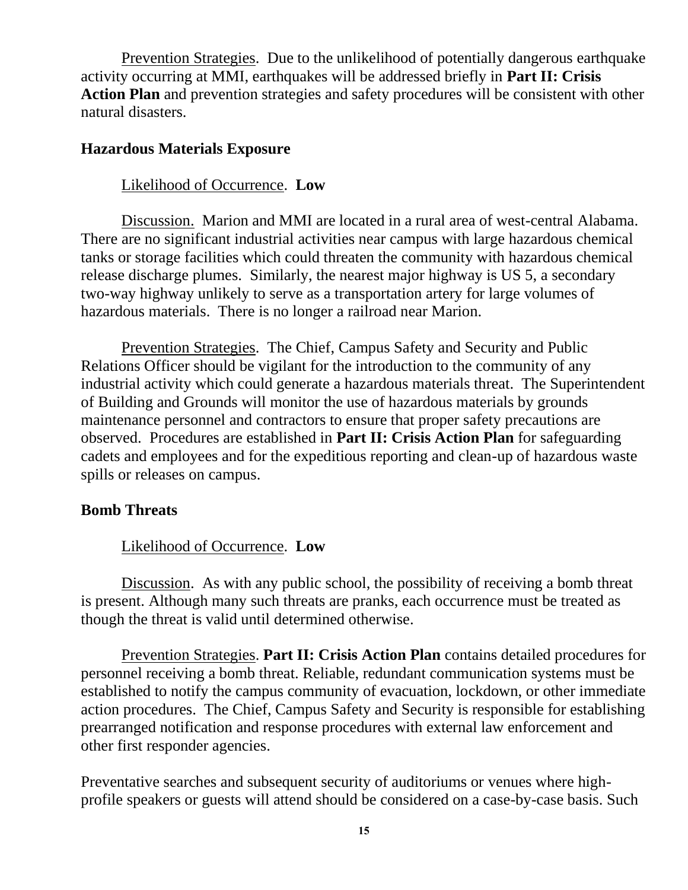Prevention Strategies. Due to the unlikelihood of potentially dangerous earthquake activity occurring at MMI, earthquakes will be addressed briefly in **Part II: Crisis Action Plan** and prevention strategies and safety procedures will be consistent with other natural disasters.

## Hazardous Materials Exposure

Likelihood of Occurrence. **Low**

Discussion. Marion and MMI are located in a rural area of west-central Alabama. There are no significant industrial activities near campus with large hazardous chemical tanks or storage facilities which could threaten the community with hazardous chemical release discharge plumes. Similarly, the nearest major highway is US 5, a secondary two-way highway unlikely to serve as a transportation artery for large volumes of hazardous materials. There is no longer a railroad near Marion.

Prevention Strategies. The Chief, Campus Safety and Security and Public Relations Officer should be vigilant for the introduction to the community of any industrial activity which could generate a hazardous materials threat. The Superintendent of Building and Grounds will monitor the use of hazardous materials by grounds maintenance personnel and contractors to ensure that proper safety precautions are observed. Procedures are established in **Part II: Crisis Action Plan** for safeguarding cadets and employees and for the expeditious reporting and clean-up of hazardous waste spills or releases on campus.

## Bomb Threats

Likelihood of Occurrence. **Low**

Discussion. As with any public school, the possibility of receiving a bomb threat is present. Although many such threats are pranks, each occurrence must be treated as though the threat is valid until determined otherwise.

Prevention Strategies. **Part II: Crisis Action Plan** contains detailed procedures for personnel receiving a bomb threat. Reliable, redundant communication systems must be established to notify the campus community of evacuation, lockdown, or other immediate action procedures. The Chief, Campus Safety and Security is responsible for establishing prearranged notification and response procedures with external law enforcement and other first responder agencies.

Preventative searches and subsequent security of auditoriums or venues where high-profile speakers or guests will attend should be considered on a case-by-case basis. Such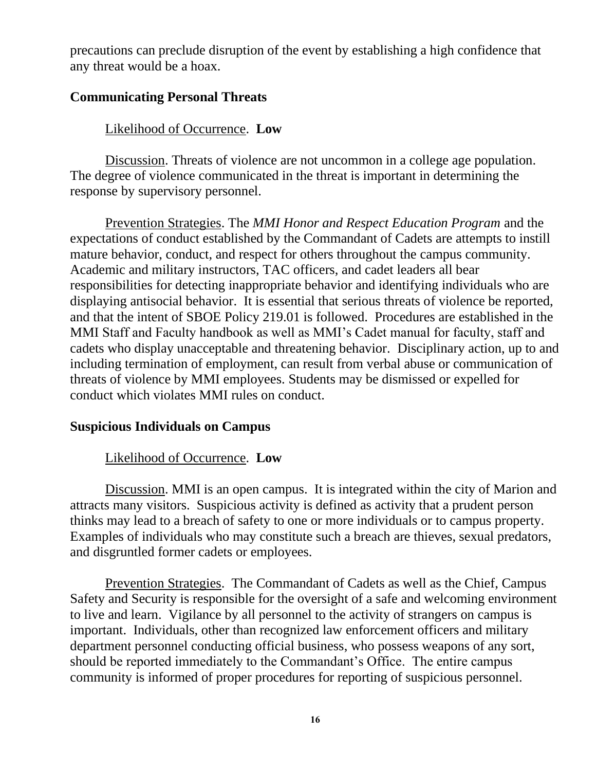precautions can preclude disruption of the event by establishing a high confidence that any threat would be a hoax.

### Communicating Personal Threats

Likelihood of Occurrence. **Low**

Discussion. Threats of violence are not uncommon in a college age population. The degree of violence communicated in the threat is important in determining the response by supervisory personnel.

Prevention Strategies. The *MMI Honor and Respect Education Program* and the expectations of conduct established by the Commandant of Cadets are attempts to instill mature behavior, conduct, and respect for others throughout the campus community. Academic and military instructors, TAC officers, and cadet leaders all bear responsibilities for detecting inappropriate behavior and identifying individuals who are displaying antisocial behavior. It is essential that serious threats of violence be reported, and that the intent of SBOE Policy 219.01 is followed. Procedures are established in the MMI Staff and Faculty handbook as well as MMI's Cadet manual for faculty, staff and cadets who display unacceptable and threatening behavior. Disciplinary action, up to and including termination of employment, can result from verbal abuse or communication of threats of violence by MMI employees. Students may be dismissed or expelled for conduct which violates MMI rules on conduct.

### Suspicious Individuals on Campus

Likelihood of Occurrence. **Low**

Discussion. MMI is an open campus. It is integrated within the city of Marion and attracts many visitors. Suspicious activity is defined as activity that a prudent person thinks may lead to a breach of safety to one or more individuals or to campus property. Examples of individuals who may constitute such a breach are thieves, sexual predators, and disgruntled former cadets or employees.

Prevention Strategies. The Commandant of Cadets as well as the Chief, Campus Safety and Security is responsible for the oversight of a safe and welcoming environment to live and learn. Vigilance by all personnel to the activity of strangers on campus is important. Individuals, other than recognized law enforcement officers and military department personnel conducting official business, who possess weapons of any sort, should be reported immediately to the Commandant's Office. The entire campus community is informed of proper procedures for reporting of suspicious personnel.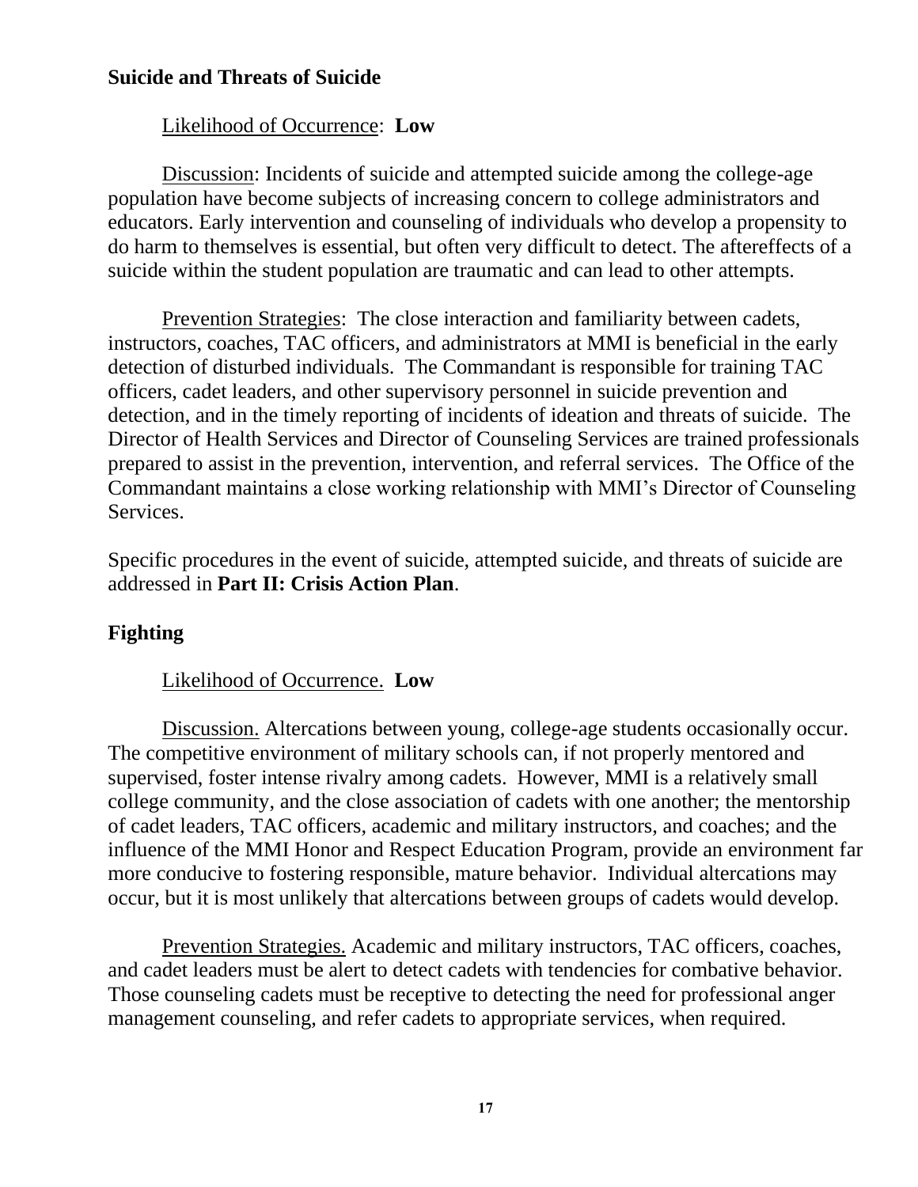## Suicide and Threats of Suicide

Likelihood of Occurrence: **Low**

Discussion: Incidents of suicide and attempted suicide among the college-age population have become subjects of increasing concern to college administrators and educators. Early intervention and counseling of individuals who develop a propensity to do harm to themselves is essential, but often very difficult to detect. The aftereffects of a suicide within the student population are traumatic and can lead to other attempts.

Prevention Strategies: The close interaction and familiarity between cadets, instructors, coaches, TAC officers, and administrators at MMI is beneficial in the early detection of disturbed individuals. The Commandant is responsible for training TAC officers, cadet leaders, and other supervisory personnel in suicide prevention and detection, and in the timely reporting of incidents of ideation and threats of suicide. The Director of Health Services and Director of Counseling Services are trained professionals prepared to assist in the prevention, intervention, and referral services. The Office of the Commandant maintains a close working relationship with MMI's Director of Counseling Services.

Specific procedures in the event of suicide, attempted suicide, and threats of suicide are addressed in **Part II: Crisis Action Plan**.

## Fighting

Likelihood of Occurrence. **Low**

Discussion. Altercations between young, college-age students occasionally occur. The competitive environment of military schools can, if not properly mentored and supervised, foster intense rivalry among cadets. However, MMI is a relatively small college community, and the close association of cadets with one another; the mentorship of cadet leaders, TAC officers, academic and military instructors, and coaches; and the influence of the MMI Honor and Respect Education Program, provide an environment far more conducive to fostering responsible, mature behavior. Individual altercations may occur, but it is most unlikely that altercations between groups of cadets would develop.

Prevention Strategies. Academic and military instructors, TAC officers, coaches, and cadet leaders must be alert to detect cadets with tendencies for combative behavior. Those counseling cadets must be receptive to detecting the need for professional anger management counseling, and refer cadets to appropriate services, when required.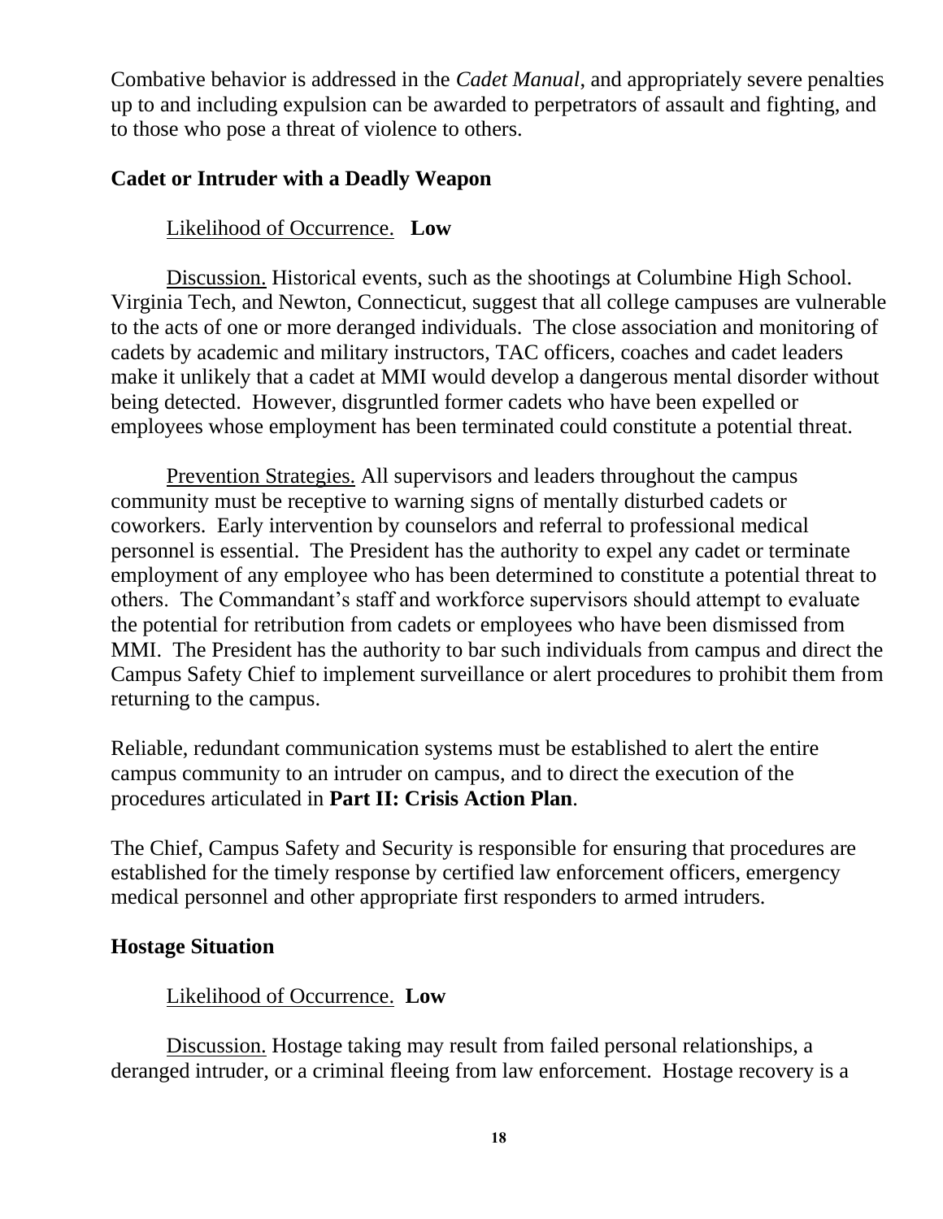Combative behavior is addressed in the *Cadet Manual*, and appropriately severe penalties up to and including expulsion can be awarded to perpetrators of assault and fighting, and to those who pose a threat of violence to others.

**Cadet or Intruder with a Deadly Weapon**

Likelihood of Occurrence. **Low**

Discussion. Historical events, such as the shootings at Columbine High School. Virginia Tech, and Newton, Connecticut, suggest that all college campuses are vulnerable to the acts of one or more deranged individuals. The close association and monitoring of cadets by academic and military instructors, TAC officers, coaches and cadet leaders make it unlikely that a cadet at MMI would develop a dangerous mental disorder without being detected. However, disgruntled former cadets who have been expelled or employees whose employment has been terminated could constitute a potential threat.

Prevention Strategies. All supervisors and leaders throughout the campus community must be receptive to warning signs of mentally disturbed cadets or coworkers. Early intervention by counselors and referral to professional medical personnel is essential. The President has the authority to expel any cadet or terminate employment of any employee who has been determined to constitute a potential threat to others. The Commandant's staff and workforce supervisors should attempt to evaluate the potential for retribution from cadets or employees who have been dismissed from MMI. The President has the authority to bar such individuals from campus and direct the Campus Safety Chief to implement surveillance or alert procedures to prohibit them from returning to the campus.

Reliable, redundant communication systems must be established to alert the entire campus community to an intruder on campus, and to direct the execution of the procedures articulated in **Part II: Crisis Action Plan**.

The Chief, Campus Safety and Security is responsible for ensuring that procedures are established for the timely response by certified law enforcement officers, emergency medical personnel and other appropriate first responders to armed intruders.

**Hostage Situation**

Likelihood of Occurrence. **Low**

Discussion. Hostage taking may result from failed personal relationships, a deranged intruder, or a criminal fleeing from law enforcement. Hostage recovery is a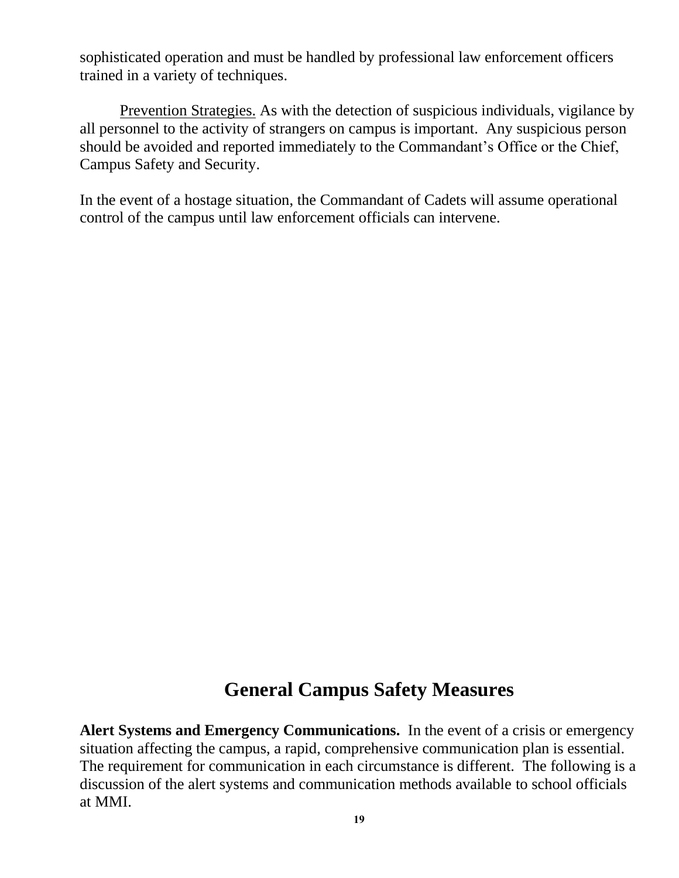sophisticated operation and must be handled by professional law enforcement officers trained in a variety of techniques.

Prevention Strategies. As with the detection of suspicious individuals, vigilance by all personnel to the activity of strangers on campus is important. Any suspicious person should be avoided and reported immediately to the Commandant's Office or the Chief, Campus Safety and Security.

In the event of a hostage situation, the Commandant of Cadets will assume operational control of the campus until law enforcement officials can intervene.

# General Campus Safety Measures

**Alert Systems and Emergency Communications.** In the event of a crisis or emergency situation affecting the campus, a rapid, comprehensive communication plan is essential. The requirement for communication in each circumstance is different. The following is a discussion of the alert systems and communication methods available to school officials at MMI.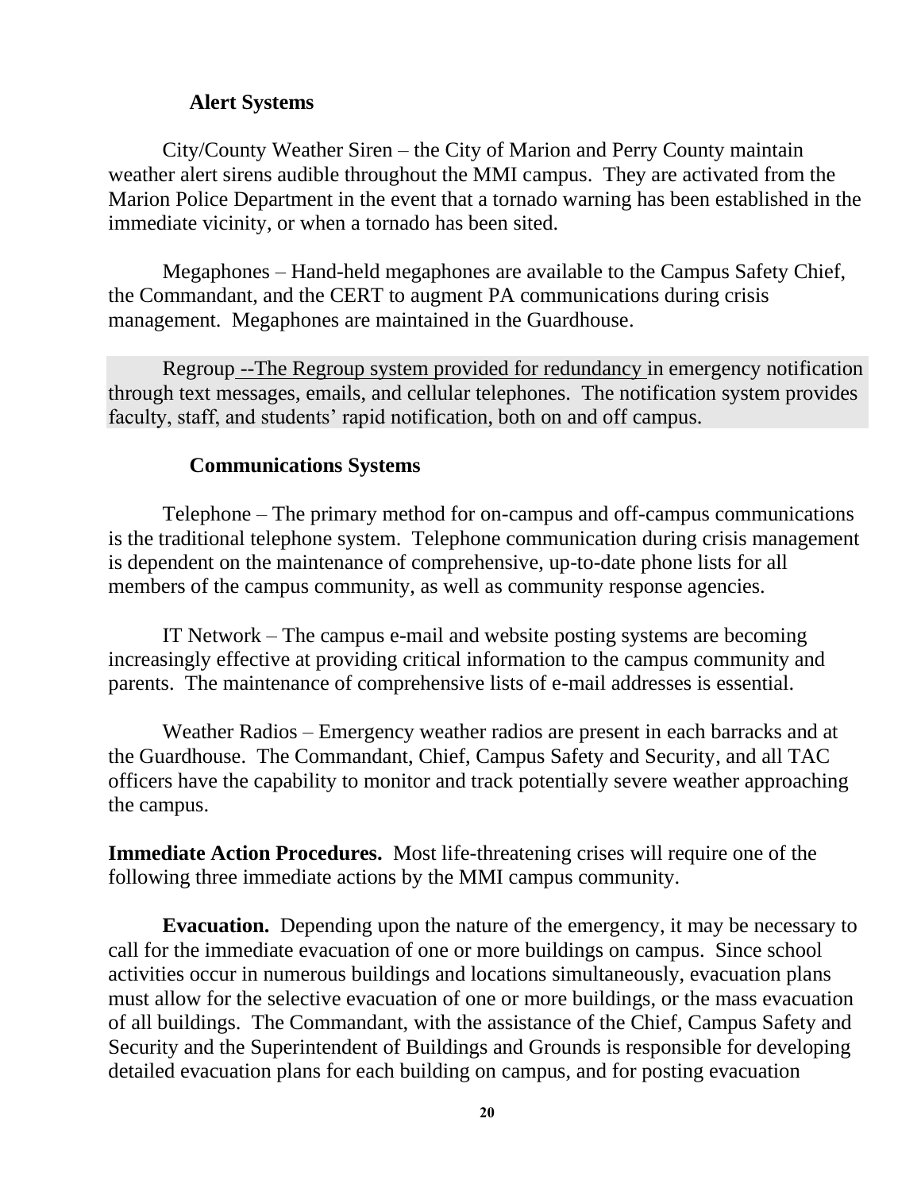**Alert Systems**

City/County Weather Siren – the City of Marion and Perry County maintain weather alert sirens audible throughout the MMI campus. They are activated from the Marion Police Department in the event that a tornado warning has been established in the immediate vicinity, or when a tornado has been sited.

Megaphones – Hand-held megaphones are available to the Campus Safety Chief, the Commandant, and the CERT to augment PA communications during crisis management. Megaphones are maintained in the Guardhouse.

Regroup --The Regroup system provided for redundancy in emergency notification through text messages, emails, and cellular telephones. The notification system provides faculty, staff, and students' rapid notification, both on and off campus.

**Communications Systems**

Telephone – The primary method for on-campus and off-campus communications is the traditional telephone system. Telephone communication during crisis management is dependent on the maintenance of comprehensive, up-to-date phone lists for all members of the campus community, as well as community response agencies.

IT Network – The campus e-mail and website posting systems are becoming increasingly effective at providing critical information to the campus community and parents. The maintenance of comprehensive lists of e-mail addresses is essential.

Weather Radios – Emergency weather radios are present in each barracks and at the Guardhouse. The Commandant, Chief, Campus Safety and Security, and all TAC officers have the capability to monitor and track potentially severe weather approaching the campus.

**Immediate Action Procedures.** Most life-threatening crises will require one of the following three immediate actions by the MMI campus community.

**Evacuation.** Depending upon the nature of the emergency, it may be necessary to call for the immediate evacuation of one or more buildings on campus. Since school activities occur in numerous buildings and locations simultaneously, evacuation plans must allow for the selective evacuation of one or more buildings, or the mass evacuation of all buildings. The Commandant, with the assistance of the Chief, Campus Safety and Security and the Superintendent of Buildings and Grounds is responsible for developing detailed evacuation plans for each building on campus, and for posting evacuation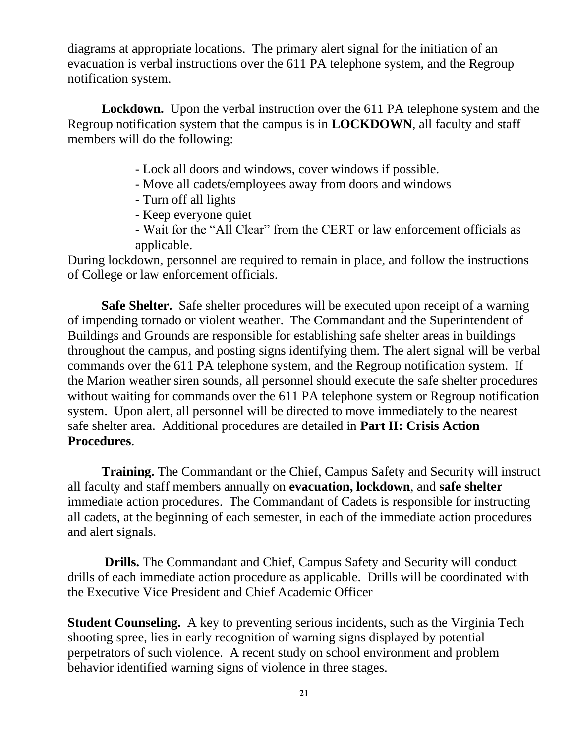diagrams at appropriate locations. The primary alert signal for the initiation of an evacuation is verbal instructions over the 611 PA telephone system, and the Regroup notification system.

**Lockdown.** Upon the verbal instruction over the 611 PA telephone system and the Regroup notification system that the campus is in **LOCKDOWN**, all faculty and staff members will do the following:

- Lock all doors and windows, cover windows if possible.
- Move all cadets/employees away from doors and windows
- Turn off all lights
- Keep everyone quiet
- Wait for the "All Clear" from the CERT or law enforcement officials as applicable.

During lockdown, personnel are required to remain in place, and follow the instructions of College or law enforcement officials.

**Safe Shelter.** Safe shelter procedures will be executed upon receipt of a warning of impending tornado or violent weather. The Commandant and the Superintendent of Buildings and Grounds are responsible for establishing safe shelter areas in buildings throughout the campus, and posting signs identifying them. The alert signal will be verbal commands over the 611 PA telephone system, and the Regroup notification system. If the Marion weather siren sounds, all personnel should execute the safe shelter procedures without waiting for commands over the 611 PA telephone system or Regroup notification system. Upon alert, all personnel will be directed to move immediately to the nearest safe shelter area. Additional procedures are detailed in **Part II: Crisis Action Procedures**.

**Training.** The Commandant or the Chief, Campus Safety and Security will instruct all faculty and staff members annually on **evacuation, lockdown**, and **safe shelter** immediate action procedures. The Commandant of Cadets is responsible for instructing all cadets, at the beginning of each semester, in each of the immediate action procedures and alert signals.

**Drills.** The Commandant and Chief, Campus Safety and Security will conduct drills of each immediate action procedure as applicable. Drills will be coordinated with the Executive Vice President and Chief Academic Officer

**Student Counseling.** A key to preventing serious incidents, such as the Virginia Tech shooting spree, lies in early recognition of warning signs displayed by potential perpetrators of such violence. A recent study on school environment and problem behavior identified warning signs of violence in three stages.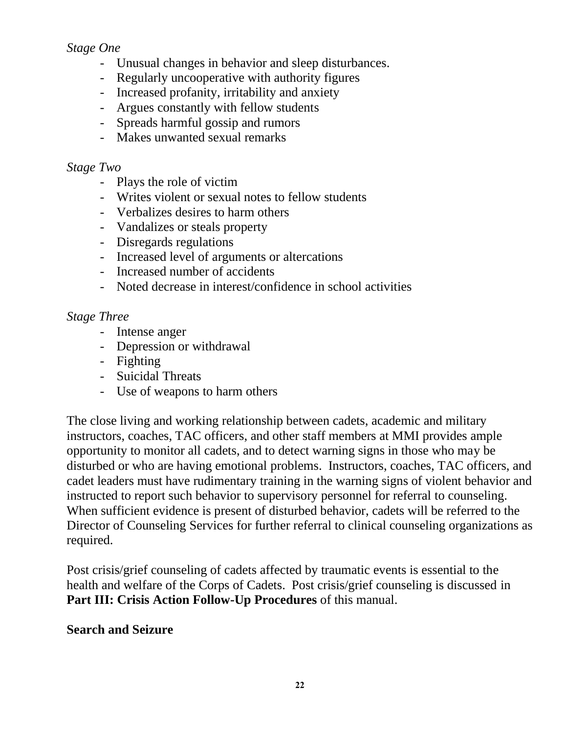*Stage One*

- Unusual changes in behavior and sleep disturbances.
- Regularly uncooperative with authority figures
- Increased profanity, irritability and anxiety
- Argues constantly with fellow students
- Spreads harmful gossip and rumors
- Makes unwanted sexual remarks

*Stage Two*

- Plays the role of victim
- Writes violent or sexual notes to fellow students
- Verbalizes desires to harm others
- Vandalizes or steals property
- Disregards regulations
- Increased level of arguments or altercations
- Increased number of accidents
- Noted decrease in interest/confidence in school activities

*Stage Three*

- Intense anger
- Depression or withdrawal
- Fighting
- Suicidal Threats
- Use of weapons to harm others

The close living and working relationship between cadets, academic and military instructors, coaches, TAC officers, and other staff members at MMI provides ample opportunity to monitor all cadets, and to detect warning signs in those who may be disturbed or who are having emotional problems. Instructors, coaches, TAC officers, and cadet leaders must have rudimentary training in the warning signs of violent behavior and instructed to report such behavior to supervisory personnel for referral to counseling. When sufficient evidence is present of disturbed behavior, cadets will be referred to the Director of Counseling Services for further referral to clinical counseling organizations as required.

Post crisis/grief counseling of cadets affected by traumatic events is essential to the health and welfare of the Corps of Cadets. Post crisis/grief counseling is discussed in **Part III: Crisis Action Follow-Up Procedures** of this manual.

**Search and Seizure**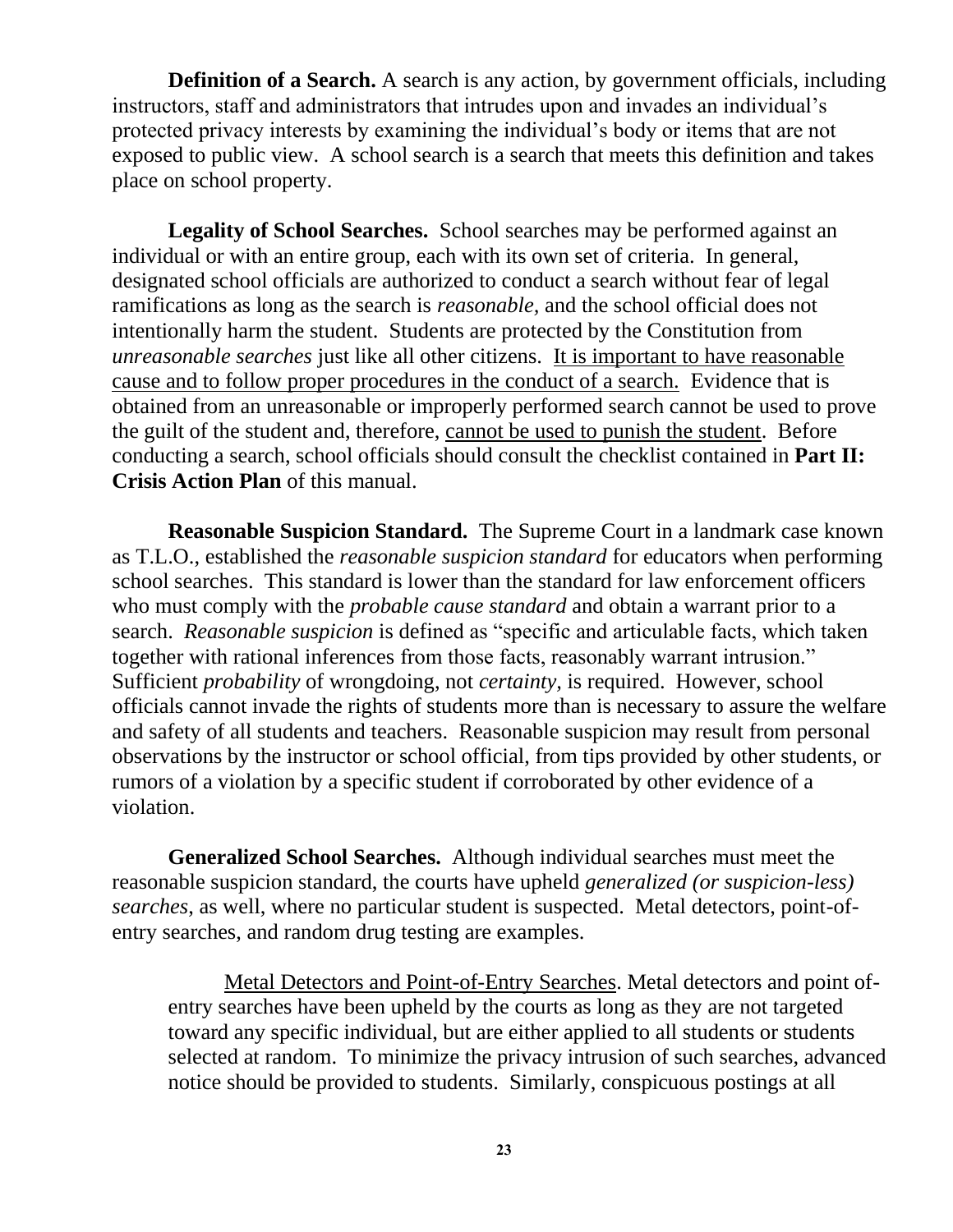**Definition of a Search.** A search is any action, by government officials, including instructors, staff and administrators that intrudes upon and invades an individual's protected privacy interests by examining the individual's body or items that are not exposed to public view. A school search is a search that meets this definition and takes place on school property.

**Legality of School Searches.** School searches may be performed against an individual or with an entire group, each with its own set of criteria. In general, designated school officials are authorized to conduct a search without fear of legal ramifications as long as the search is *reasonable,* and the school official does not intentionally harm the student. Students are protected by the Constitution from *unreasonable searches* just like all other citizens. <u>It is important to have reasonable cause and to follow proper procedures in the conduct of a search.</u> Evidence that is obtained from an unreasonable or improperly performed search cannot be used to prove the guilt of the student and, therefore, <u>cannot be used to punish the student</u>. Before conducting a search, school officials should consult the checklist contained in **Part II: Crisis Action Plan** of this manual.

**Reasonable Suspicion Standard.** The Supreme Court in a landmark case known as T.L.O., established the *reasonable suspicion standard* for educators when performing school searches. This standard is lower than the standard for law enforcement officers who must comply with the *probable cause standard* and obtain a warrant prior to a search. *Reasonable suspicion* is defined as "specific and articulable facts, which taken together with rational inferences from those facts, reasonably warrant intrusion." Sufficient *probability* of wrongdoing, not *certainty,* is required. However, school officials cannot invade the rights of students more than is necessary to assure the welfare and safety of all students and teachers. Reasonable suspicion may result from personal observations by the instructor or school official, from tips provided by other students, or rumors of a violation by a specific student if corroborated by other evidence of a violation.

**Generalized School Searches.** Although individual searches must meet the reasonable suspicion standard, the courts have upheld *generalized (or suspicion-less) searches*, as well, where no particular student is suspected. Metal detectors, point-of-entry searches, and random drug testing are examples.

<u>Metal Detectors and Point-of-Entry Searches</u>. Metal detectors and point of-entry searches have been upheld by the courts as long as they are not targeted toward any specific individual, but are either applied to all students or students selected at random. To minimize the privacy intrusion of such searches, advanced notice should be provided to students. Similarly, conspicuous postings at all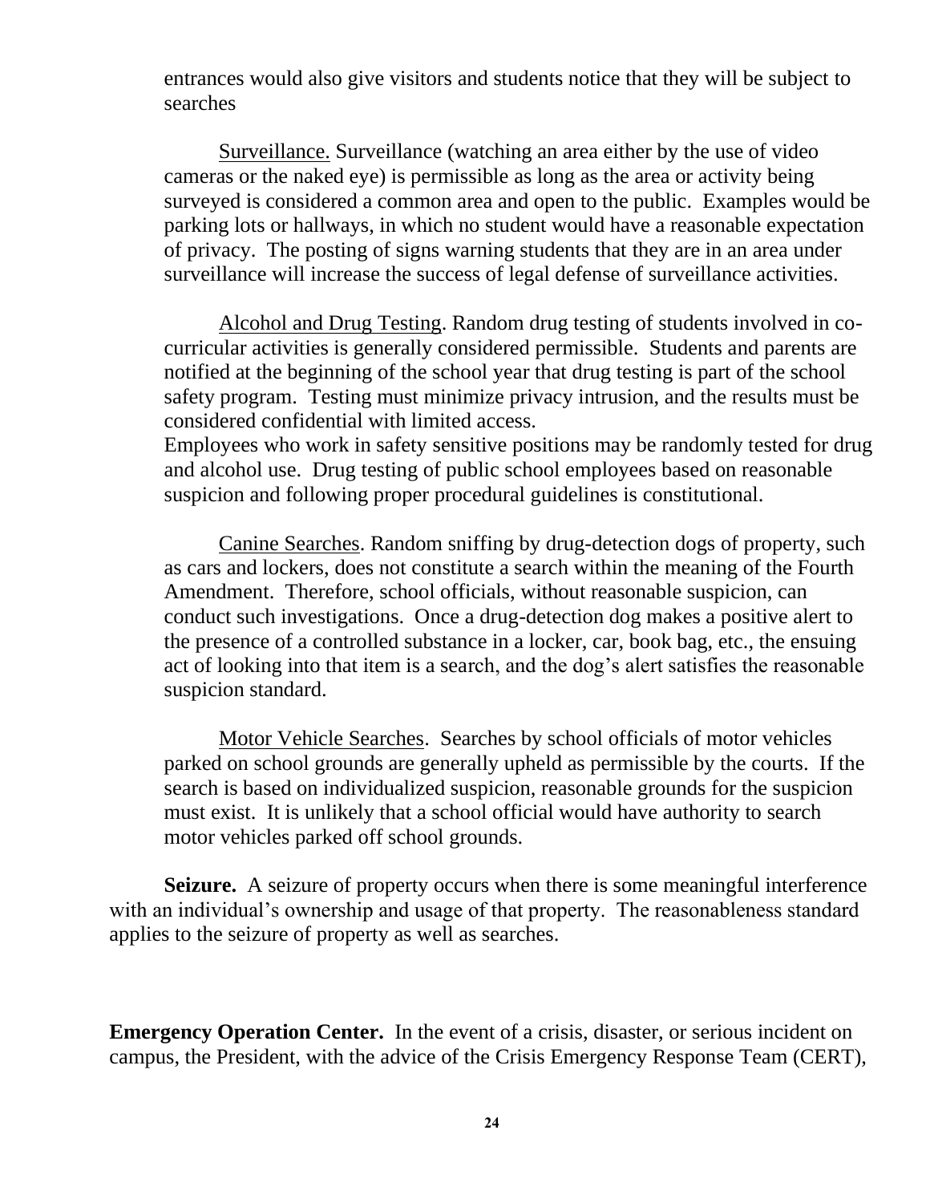entrances would also give visitors and students notice that they will be subject to searches

<u>Surveillance.</u> Surveillance (watching an area either by the use of video cameras or the naked eye) is permissible as long as the area or activity being surveyed is considered a common area and open to the public. Examples would be parking lots or hallways, in which no student would have a reasonable expectation of privacy. The posting of signs warning students that they are in an area under surveillance will increase the success of legal defense of surveillance activities.

<u>Alcohol and Drug Testing</u>. Random drug testing of students involved in co-curricular activities is generally considered permissible. Students and parents are notified at the beginning of the school year that drug testing is part of the school safety program. Testing must minimize privacy intrusion, and the results must be considered confidential with limited access.
Employees who work in safety sensitive positions may be randomly tested for drug and alcohol use. Drug testing of public school employees based on reasonable suspicion and following proper procedural guidelines is constitutional.

<u>Canine Searches</u>. Random sniffing by drug-detection dogs of property, such as cars and lockers, does not constitute a search within the meaning of the Fourth Amendment. Therefore, school officials, without reasonable suspicion, can conduct such investigations. Once a drug-detection dog makes a positive alert to the presence of a controlled substance in a locker, car, book bag, etc., the ensuing act of looking into that item is a search, and the dog's alert satisfies the reasonable suspicion standard.

<u>Motor Vehicle Searches</u>. Searches by school officials of motor vehicles parked on school grounds are generally upheld as permissible by the courts. If the search is based on individualized suspicion, reasonable grounds for the suspicion must exist. It is unlikely that a school official would have authority to search motor vehicles parked off school grounds.

**Seizure.** A seizure of property occurs when there is some meaningful interference with an individual's ownership and usage of that property. The reasonableness standard applies to the seizure of property as well as searches.

**Emergency Operation Center.** In the event of a crisis, disaster, or serious incident on campus, the President, with the advice of the Crisis Emergency Response Team (CERT),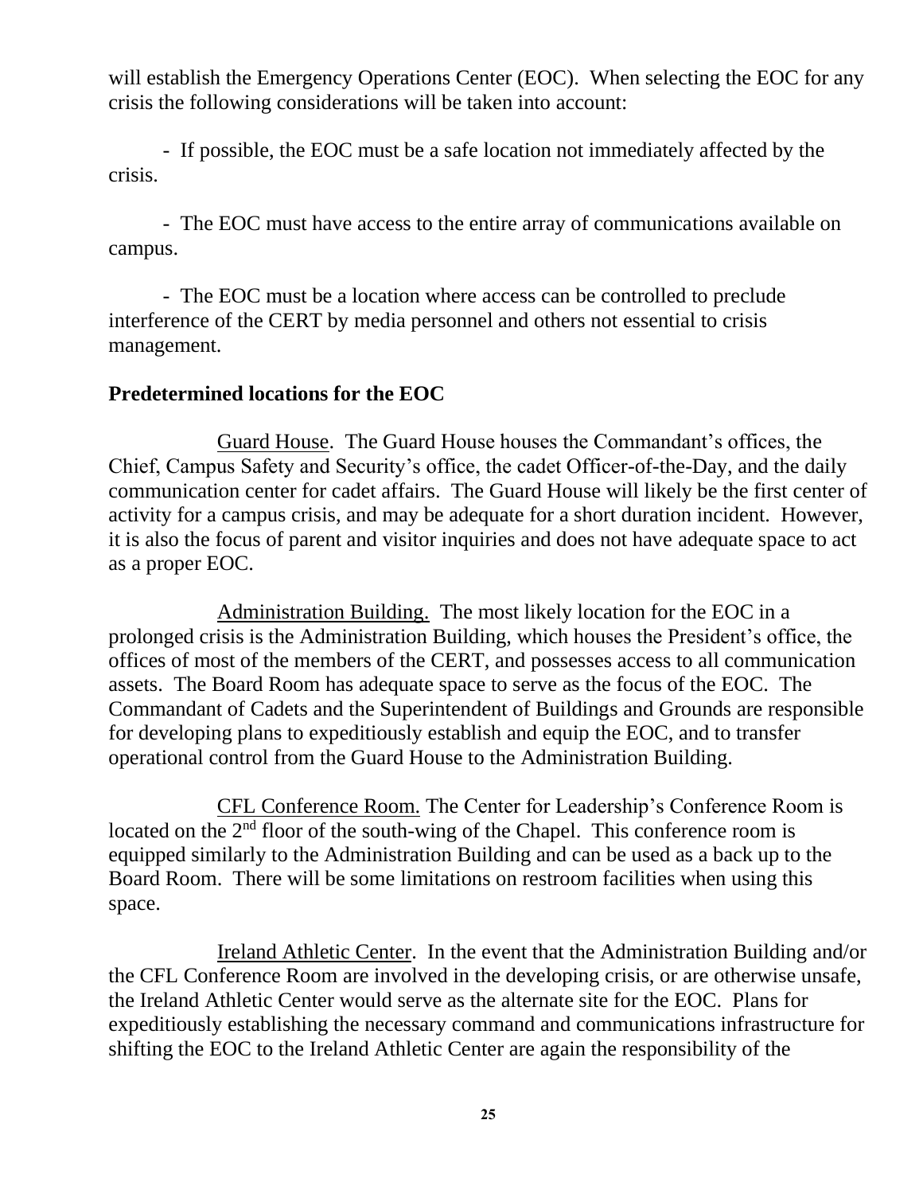will establish the Emergency Operations Center (EOC). When selecting the EOC for any crisis the following considerations will be taken into account:

- If possible, the EOC must be a safe location not immediately affected by the crisis.

- The EOC must have access to the entire array of communications available on campus.

- The EOC must be a location where access can be controlled to preclude interference of the CERT by media personnel and others not essential to crisis management.

**Predetermined locations for the EOC**

Guard House. The Guard House houses the Commandant's offices, the Chief, Campus Safety and Security's office, the cadet Officer-of-the-Day, and the daily communication center for cadet affairs. The Guard House will likely be the first center of activity for a campus crisis, and may be adequate for a short duration incident. However, it is also the focus of parent and visitor inquiries and does not have adequate space to act as a proper EOC.

Administration Building. The most likely location for the EOC in a prolonged crisis is the Administration Building, which houses the President's office, the offices of most of the members of the CERT, and possesses access to all communication assets. The Board Room has adequate space to serve as the focus of the EOC. The Commandant of Cadets and the Superintendent of Buildings and Grounds are responsible for developing plans to expeditiously establish and equip the EOC, and to transfer operational control from the Guard House to the Administration Building.

CFL Conference Room. The Center for Leadership's Conference Room is located on the 2nd floor of the south-wing of the Chapel. This conference room is equipped similarly to the Administration Building and can be used as a back up to the Board Room. There will be some limitations on restroom facilities when using this space.

Ireland Athletic Center. In the event that the Administration Building and/or the CFL Conference Room are involved in the developing crisis, or are otherwise unsafe, the Ireland Athletic Center would serve as the alternate site for the EOC. Plans for expeditiously establishing the necessary command and communications infrastructure for shifting the EOC to the Ireland Athletic Center are again the responsibility of the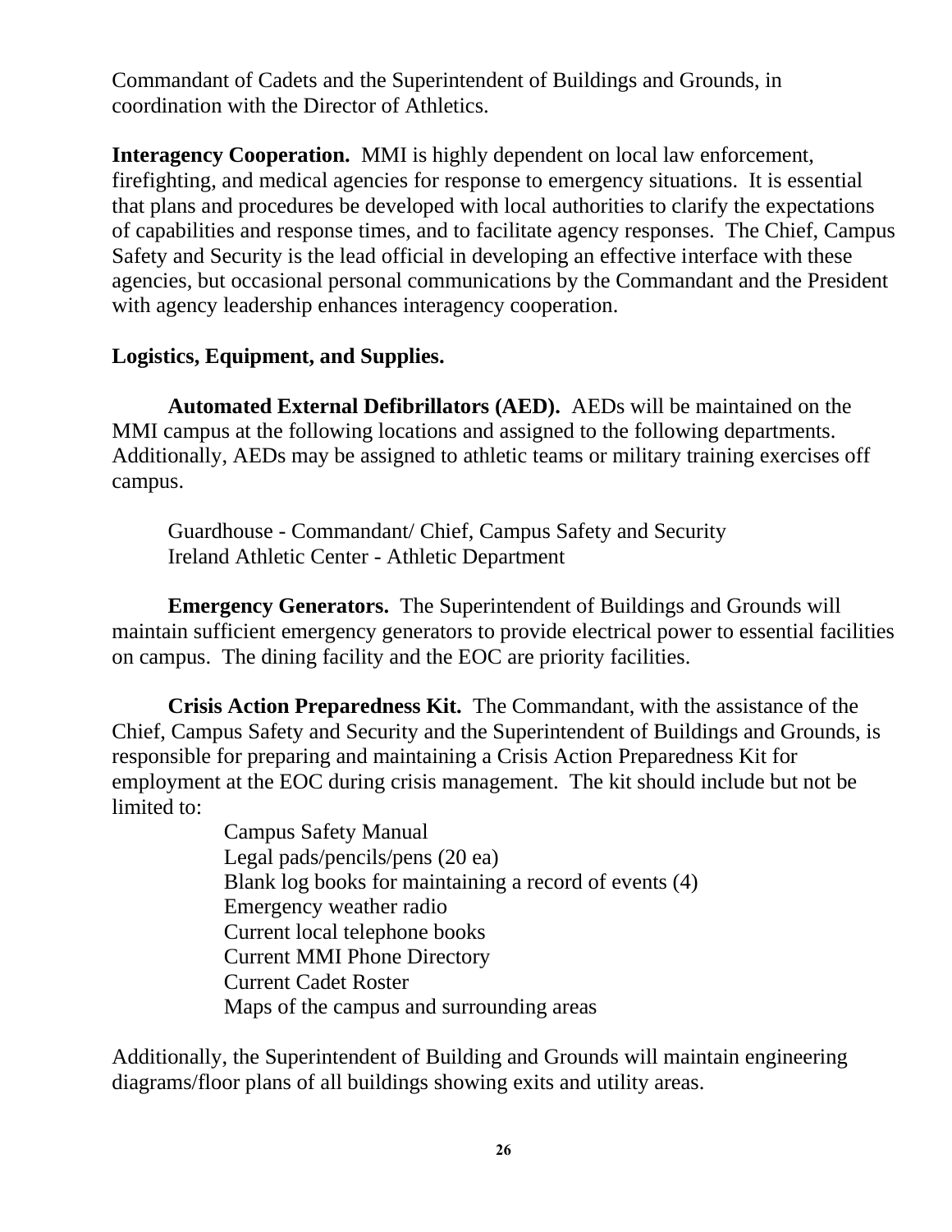Commandant of Cadets and the Superintendent of Buildings and Grounds, in coordination with the Director of Athletics.

**Interagency Cooperation.** MMI is highly dependent on local law enforcement, firefighting, and medical agencies for response to emergency situations. It is essential that plans and procedures be developed with local authorities to clarify the expectations of capabilities and response times, and to facilitate agency responses. The Chief, Campus Safety and Security is the lead official in developing an effective interface with these agencies, but occasional personal communications by the Commandant and the President with agency leadership enhances interagency cooperation.

**Logistics, Equipment, and Supplies.**

**Automated External Defibrillators (AED).** AEDs will be maintained on the MMI campus at the following locations and assigned to the following departments. Additionally, AEDs may be assigned to athletic teams or military training exercises off campus.

Guardhouse - Commandant/ Chief, Campus Safety and Security
Ireland Athletic Center - Athletic Department

**Emergency Generators.** The Superintendent of Buildings and Grounds will maintain sufficient emergency generators to provide electrical power to essential facilities on campus. The dining facility and the EOC are priority facilities.

**Crisis Action Preparedness Kit.** The Commandant, with the assistance of the Chief, Campus Safety and Security and the Superintendent of Buildings and Grounds, is responsible for preparing and maintaining a Crisis Action Preparedness Kit for employment at the EOC during crisis management. The kit should include but not be limited to:

- Campus Safety Manual
- Legal pads/pencils/pens (20 ea)
- Blank log books for maintaining a record of events (4)
- Emergency weather radio
- Current local telephone books
- Current MMI Phone Directory
- Current Cadet Roster
- Maps of the campus and surrounding areas

Additionally, the Superintendent of Building and Grounds will maintain engineering diagrams/floor plans of all buildings showing exits and utility areas.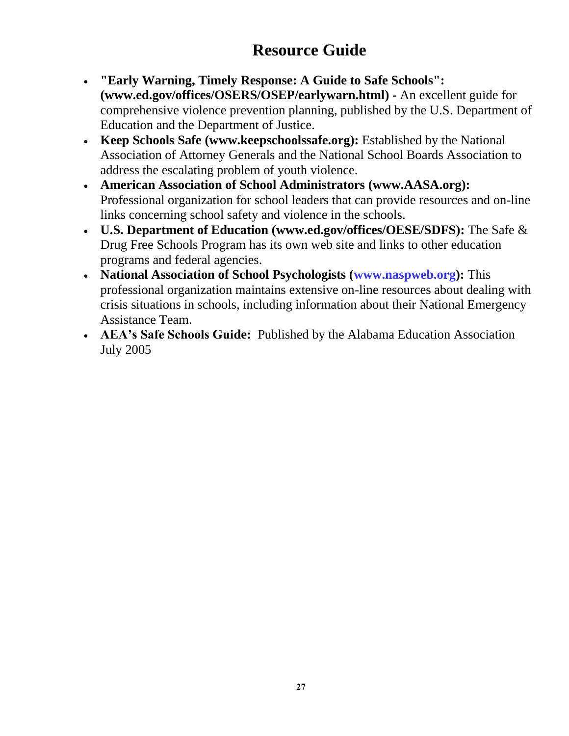# Resource Guide

- **"Early Warning, Timely Response: A Guide to Safe Schools": (www.ed.gov/offices/OSERS/OSEP/earlywarn.html)** - An excellent guide for comprehensive violence prevention planning, published by the U.S. Department of Education and the Department of Justice.
- **Keep Schools Safe (www.keepschoolssafe.org):** Established by the National Association of Attorney Generals and the National School Boards Association to address the escalating problem of youth violence.
- **American Association of School Administrators (www.AASA.org):** Professional organization for school leaders that can provide resources and on-line links concerning school safety and violence in the schools.
- **U.S. Department of Education (www.ed.gov/offices/OESE/SDFS):** The Safe & Drug Free Schools Program has its own web site and links to other education programs and federal agencies.
- **National Association of School Psychologists (www.naspweb.org):** This professional organization maintains extensive on-line resources about dealing with crisis situations in schools, including information about their National Emergency Assistance Team.
- **AEA's Safe Schools Guide:** Published by the Alabama Education Association July 2005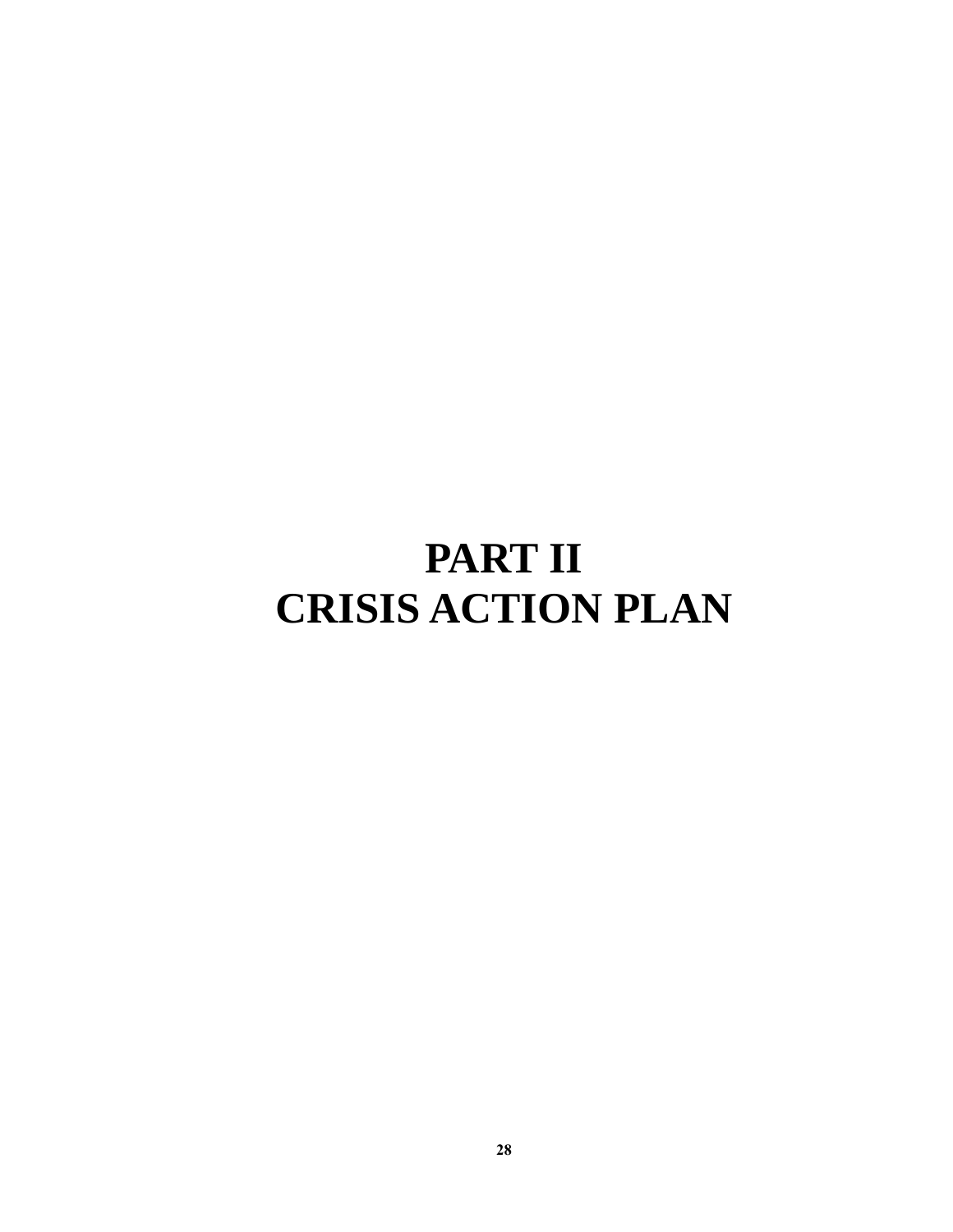# PART II
# CRISIS ACTION PLAN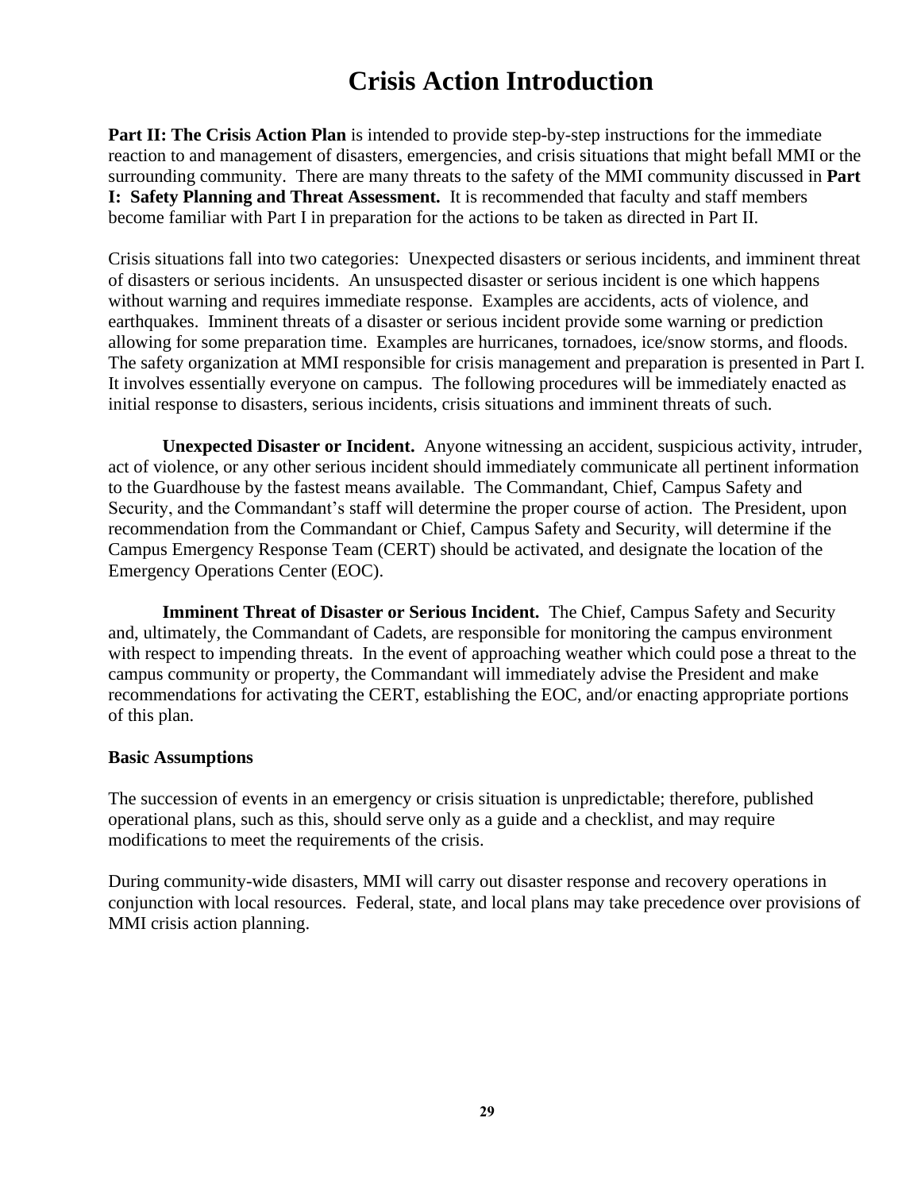# Crisis Action Introduction

**Part II: The Crisis Action Plan** is intended to provide step-by-step instructions for the immediate reaction to and management of disasters, emergencies, and crisis situations that might befall MMI or the surrounding community. There are many threats to the safety of the MMI community discussed in **Part I: Safety Planning and Threat Assessment.** It is recommended that faculty and staff members become familiar with Part I in preparation for the actions to be taken as directed in Part II.

Crisis situations fall into two categories: Unexpected disasters or serious incidents, and imminent threat of disasters or serious incidents. An unsuspected disaster or serious incident is one which happens without warning and requires immediate response. Examples are accidents, acts of violence, and earthquakes. Imminent threats of a disaster or serious incident provide some warning or prediction allowing for some preparation time. Examples are hurricanes, tornadoes, ice/snow storms, and floods. The safety organization at MMI responsible for crisis management and preparation is presented in Part I. It involves essentially everyone on campus. The following procedures will be immediately enacted as initial response to disasters, serious incidents, crisis situations and imminent threats of such.

**Unexpected Disaster or Incident.** Anyone witnessing an accident, suspicious activity, intruder, act of violence, or any other serious incident should immediately communicate all pertinent information to the Guardhouse by the fastest means available. The Commandant, Chief, Campus Safety and Security, and the Commandant's staff will determine the proper course of action. The President, upon recommendation from the Commandant or Chief, Campus Safety and Security, will determine if the Campus Emergency Response Team (CERT) should be activated, and designate the location of the Emergency Operations Center (EOC).

**Imminent Threat of Disaster or Serious Incident.** The Chief, Campus Safety and Security and, ultimately, the Commandant of Cadets, are responsible for monitoring the campus environment with respect to impending threats. In the event of approaching weather which could pose a threat to the campus community or property, the Commandant will immediately advise the President and make recommendations for activating the CERT, establishing the EOC, and/or enacting appropriate portions of this plan.

**Basic Assumptions**

The succession of events in an emergency or crisis situation is unpredictable; therefore, published operational plans, such as this, should serve only as a guide and a checklist, and may require modifications to meet the requirements of the crisis.

During community-wide disasters, MMI will carry out disaster response and recovery operations in conjunction with local resources. Federal, state, and local plans may take precedence over provisions of MMI crisis action planning.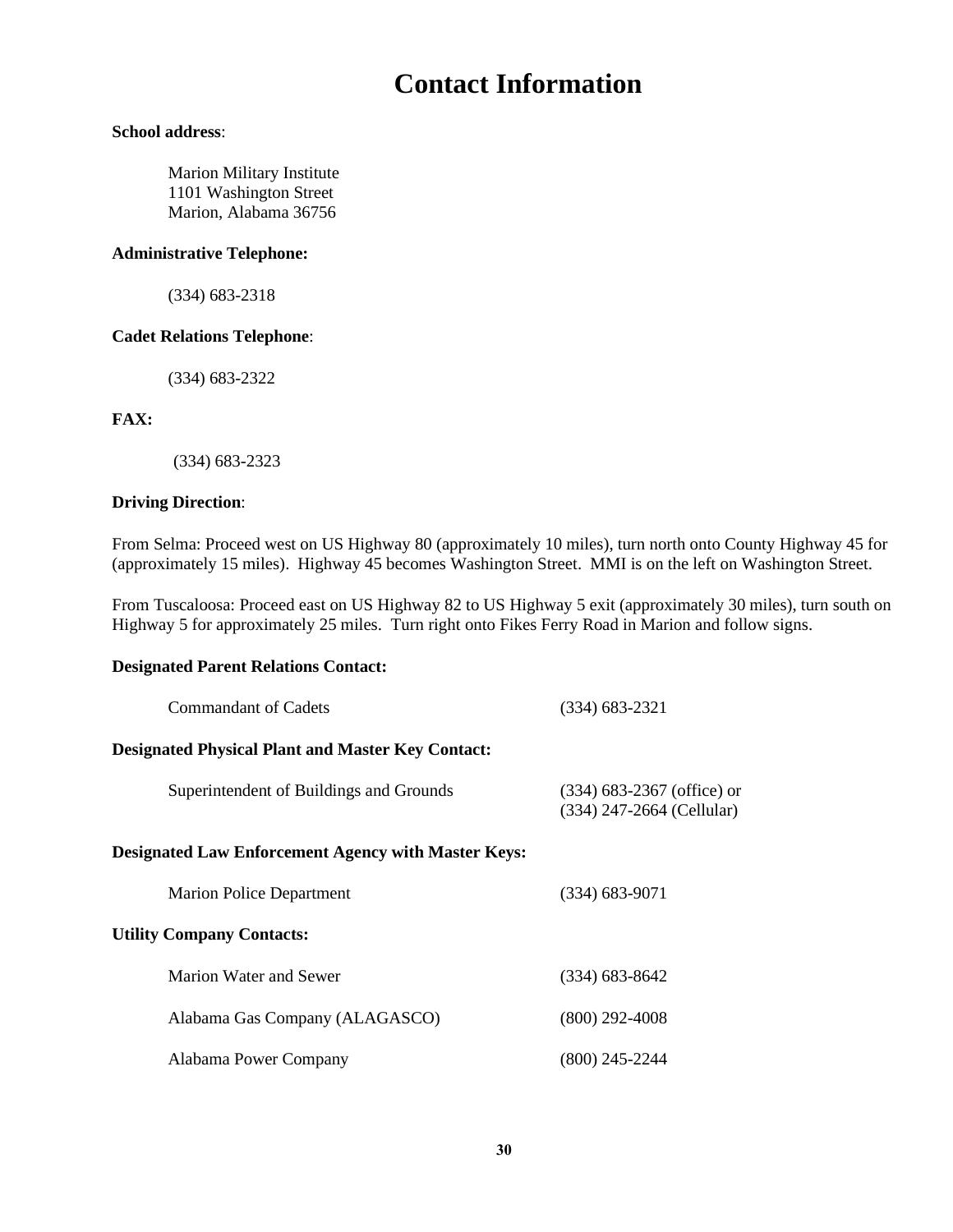# Contact Information

**School address**:

Marion Military Institute
1101 Washington Street
Marion, Alabama 36756

**Administrative Telephone:**

(334) 683-2318

**Cadet Relations Telephone**:

(334) 683-2322

**FAX:**

(334) 683-2323

**Driving Direction**:

From Selma: Proceed west on US Highway 80 (approximately 10 miles), turn north onto County Highway 45 for (approximately 15 miles). Highway 45 becomes Washington Street. MMI is on the left on Washington Street.

From Tuscaloosa: Proceed east on US Highway 82 to US Highway 5 exit (approximately 30 miles), turn south on Highway 5 for approximately 25 miles. Turn right onto Fikes Ferry Road in Marion and follow signs.

**Designated Parent Relations Contact:**

Commandant of Cadets (334) 683-2321

**Designated Physical Plant and Master Key Contact:**

Superintendent of Buildings and Grounds (334) 683-2367 (office) or (334) 247-2664 (Cellular)

**Designated Law Enforcement Agency with Master Keys:**

Marion Police Department (334) 683-9071

**Utility Company Contacts:**

Marion Water and Sewer (334) 683-8642

Alabama Gas Company (ALAGASCO) (800) 292-4008

Alabama Power Company (800) 245-2244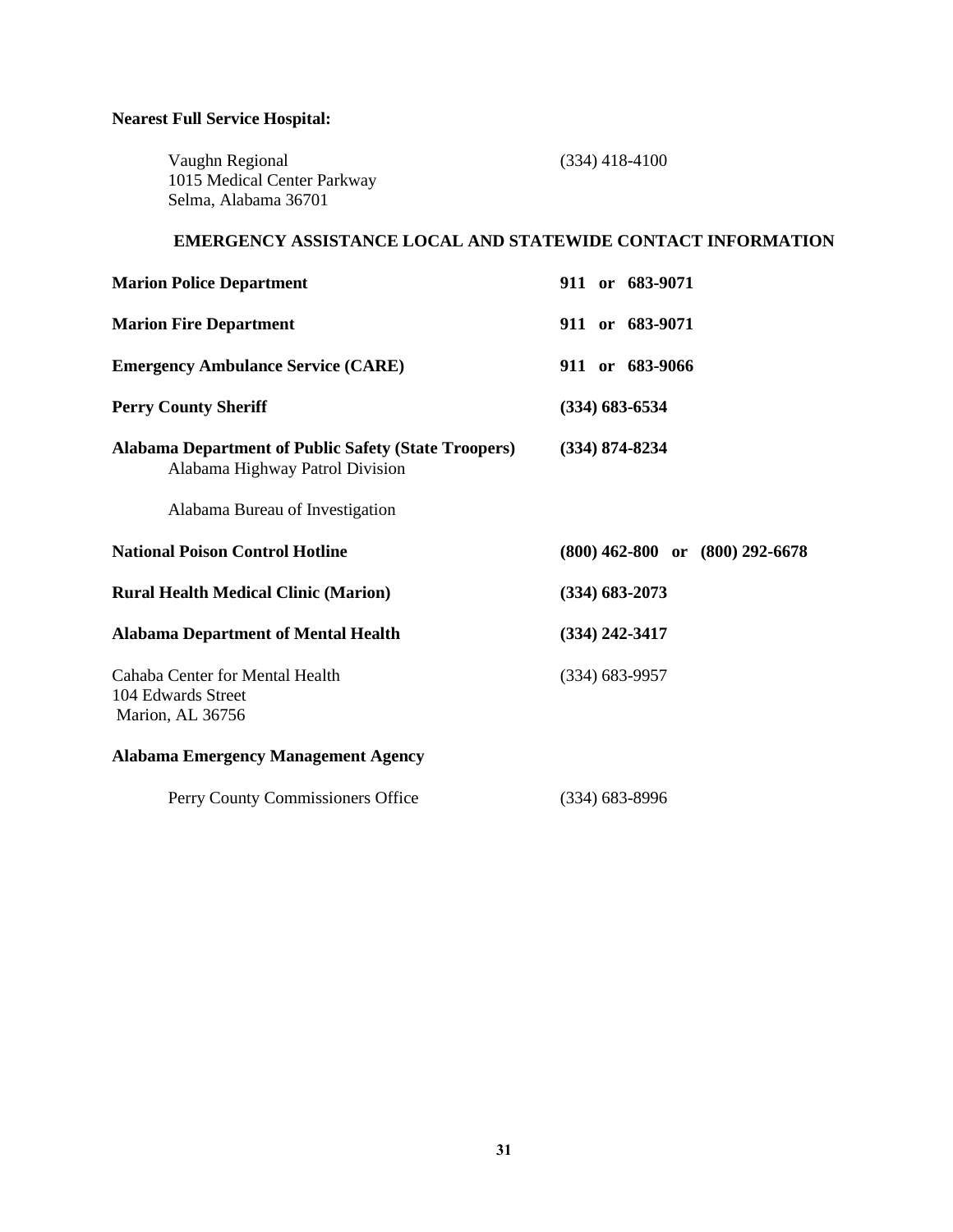**Nearest Full Service Hospital:**

Vaughn Regional (334) 418-4100
1015 Medical Center Parkway
Selma, Alabama 36701

## EMERGENCY ASSISTANCE LOCAL AND STATEWIDE CONTACT INFORMATION

| | |
|---|---|
| **Marion Police Department** | **911 or 683-9071** |
| **Marion Fire Department** | **911 or 683-9071** |
| **Emergency Ambulance Service (CARE)** | **911 or 683-9066** |
| **Perry County Sheriff** | **(334) 683-6534** |
| **Alabama Department of Public Safety (State Troopers)**<br>Alabama Highway Patrol Division<br><br>Alabama Bureau of Investigation | **(334) 874-8234** |
| **National Poison Control Hotline** | **(800) 462-800 or (800) 292-6678** |
| **Rural Health Medical Clinic (Marion)** | **(334) 683-2073** |
| **Alabama Department of Mental Health** | **(334) 242-3417** |
| Cahaba Center for Mental Health<br>104 Edwards Street<br>Marion, AL 36756 | (334) 683-9957 |
| **Alabama Emergency Management Agency** | |
| Perry County Commissioners Office | (334) 683-8996 |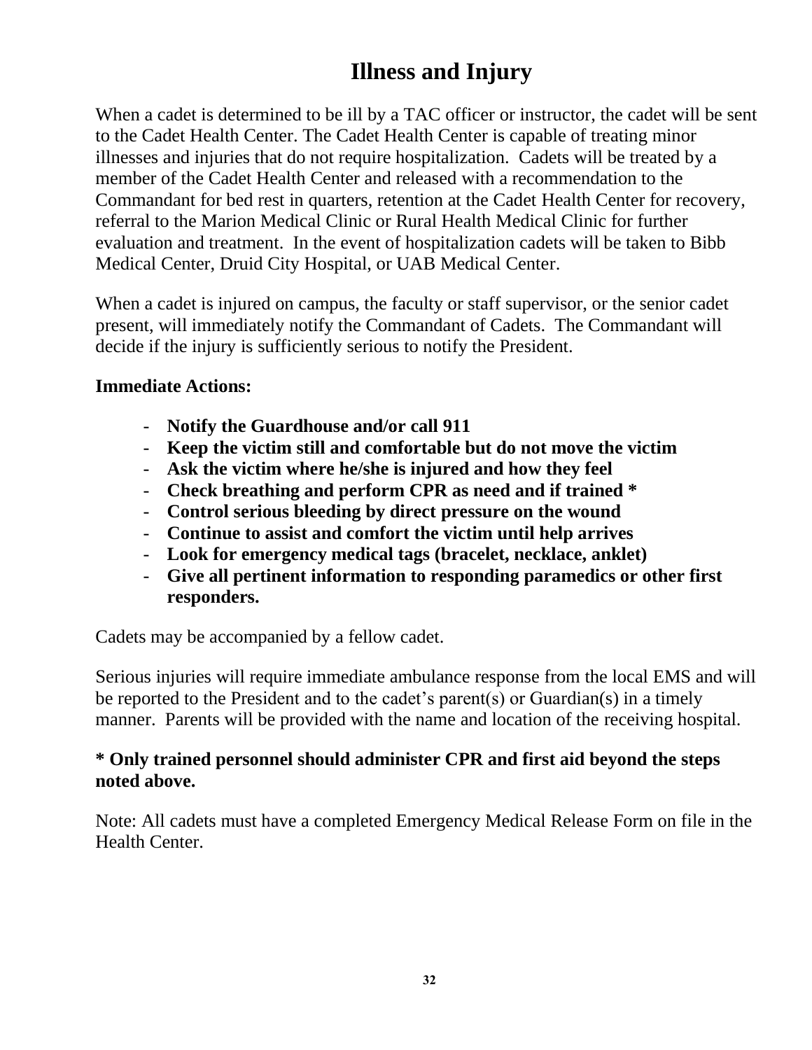# Illness and Injury

When a cadet is determined to be ill by a TAC officer or instructor, the cadet will be sent to the Cadet Health Center. The Cadet Health Center is capable of treating minor illnesses and injuries that do not require hospitalization. Cadets will be treated by a member of the Cadet Health Center and released with a recommendation to the Commandant for bed rest in quarters, retention at the Cadet Health Center for recovery, referral to the Marion Medical Clinic or Rural Health Medical Clinic for further evaluation and treatment. In the event of hospitalization cadets will be taken to Bibb Medical Center, Druid City Hospital, or UAB Medical Center.

When a cadet is injured on campus, the faculty or staff supervisor, or the senior cadet present, will immediately notify the Commandant of Cadets. The Commandant will decide if the injury is sufficiently serious to notify the President.

**Immediate Actions:**

- **Notify the Guardhouse and/or call 911**
- **Keep the victim still and comfortable but do not move the victim**
- **Ask the victim where he/she is injured and how they feel**
- **Check breathing and perform CPR as need and if trained ***
- **Control serious bleeding by direct pressure on the wound**
- **Continue to assist and comfort the victim until help arrives**
- **Look for emergency medical tags (bracelet, necklace, anklet)**
- **Give all pertinent information to responding paramedics or other first responders.**

Cadets may be accompanied by a fellow cadet.

Serious injuries will require immediate ambulance response from the local EMS and will be reported to the President and to the cadet's parent(s) or Guardian(s) in a timely manner. Parents will be provided with the name and location of the receiving hospital.

**\* Only trained personnel should administer CPR and first aid beyond the steps noted above.**

Note: All cadets must have a completed Emergency Medical Release Form on file in the Health Center.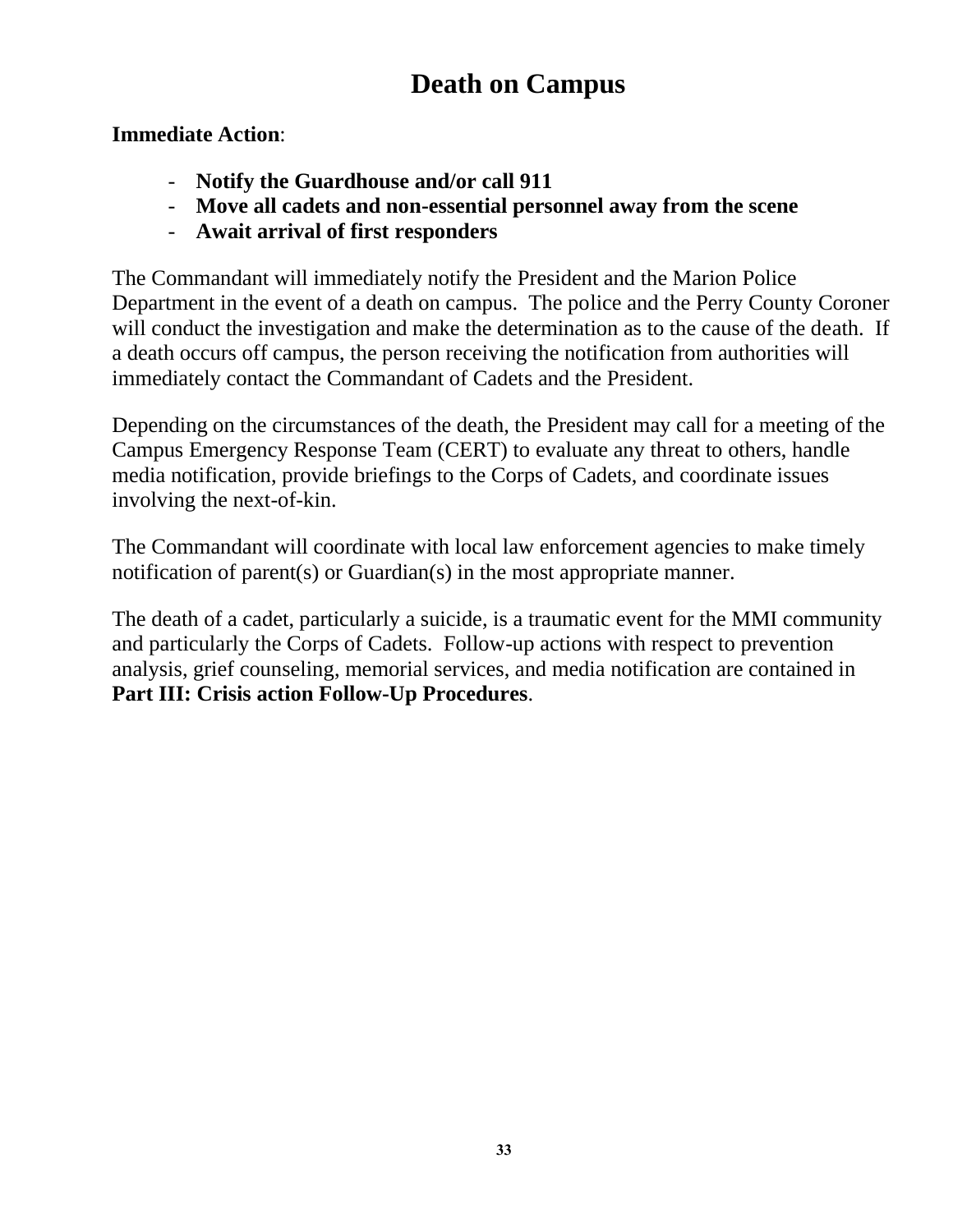# Death on Campus

**Immediate Action**:

- **Notify the Guardhouse and/or call 911**
- **Move all cadets and non-essential personnel away from the scene**
- **Await arrival of first responders**

The Commandant will immediately notify the President and the Marion Police Department in the event of a death on campus. The police and the Perry County Coroner will conduct the investigation and make the determination as to the cause of the death. If a death occurs off campus, the person receiving the notification from authorities will immediately contact the Commandant of Cadets and the President.

Depending on the circumstances of the death, the President may call for a meeting of the Campus Emergency Response Team (CERT) to evaluate any threat to others, handle media notification, provide briefings to the Corps of Cadets, and coordinate issues involving the next-of-kin.

The Commandant will coordinate with local law enforcement agencies to make timely notification of parent(s) or Guardian(s) in the most appropriate manner.

The death of a cadet, particularly a suicide, is a traumatic event for the MMI community and particularly the Corps of Cadets. Follow-up actions with respect to prevention analysis, grief counseling, memorial services, and media notification are contained in **Part III: Crisis action Follow-Up Procedures**.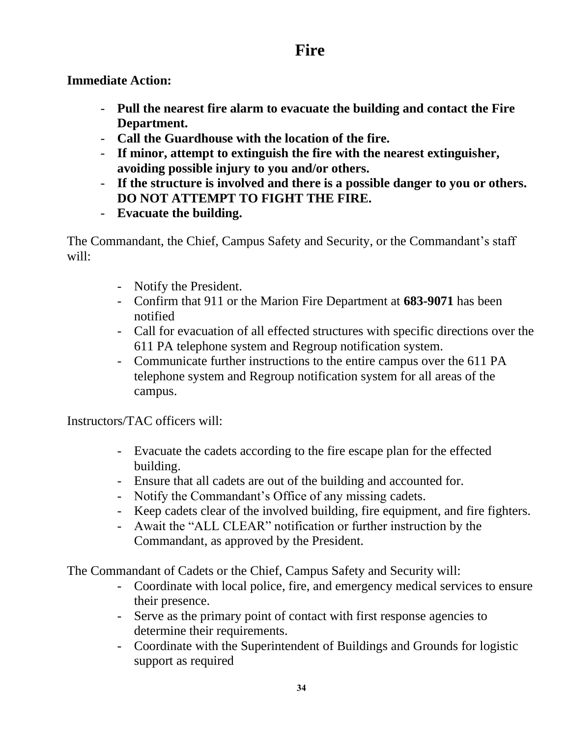# Fire

**Immediate Action:**

- **Pull the nearest fire alarm to evacuate the building and contact the Fire Department.**
- **Call the Guardhouse with the location of the fire.**
- **If minor, attempt to extinguish the fire with the nearest extinguisher, avoiding possible injury to you and/or others.**
- **If the structure is involved and there is a possible danger to you or others. DO NOT ATTEMPT TO FIGHT THE FIRE.**
- **Evacuate the building.**

The Commandant, the Chief, Campus Safety and Security, or the Commandant's staff will:

- Notify the President.
- Confirm that 911 or the Marion Fire Department at **683-9071** has been notified
- Call for evacuation of all effected structures with specific directions over the 611 PA telephone system and Regroup notification system.
- Communicate further instructions to the entire campus over the 611 PA telephone system and Regroup notification system for all areas of the campus.

Instructors/TAC officers will:

- Evacuate the cadets according to the fire escape plan for the effected building.
- Ensure that all cadets are out of the building and accounted for.
- Notify the Commandant's Office of any missing cadets.
- Keep cadets clear of the involved building, fire equipment, and fire fighters.
- Await the "ALL CLEAR" notification or further instruction by the Commandant, as approved by the President.

The Commandant of Cadets or the Chief, Campus Safety and Security will:

- Coordinate with local police, fire, and emergency medical services to ensure their presence.
- Serve as the primary point of contact with first response agencies to determine their requirements.
- Coordinate with the Superintendent of Buildings and Grounds for logistic support as required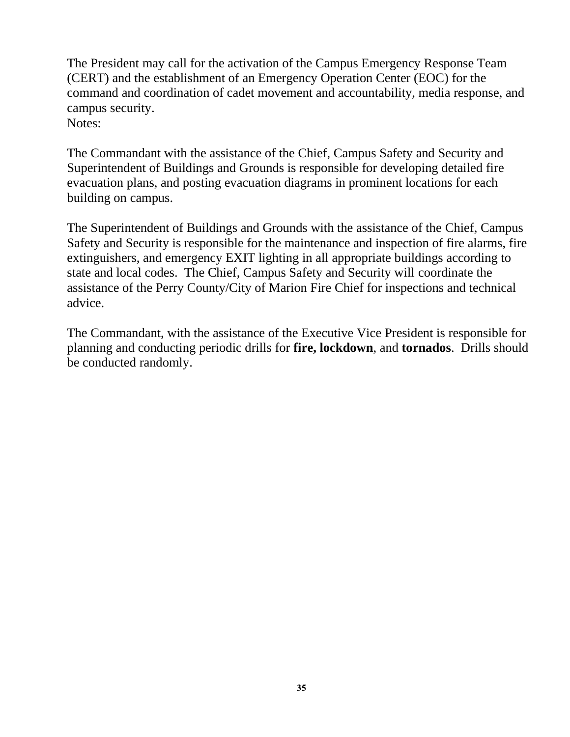The President may call for the activation of the Campus Emergency Response Team (CERT) and the establishment of an Emergency Operation Center (EOC) for the command and coordination of cadet movement and accountability, media response, and campus security.
Notes:

The Commandant with the assistance of the Chief, Campus Safety and Security and Superintendent of Buildings and Grounds is responsible for developing detailed fire evacuation plans, and posting evacuation diagrams in prominent locations for each building on campus.

The Superintendent of Buildings and Grounds with the assistance of the Chief, Campus Safety and Security is responsible for the maintenance and inspection of fire alarms, fire extinguishers, and emergency EXIT lighting in all appropriate buildings according to state and local codes. The Chief, Campus Safety and Security will coordinate the assistance of the Perry County/City of Marion Fire Chief for inspections and technical advice.

The Commandant, with the assistance of the Executive Vice President is responsible for planning and conducting periodic drills for **fire, lockdown**, and **tornados**. Drills should be conducted randomly.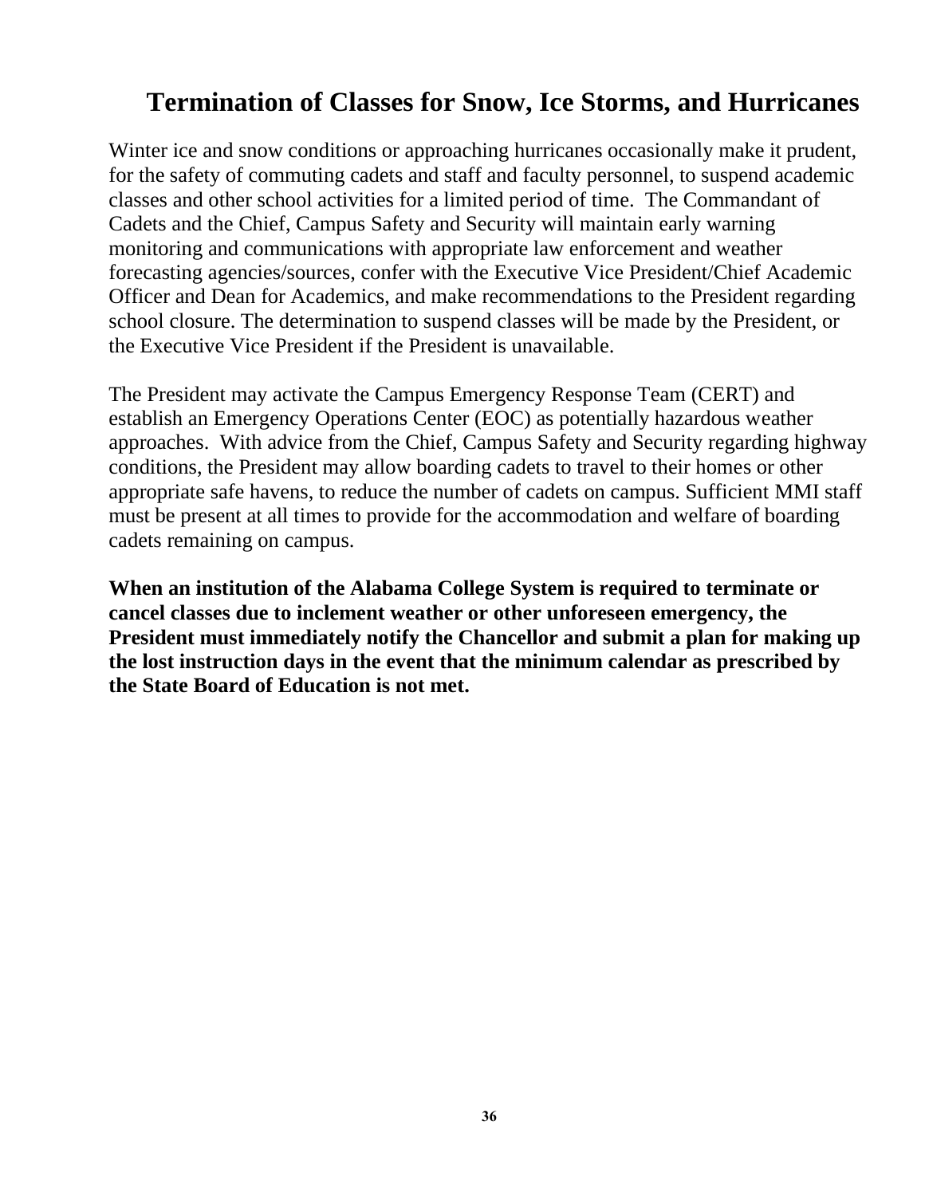# Termination of Classes for Snow, Ice Storms, and Hurricanes

Winter ice and snow conditions or approaching hurricanes occasionally make it prudent, for the safety of commuting cadets and staff and faculty personnel, to suspend academic classes and other school activities for a limited period of time. The Commandant of Cadets and the Chief, Campus Safety and Security will maintain early warning monitoring and communications with appropriate law enforcement and weather forecasting agencies/sources, confer with the Executive Vice President/Chief Academic Officer and Dean for Academics, and make recommendations to the President regarding school closure. The determination to suspend classes will be made by the President, or the Executive Vice President if the President is unavailable.

The President may activate the Campus Emergency Response Team (CERT) and establish an Emergency Operations Center (EOC) as potentially hazardous weather approaches. With advice from the Chief, Campus Safety and Security regarding highway conditions, the President may allow boarding cadets to travel to their homes or other appropriate safe havens, to reduce the number of cadets on campus. Sufficient MMI staff must be present at all times to provide for the accommodation and welfare of boarding cadets remaining on campus.

**When an institution of the Alabama College System is required to terminate or cancel classes due to inclement weather or other unforeseen emergency, the President must immediately notify the Chancellor and submit a plan for making up the lost instruction days in the event that the minimum calendar as prescribed by the State Board of Education is not met.**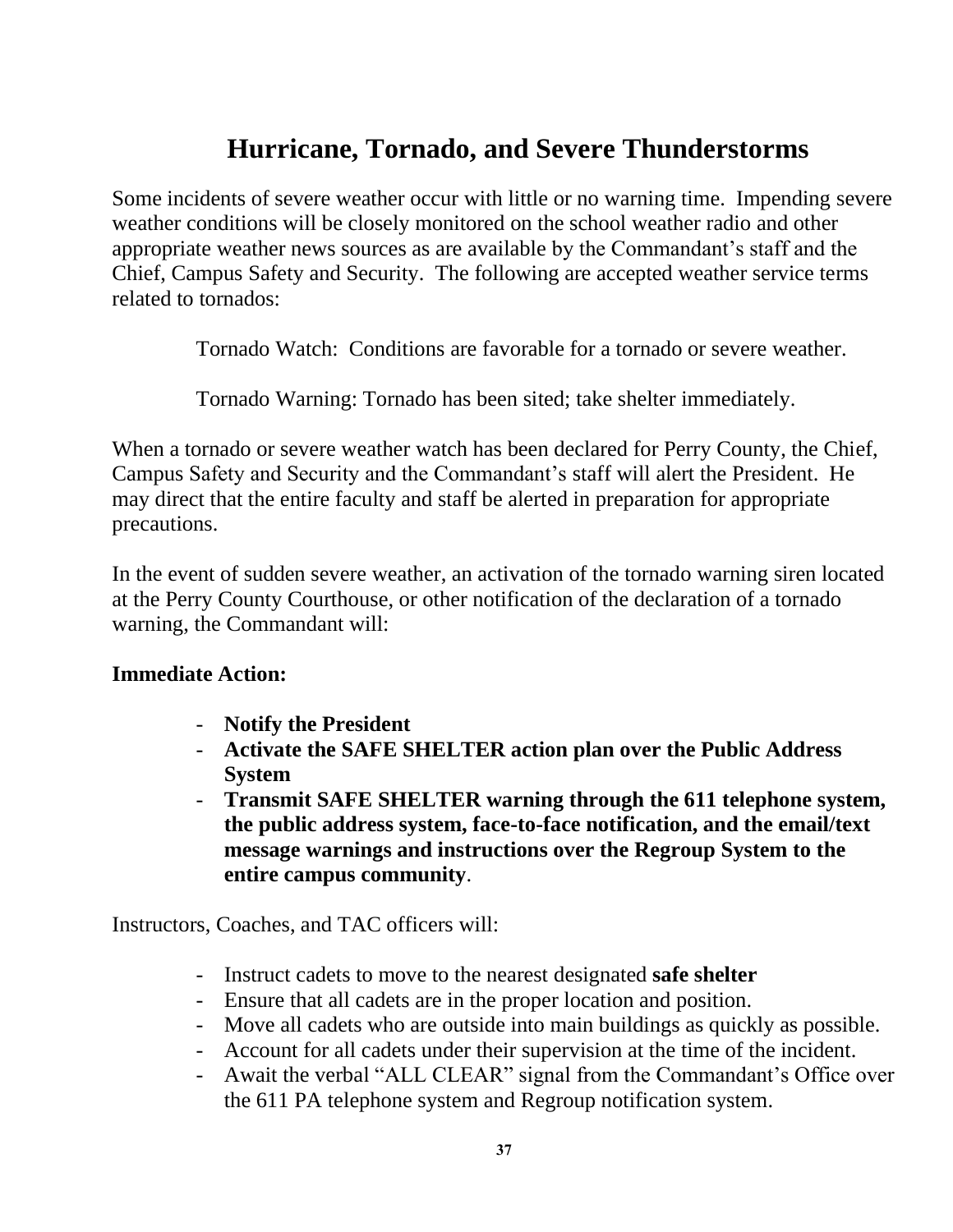# Hurricane, Tornado, and Severe Thunderstorms

Some incidents of severe weather occur with little or no warning time. Impending severe weather conditions will be closely monitored on the school weather radio and other appropriate weather news sources as are available by the Commandant's staff and the Chief, Campus Safety and Security. The following are accepted weather service terms related to tornados:

Tornado Watch: Conditions are favorable for a tornado or severe weather.

Tornado Warning: Tornado has been sited; take shelter immediately.

When a tornado or severe weather watch has been declared for Perry County, the Chief, Campus Safety and Security and the Commandant's staff will alert the President. He may direct that the entire faculty and staff be alerted in preparation for appropriate precautions.

In the event of sudden severe weather, an activation of the tornado warning siren located at the Perry County Courthouse, or other notification of the declaration of a tornado warning, the Commandant will:

**Immediate Action:**

- **Notify the President**
- **Activate the SAFE SHELTER action plan over the Public Address System**
- **Transmit SAFE SHELTER warning through the 611 telephone system, the public address system, face-to-face notification, and the email/text message warnings and instructions over the Regroup System to the entire campus community**.

Instructors, Coaches, and TAC officers will:

- Instruct cadets to move to the nearest designated **safe shelter**
- Ensure that all cadets are in the proper location and position.
- Move all cadets who are outside into main buildings as quickly as possible.
- Account for all cadets under their supervision at the time of the incident.
- Await the verbal "ALL CLEAR" signal from the Commandant's Office over the 611 PA telephone system and Regroup notification system.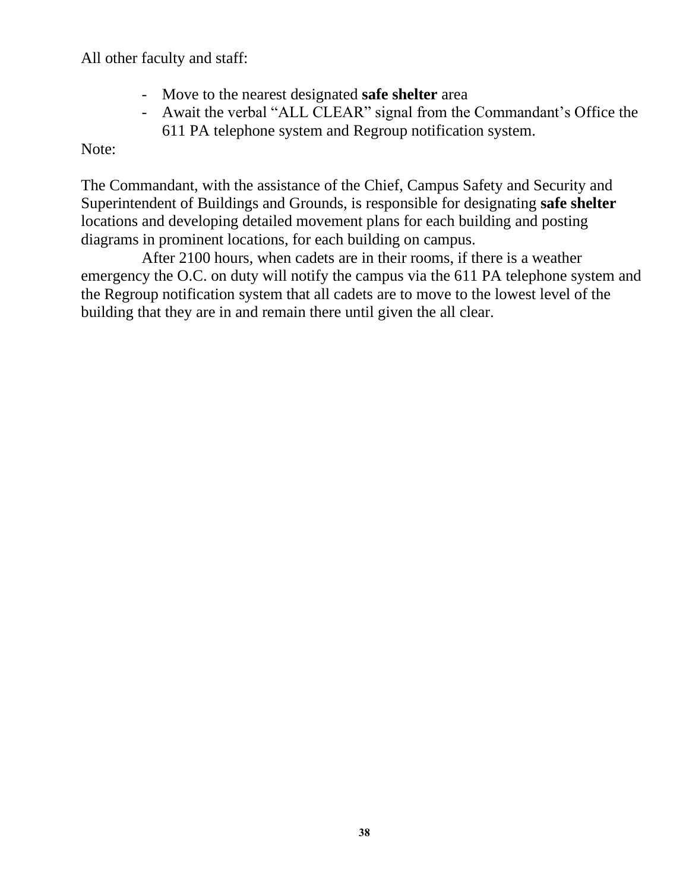All other faculty and staff:

- Move to the nearest designated **safe shelter** area
- Await the verbal "ALL CLEAR" signal from the Commandant's Office the 611 PA telephone system and Regroup notification system.

Note:

The Commandant, with the assistance of the Chief, Campus Safety and Security and Superintendent of Buildings and Grounds, is responsible for designating **safe shelter** locations and developing detailed movement plans for each building and posting diagrams in prominent locations, for each building on campus.

After 2100 hours, when cadets are in their rooms, if there is a weather emergency the O.C. on duty will notify the campus via the 611 PA telephone system and the Regroup notification system that all cadets are to move to the lowest level of the building that they are in and remain there until given the all clear.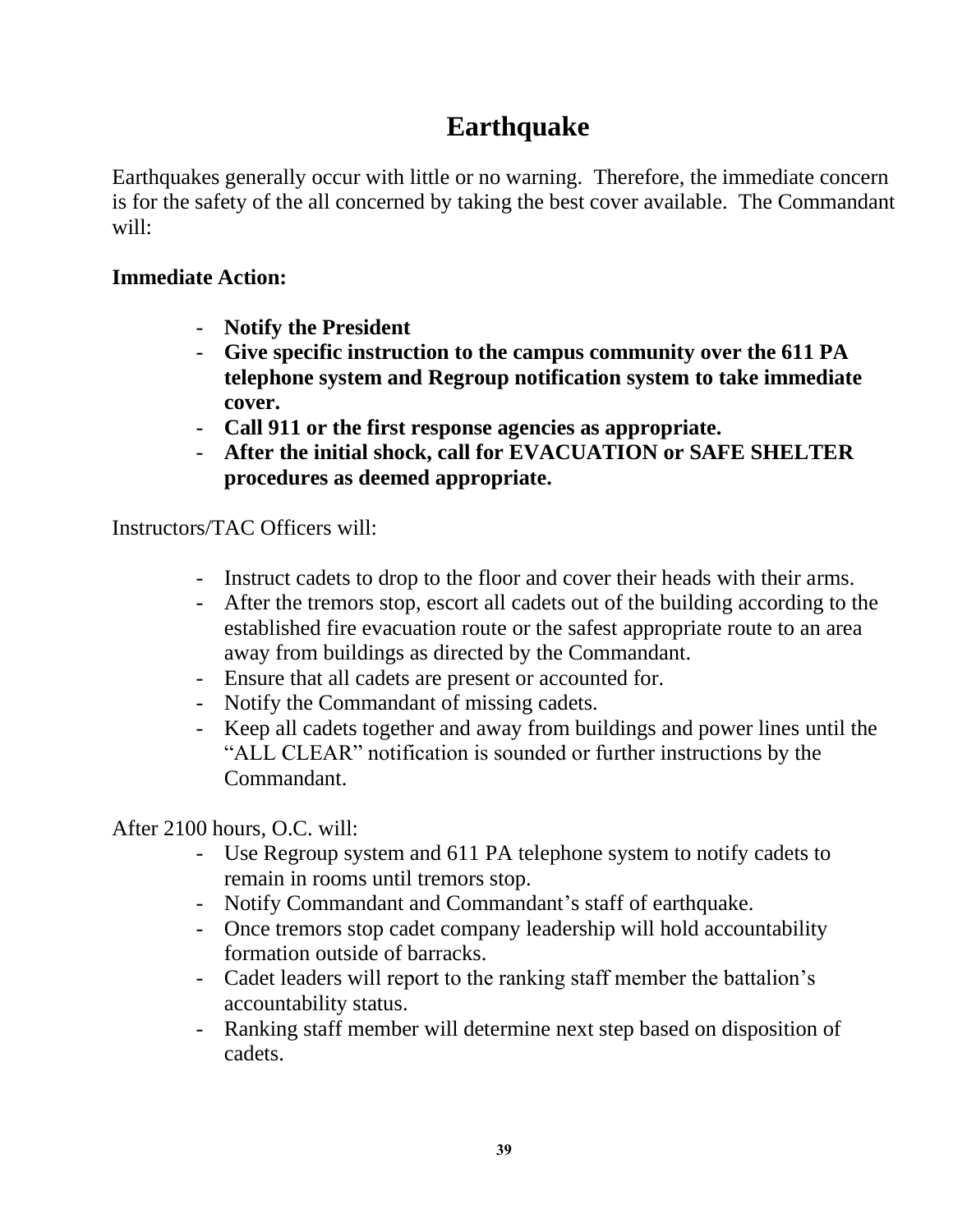# Earthquake

Earthquakes generally occur with little or no warning. Therefore, the immediate concern is for the safety of the all concerned by taking the best cover available. The Commandant will:

**Immediate Action:**

- **Notify the President**
- **Give specific instruction to the campus community over the 611 PA telephone system and Regroup notification system to take immediate cover.**
- **Call 911 or the first response agencies as appropriate.**
- **After the initial shock, call for EVACUATION or SAFE SHELTER procedures as deemed appropriate.**

Instructors/TAC Officers will:

- Instruct cadets to drop to the floor and cover their heads with their arms.
- After the tremors stop, escort all cadets out of the building according to the established fire evacuation route or the safest appropriate route to an area away from buildings as directed by the Commandant.
- Ensure that all cadets are present or accounted for.
- Notify the Commandant of missing cadets.
- Keep all cadets together and away from buildings and power lines until the "ALL CLEAR" notification is sounded or further instructions by the Commandant.

After 2100 hours, O.C. will:

- Use Regroup system and 611 PA telephone system to notify cadets to remain in rooms until tremors stop.
- Notify Commandant and Commandant's staff of earthquake.
- Once tremors stop cadet company leadership will hold accountability formation outside of barracks.
- Cadet leaders will report to the ranking staff member the battalion's accountability status.
- Ranking staff member will determine next step based on disposition of cadets.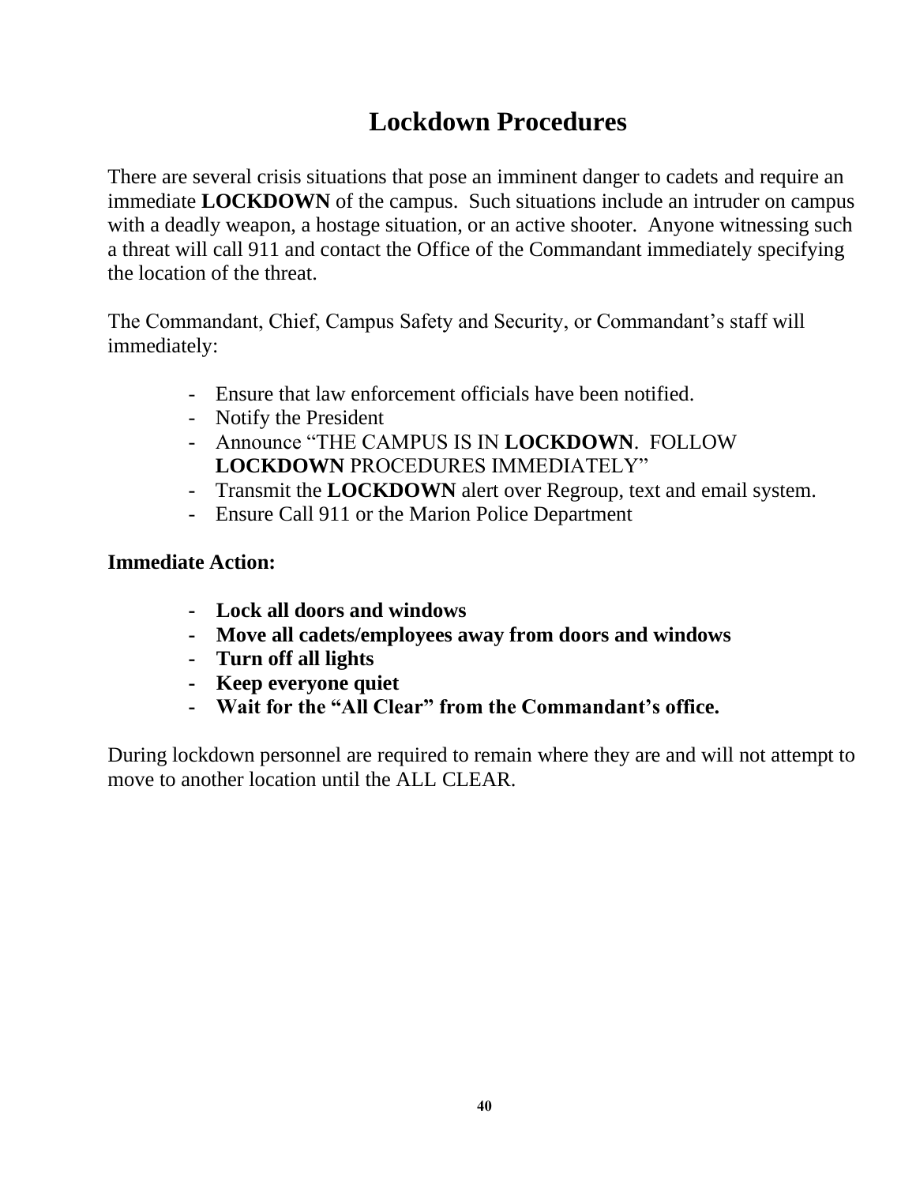# Lockdown Procedures

There are several crisis situations that pose an imminent danger to cadets and require an immediate **LOCKDOWN** of the campus. Such situations include an intruder on campus with a deadly weapon, a hostage situation, or an active shooter. Anyone witnessing such a threat will call 911 and contact the Office of the Commandant immediately specifying the location of the threat.

The Commandant, Chief, Campus Safety and Security, or Commandant's staff will immediately:

- Ensure that law enforcement officials have been notified.
- Notify the President
- Announce "THE CAMPUS IS IN **LOCKDOWN**. FOLLOW **LOCKDOWN** PROCEDURES IMMEDIATELY"
- Transmit the **LOCKDOWN** alert over Regroup, text and email system.
- Ensure Call 911 or the Marion Police Department

**Immediate Action:**

- **Lock all doors and windows**
- **Move all cadets/employees away from doors and windows**
- **Turn off all lights**
- **Keep everyone quiet**
- **Wait for the "All Clear" from the Commandant's office.**

During lockdown personnel are required to remain where they are and will not attempt to move to another location until the ALL CLEAR.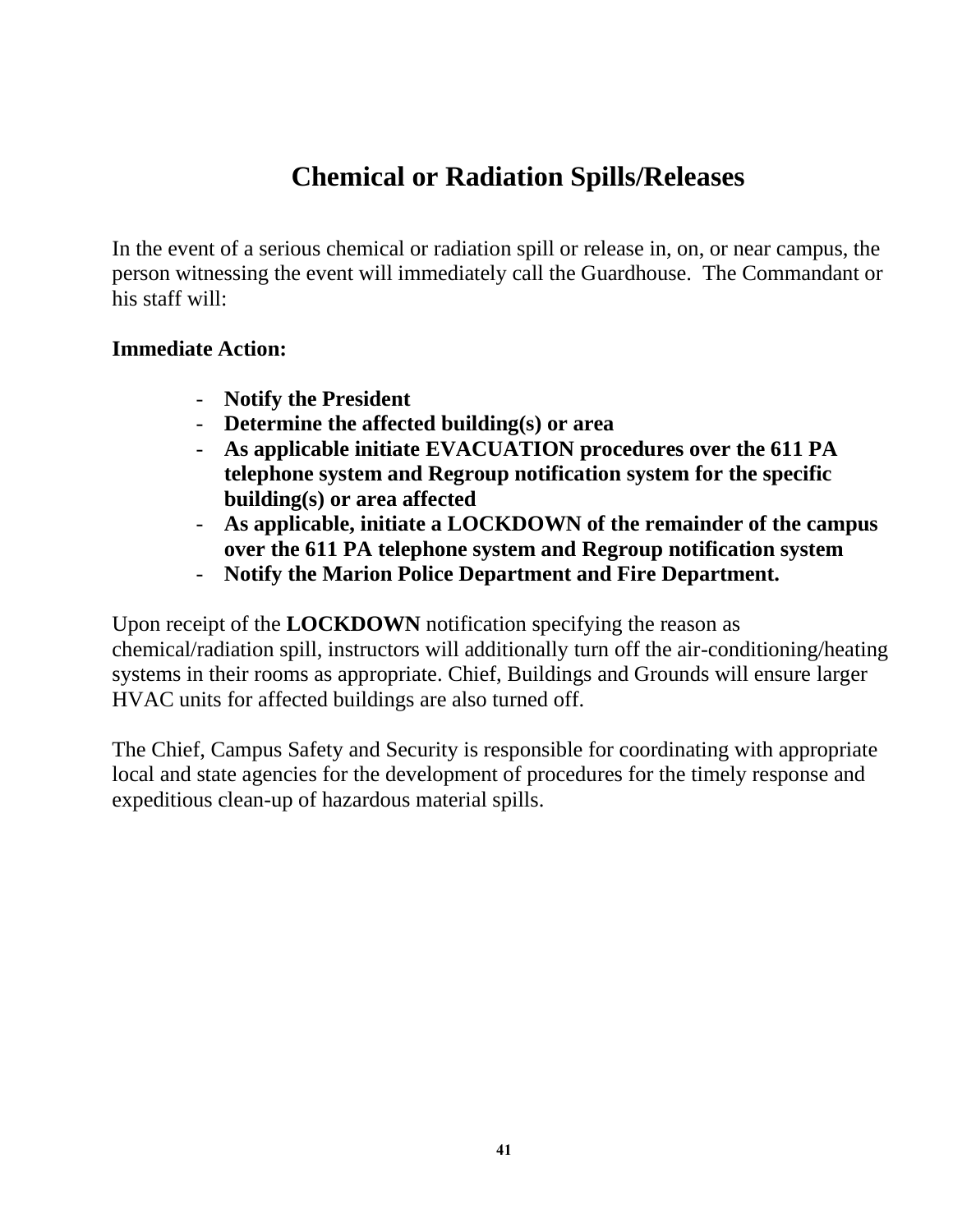# Chemical or Radiation Spills/Releases

In the event of a serious chemical or radiation spill or release in, on, or near campus, the person witnessing the event will immediately call the Guardhouse. The Commandant or his staff will:

**Immediate Action:**

- **Notify the President**
- **Determine the affected building(s) or area**
- **As applicable initiate EVACUATION procedures over the 611 PA telephone system and Regroup notification system for the specific building(s) or area affected**
- **As applicable, initiate a LOCKDOWN of the remainder of the campus over the 611 PA telephone system and Regroup notification system**
- **Notify the Marion Police Department and Fire Department.**

Upon receipt of the **LOCKDOWN** notification specifying the reason as chemical/radiation spill, instructors will additionally turn off the air-conditioning/heating systems in their rooms as appropriate. Chief, Buildings and Grounds will ensure larger HVAC units for affected buildings are also turned off.

The Chief, Campus Safety and Security is responsible for coordinating with appropriate local and state agencies for the development of procedures for the timely response and expeditious clean-up of hazardous material spills.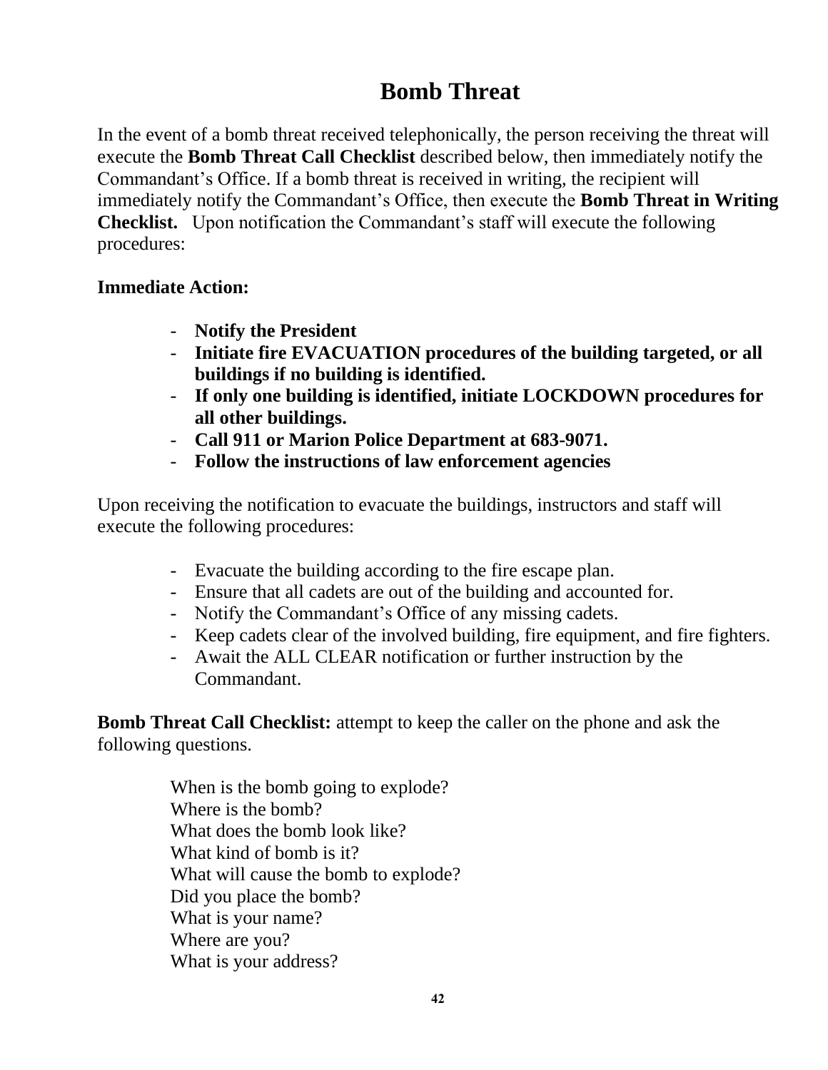# Bomb Threat

In the event of a bomb threat received telephonically, the person receiving the threat will execute the **Bomb Threat Call Checklist** described below, then immediately notify the Commandant's Office. If a bomb threat is received in writing, the recipient will immediately notify the Commandant's Office, then execute the **Bomb Threat in Writing Checklist.** Upon notification the Commandant's staff will execute the following procedures:

**Immediate Action:**

- **Notify the President**
- **Initiate fire EVACUATION procedures of the building targeted, or all buildings if no building is identified.**
- **If only one building is identified, initiate LOCKDOWN procedures for all other buildings.**
- **Call 911 or Marion Police Department at 683-9071.**
- **Follow the instructions of law enforcement agencies**

Upon receiving the notification to evacuate the buildings, instructors and staff will execute the following procedures:

- Evacuate the building according to the fire escape plan.
- Ensure that all cadets are out of the building and accounted for.
- Notify the Commandant's Office of any missing cadets.
- Keep cadets clear of the involved building, fire equipment, and fire fighters.
- Await the ALL CLEAR notification or further instruction by the Commandant.

**Bomb Threat Call Checklist:** attempt to keep the caller on the phone and ask the following questions.

When is the bomb going to explode?
Where is the bomb?
What does the bomb look like?
What kind of bomb is it?
What will cause the bomb to explode?
Did you place the bomb?
What is your name?
Where are you?
What is your address?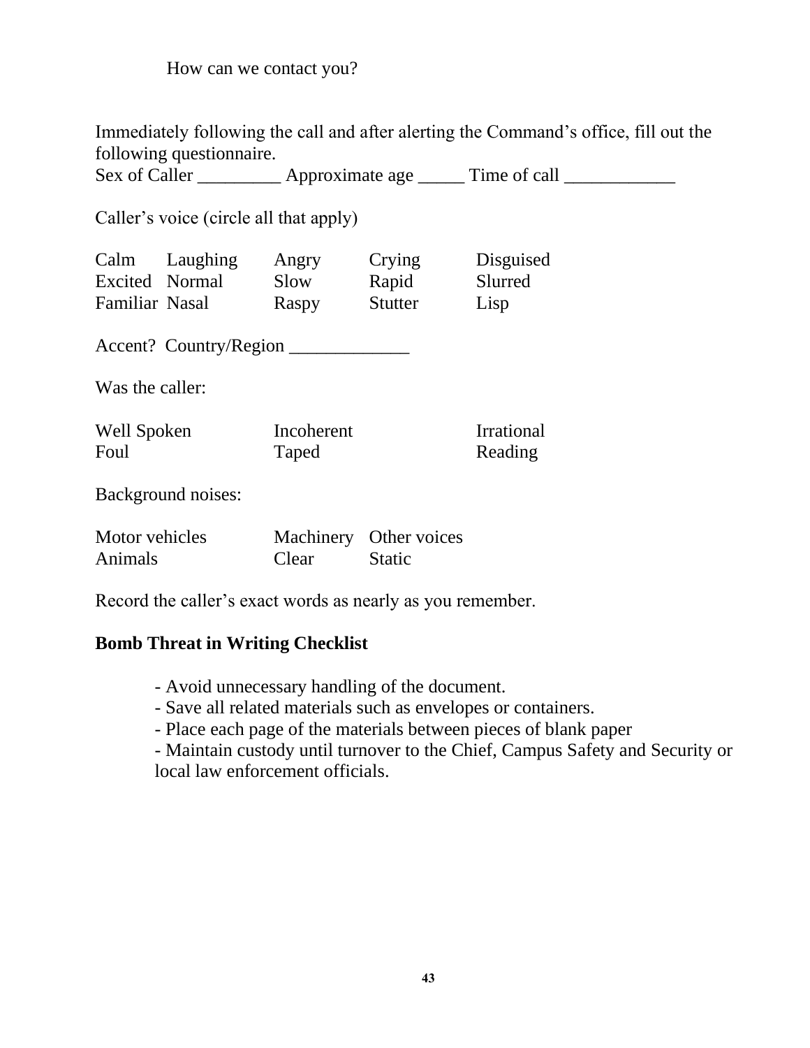How can we contact you?

Immediately following the call and after alerting the Command's office, fill out the following questionnaire.

Sex of Caller _________ Approximate age _____ Time of call ____________

Caller's voice (circle all that apply)

| | | | | |
|---|---|---|---|---|
| Calm | Laughing | Angry | Crying | Disguised |
| Excited | Normal | Slow | Rapid | Slurred |
| Familiar | Nasal | Raspy | Stutter | Lisp |

Accent? Country/Region _____________

Was the caller:

| | | |
|---|---|---|
| Well Spoken | Incoherent | Irrational |
| Foul | Taped | Reading |

Background noises:

| | | |
|---|---|---|
| Motor vehicles | Machinery | Other voices |
| Animals | Clear | Static |

Record the caller's exact words as nearly as you remember.

**Bomb Threat in Writing Checklist**

- Avoid unnecessary handling of the document.
- Save all related materials such as envelopes or containers.
- Place each page of the materials between pieces of blank paper
- Maintain custody until turnover to the Chief, Campus Safety and Security or local law enforcement officials.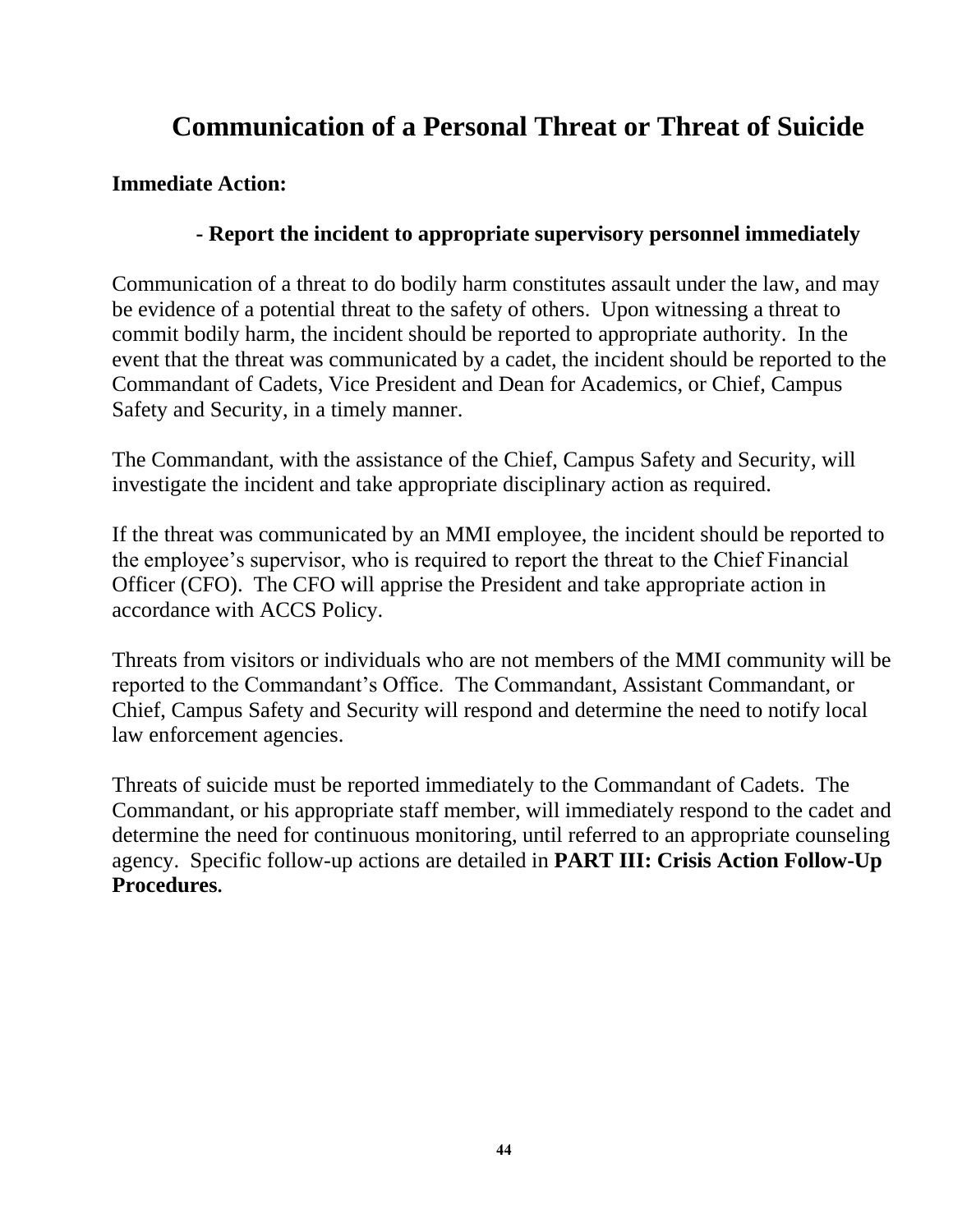# Communication of a Personal Threat or Threat of Suicide

**Immediate Action:**

**- Report the incident to appropriate supervisory personnel immediately**

Communication of a threat to do bodily harm constitutes assault under the law, and may be evidence of a potential threat to the safety of others. Upon witnessing a threat to commit bodily harm, the incident should be reported to appropriate authority. In the event that the threat was communicated by a cadet, the incident should be reported to the Commandant of Cadets, Vice President and Dean for Academics, or Chief, Campus Safety and Security, in a timely manner.

The Commandant, with the assistance of the Chief, Campus Safety and Security, will investigate the incident and take appropriate disciplinary action as required.

If the threat was communicated by an MMI employee, the incident should be reported to the employee's supervisor, who is required to report the threat to the Chief Financial Officer (CFO). The CFO will apprise the President and take appropriate action in accordance with ACCS Policy.

Threats from visitors or individuals who are not members of the MMI community will be reported to the Commandant's Office. The Commandant, Assistant Commandant, or Chief, Campus Safety and Security will respond and determine the need to notify local law enforcement agencies.

Threats of suicide must be reported immediately to the Commandant of Cadets. The Commandant, or his appropriate staff member, will immediately respond to the cadet and determine the need for continuous monitoring, until referred to an appropriate counseling agency. Specific follow-up actions are detailed in **PART III: Crisis Action Follow-Up Procedures**.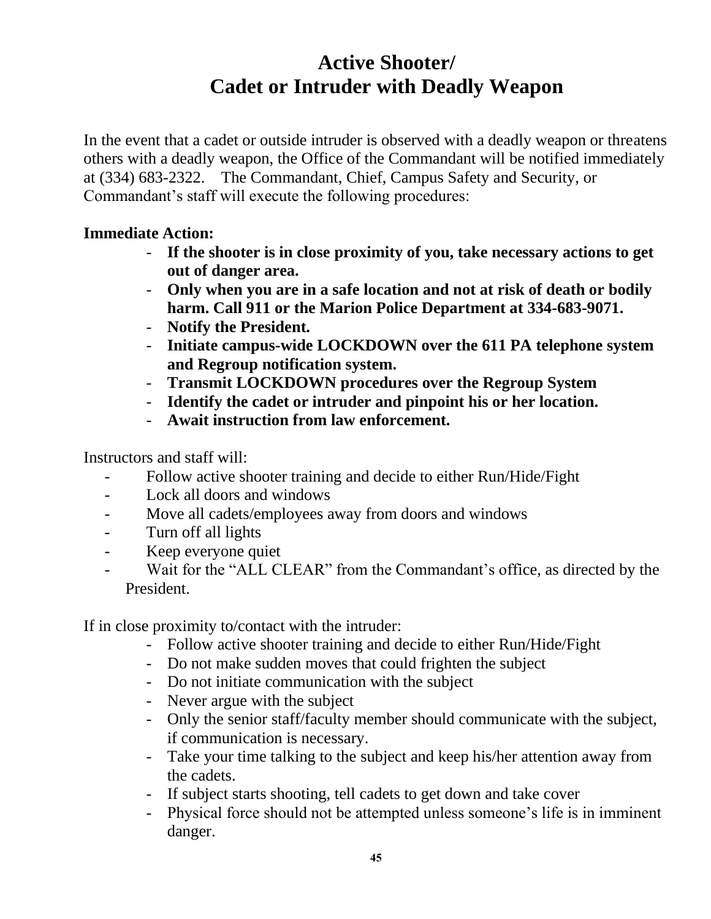# Active Shooter/ Cadet or Intruder with Deadly Weapon

In the event that a cadet or outside intruder is observed with a deadly weapon or threatens others with a deadly weapon, the Office of the Commandant will be notified immediately at (334) 683-2322. The Commandant, Chief, Campus Safety and Security, or Commandant's staff will execute the following procedures:

**Immediate Action:**

- **If the shooter is in close proximity of you, take necessary actions to get out of danger area.**
- **Only when you are in a safe location and not at risk of death or bodily harm. Call 911 or the Marion Police Department at 334-683-9071.**
- **Notify the President.**
- **Initiate campus-wide LOCKDOWN over the 611 PA telephone system and Regroup notification system.**
- **Transmit LOCKDOWN procedures over the Regroup System**
- **Identify the cadet or intruder and pinpoint his or her location.**
- **Await instruction from law enforcement.**

Instructors and staff will:

- Follow active shooter training and decide to either Run/Hide/Fight
- Lock all doors and windows
- Move all cadets/employees away from doors and windows
- Turn off all lights
- Keep everyone quiet
- Wait for the "ALL CLEAR" from the Commandant's office, as directed by the President.

If in close proximity to/contact with the intruder:

- Follow active shooter training and decide to either Run/Hide/Fight
- Do not make sudden moves that could frighten the subject
- Do not initiate communication with the subject
- Never argue with the subject
- Only the senior staff/faculty member should communicate with the subject, if communication is necessary.
- Take your time talking to the subject and keep his/her attention away from the cadets.
- If subject starts shooting, tell cadets to get down and take cover
- Physical force should not be attempted unless someone's life is in imminent danger.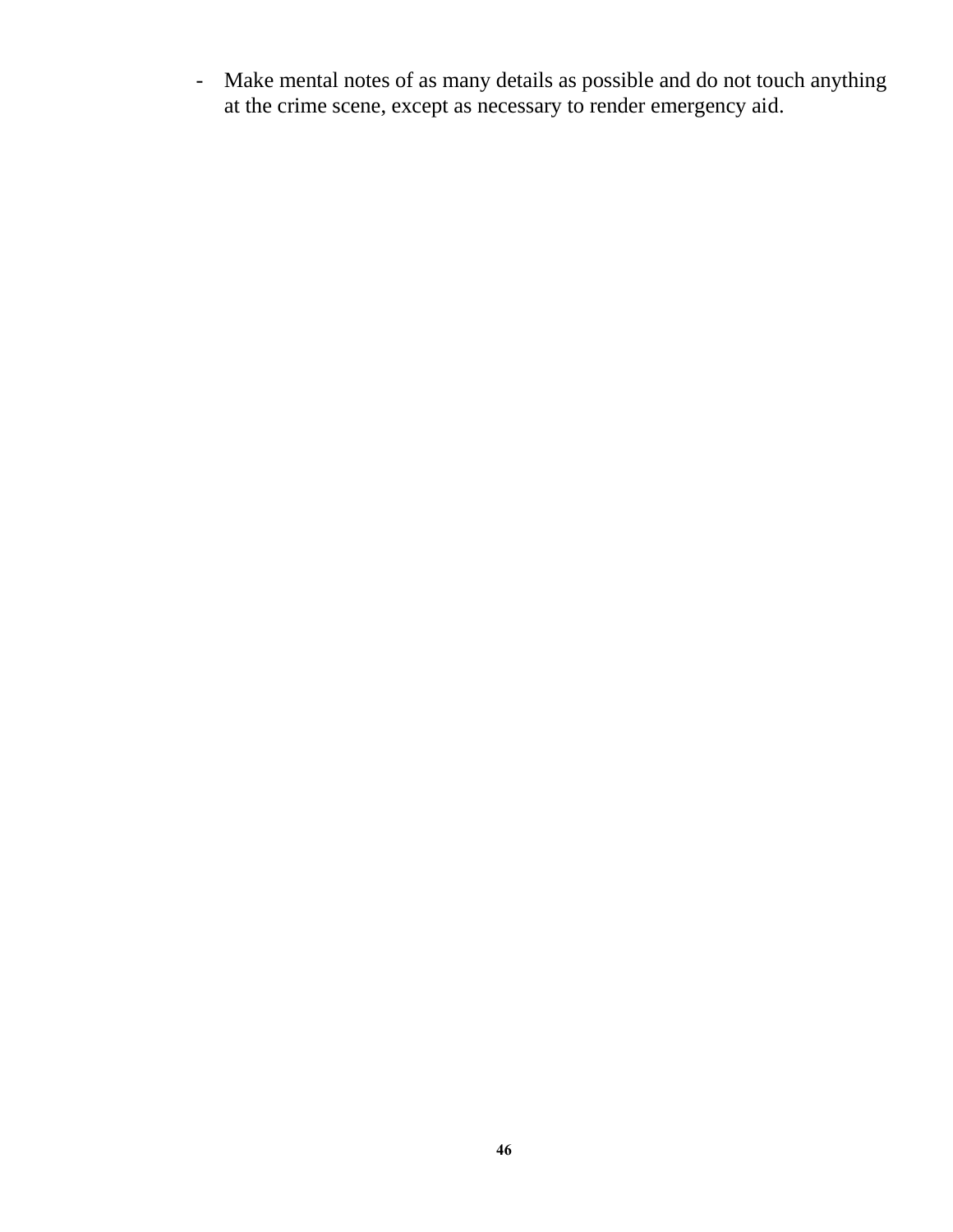- Make mental notes of as many details as possible and do not touch anything at the crime scene, except as necessary to render emergency aid.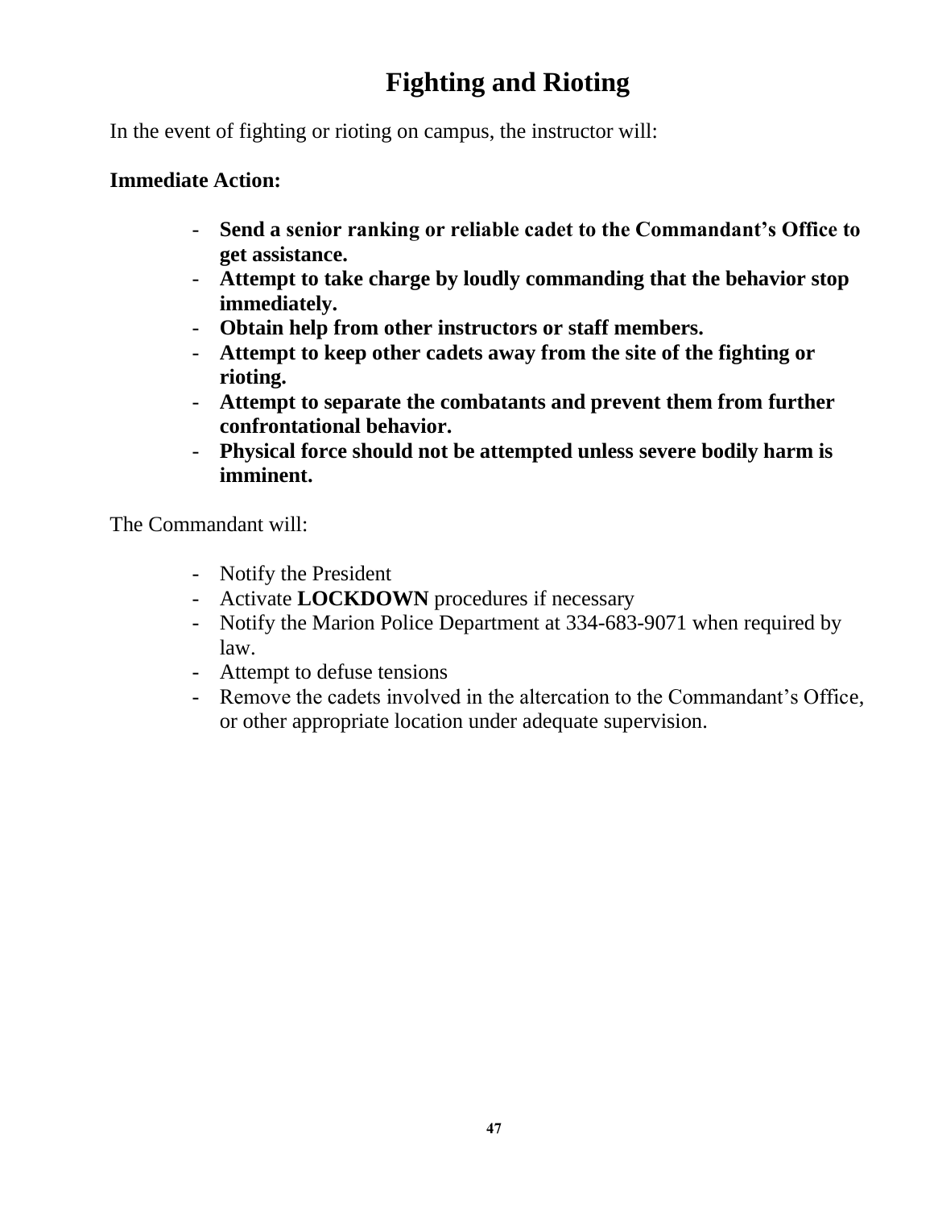# Fighting and Rioting

In the event of fighting or rioting on campus, the instructor will:

**Immediate Action:**

- **Send a senior ranking or reliable cadet to the Commandant's Office to get assistance.**
- **Attempt to take charge by loudly commanding that the behavior stop immediately.**
- **Obtain help from other instructors or staff members.**
- **Attempt to keep other cadets away from the site of the fighting or rioting.**
- **Attempt to separate the combatants and prevent them from further confrontational behavior.**
- **Physical force should not be attempted unless severe bodily harm is imminent.**

The Commandant will:

- Notify the President
- Activate **LOCKDOWN** procedures if necessary
- Notify the Marion Police Department at 334-683-9071 when required by law.
- Attempt to defuse tensions
- Remove the cadets involved in the altercation to the Commandant's Office, or other appropriate location under adequate supervision.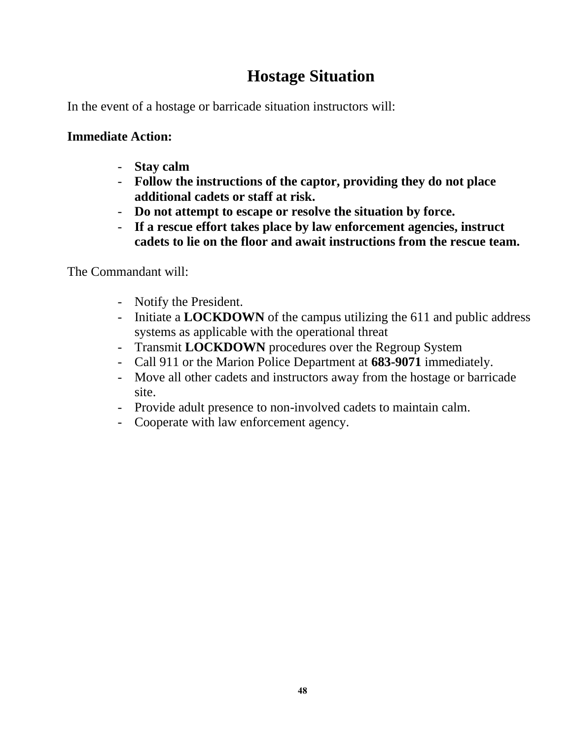# Hostage Situation

In the event of a hostage or barricade situation instructors will:

**Immediate Action:**

- **Stay calm**
- **Follow the instructions of the captor, providing they do not place additional cadets or staff at risk.**
- **Do not attempt to escape or resolve the situation by force.**
- **If a rescue effort takes place by law enforcement agencies, instruct cadets to lie on the floor and await instructions from the rescue team.**

The Commandant will:

- Notify the President.
- Initiate a **LOCKDOWN** of the campus utilizing the 611 and public address systems as applicable with the operational threat
- Transmit **LOCKDOWN** procedures over the Regroup System
- Call 911 or the Marion Police Department at **683-9071** immediately.
- Move all other cadets and instructors away from the hostage or barricade site.
- Provide adult presence to non-involved cadets to maintain calm.
- Cooperate with law enforcement agency.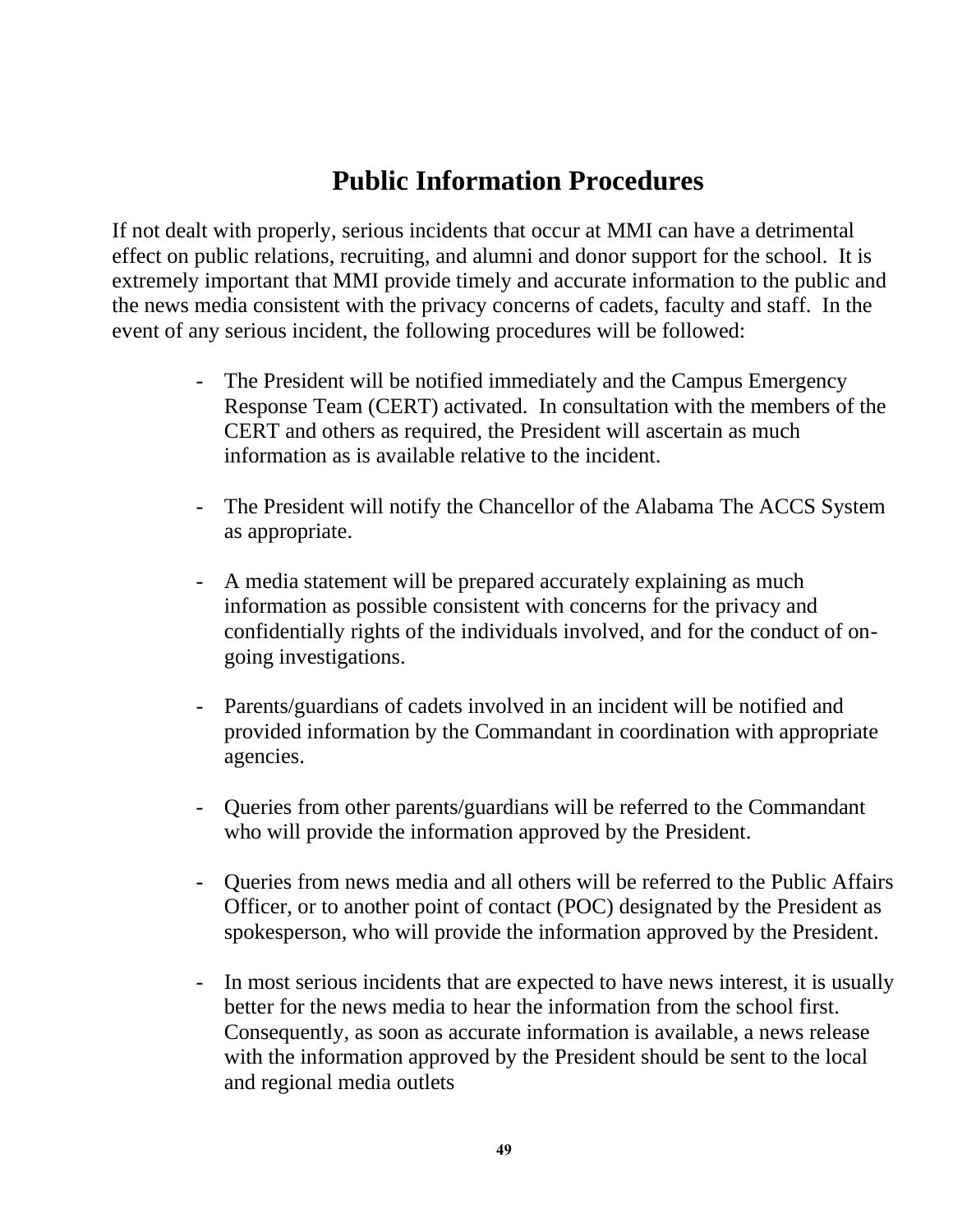# Public Information Procedures

If not dealt with properly, serious incidents that occur at MMI can have a detrimental effect on public relations, recruiting, and alumni and donor support for the school. It is extremely important that MMI provide timely and accurate information to the public and the news media consistent with the privacy concerns of cadets, faculty and staff. In the event of any serious incident, the following procedures will be followed:

- The President will be notified immediately and the Campus Emergency Response Team (CERT) activated. In consultation with the members of the CERT and others as required, the President will ascertain as much information as is available relative to the incident.

- The President will notify the Chancellor of the Alabama The ACCS System as appropriate.

- A media statement will be prepared accurately explaining as much information as possible consistent with concerns for the privacy and confidentially rights of the individuals involved, and for the conduct of on-going investigations.

- Parents/guardians of cadets involved in an incident will be notified and provided information by the Commandant in coordination with appropriate agencies.

- Queries from other parents/guardians will be referred to the Commandant who will provide the information approved by the President.

- Queries from news media and all others will be referred to the Public Affairs Officer, or to another point of contact (POC) designated by the President as spokesperson, who will provide the information approved by the President.

- In most serious incidents that are expected to have news interest, it is usually better for the news media to hear the information from the school first. Consequently, as soon as accurate information is available, a news release with the information approved by the President should be sent to the local and regional media outlets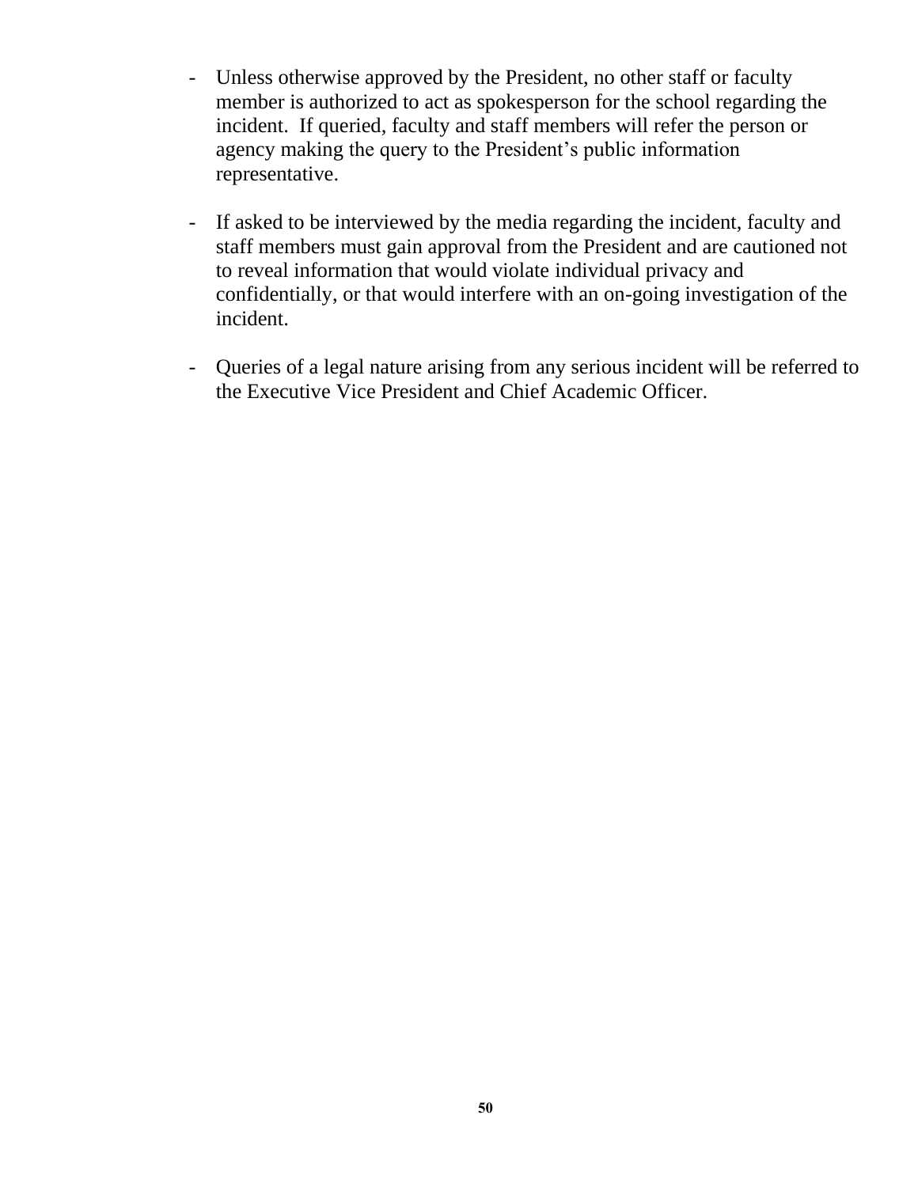- Unless otherwise approved by the President, no other staff or faculty member is authorized to act as spokesperson for the school regarding the incident. If queried, faculty and staff members will refer the person or agency making the query to the President's public information representative.

- If asked to be interviewed by the media regarding the incident, faculty and staff members must gain approval from the President and are cautioned not to reveal information that would violate individual privacy and confidentially, or that would interfere with an on-going investigation of the incident.

- Queries of a legal nature arising from any serious incident will be referred to the Executive Vice President and Chief Academic Officer.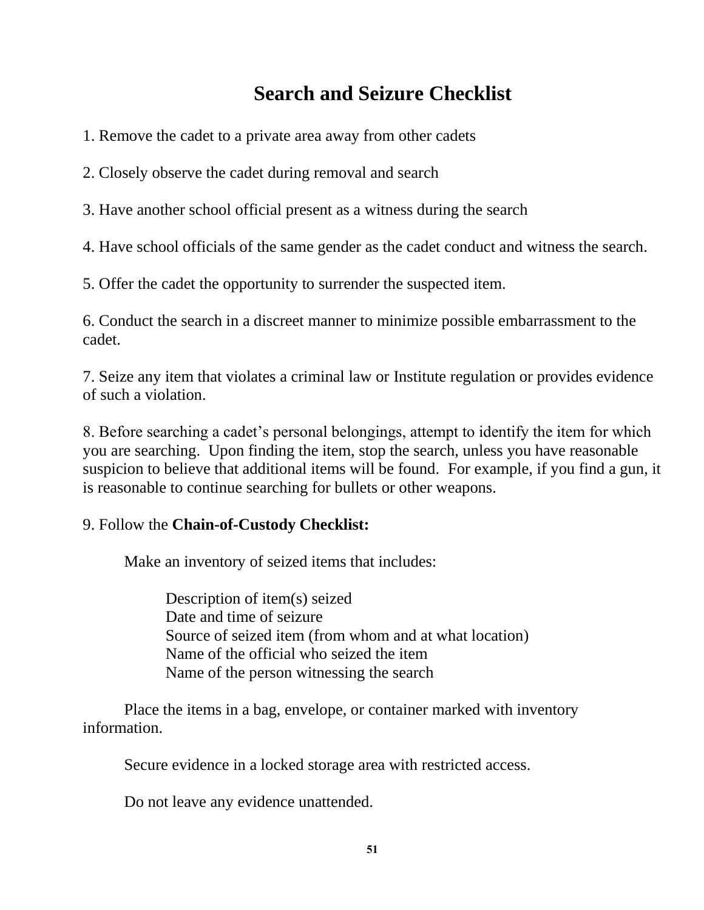# Search and Seizure Checklist

1. Remove the cadet to a private area away from other cadets

2. Closely observe the cadet during removal and search

3. Have another school official present as a witness during the search

4. Have school officials of the same gender as the cadet conduct and witness the search.

5. Offer the cadet the opportunity to surrender the suspected item.

6. Conduct the search in a discreet manner to minimize possible embarrassment to the cadet.

7. Seize any item that violates a criminal law or Institute regulation or provides evidence of such a violation.

8. Before searching a cadet's personal belongings, attempt to identify the item for which you are searching. Upon finding the item, stop the search, unless you have reasonable suspicion to believe that additional items will be found. For example, if you find a gun, it is reasonable to continue searching for bullets or other weapons.

9. Follow the **Chain-of-Custody Checklist:**

Make an inventory of seized items that includes:

- Description of item(s) seized
- Date and time of seizure
- Source of seized item (from whom and at what location)
- Name of the official who seized the item
- Name of the person witnessing the search

Place the items in a bag, envelope, or container marked with inventory information.

Secure evidence in a locked storage area with restricted access.

Do not leave any evidence unattended.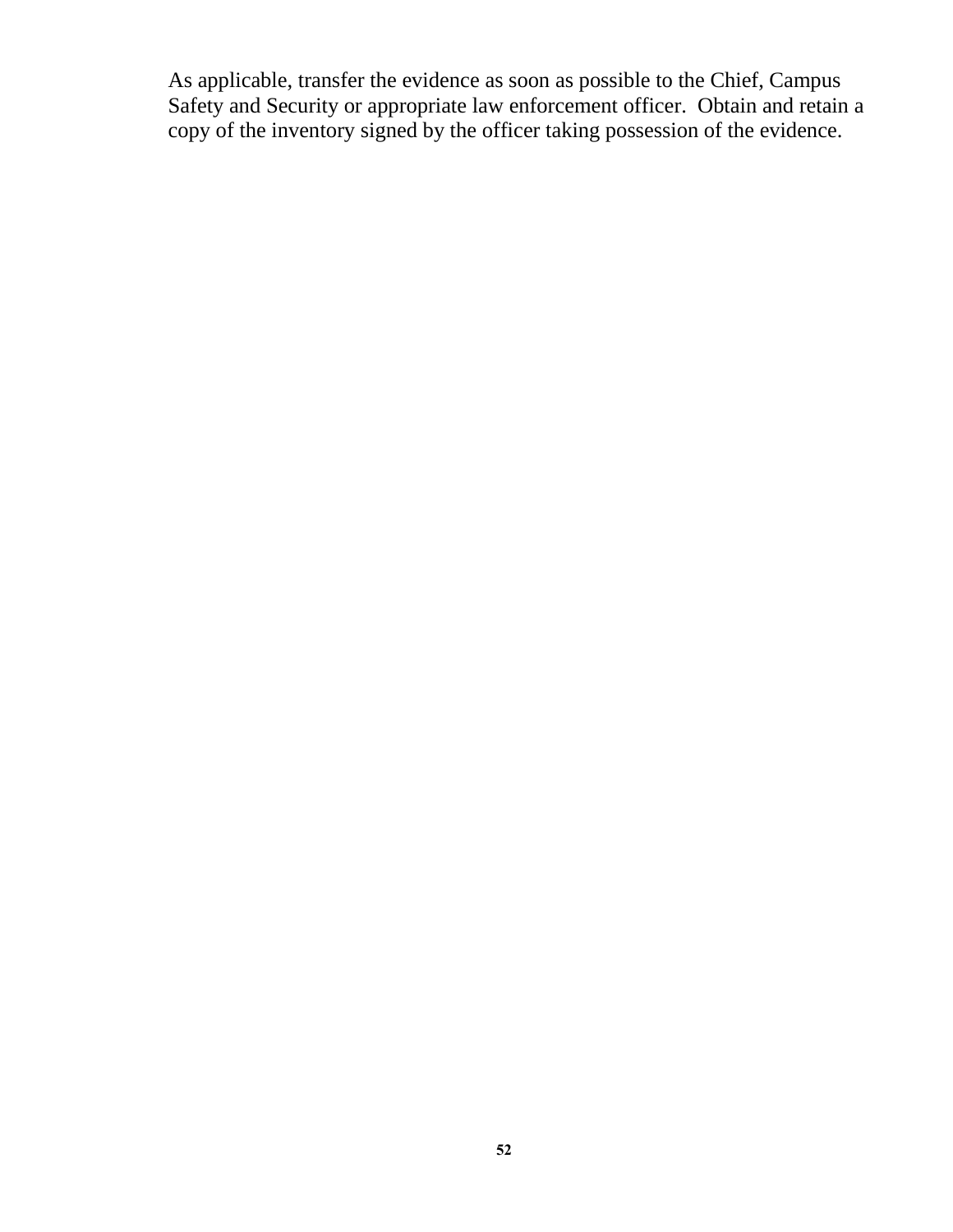As applicable, transfer the evidence as soon as possible to the Chief, Campus Safety and Security or appropriate law enforcement officer. Obtain and retain a copy of the inventory signed by the officer taking possession of the evidence.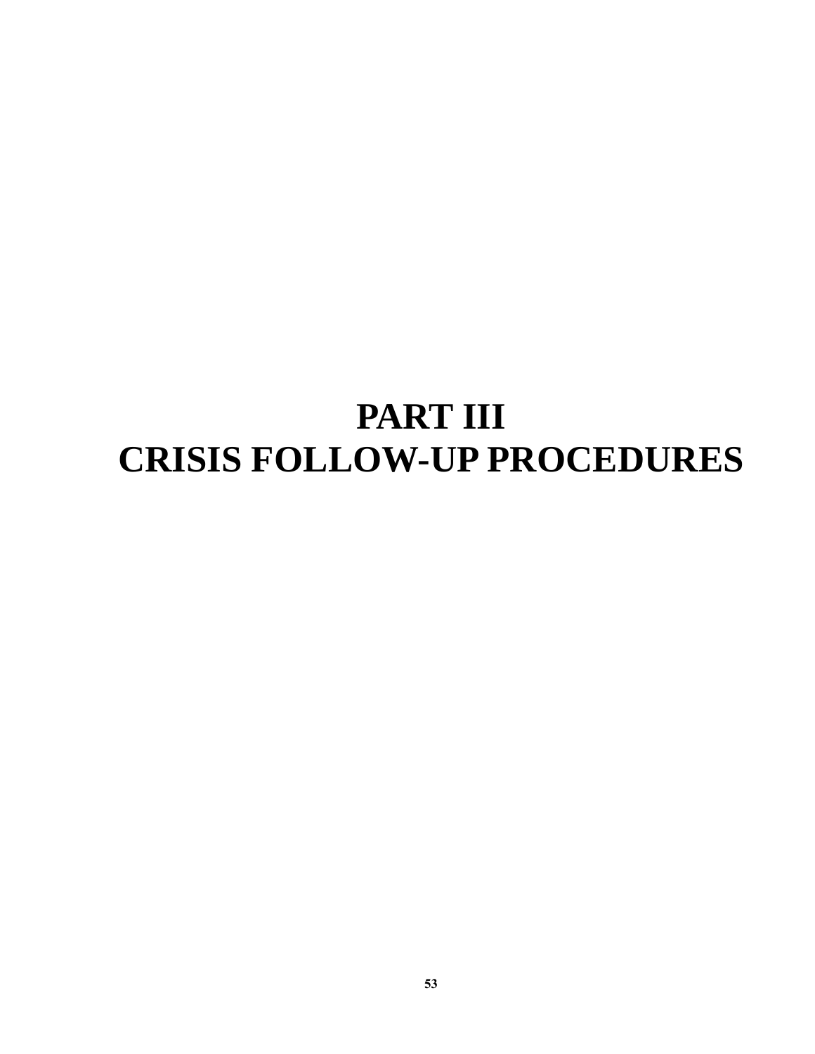# PART III
# CRISIS FOLLOW-UP PROCEDURES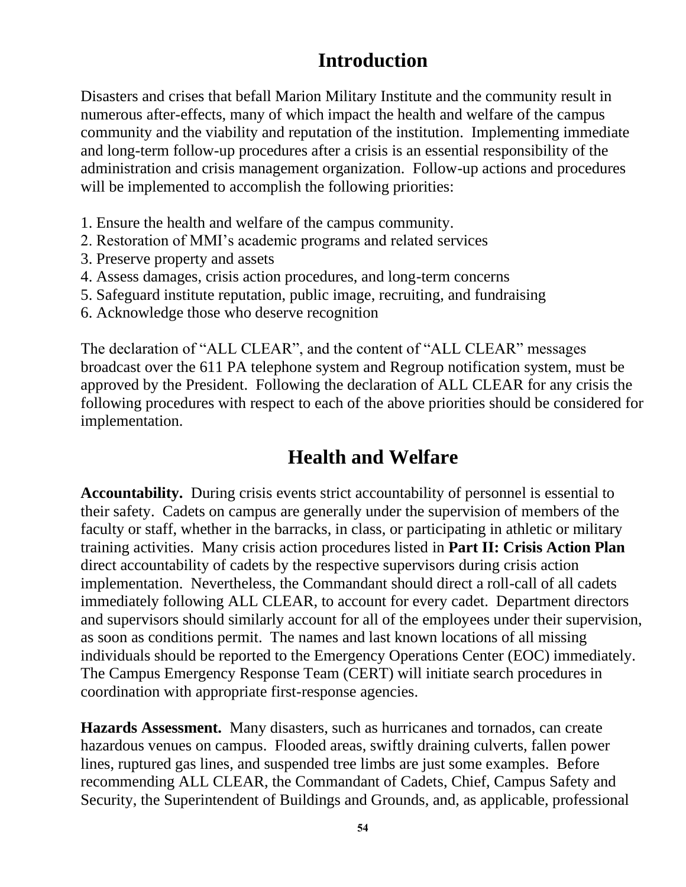# Introduction

Disasters and crises that befall Marion Military Institute and the community result in numerous after-effects, many of which impact the health and welfare of the campus community and the viability and reputation of the institution. Implementing immediate and long-term follow-up procedures after a crisis is an essential responsibility of the administration and crisis management organization. Follow-up actions and procedures will be implemented to accomplish the following priorities:

1. Ensure the health and welfare of the campus community.
2. Restoration of MMI's academic programs and related services
3. Preserve property and assets
4. Assess damages, crisis action procedures, and long-term concerns
5. Safeguard institute reputation, public image, recruiting, and fundraising
6. Acknowledge those who deserve recognition

The declaration of "ALL CLEAR", and the content of "ALL CLEAR" messages broadcast over the 611 PA telephone system and Regroup notification system, must be approved by the President. Following the declaration of ALL CLEAR for any crisis the following procedures with respect to each of the above priorities should be considered for implementation.

# Health and Welfare

**Accountability.** During crisis events strict accountability of personnel is essential to their safety. Cadets on campus are generally under the supervision of members of the faculty or staff, whether in the barracks, in class, or participating in athletic or military training activities. Many crisis action procedures listed in **Part II: Crisis Action Plan** direct accountability of cadets by the respective supervisors during crisis action implementation. Nevertheless, the Commandant should direct a roll-call of all cadets immediately following ALL CLEAR, to account for every cadet. Department directors and supervisors should similarly account for all of the employees under their supervision, as soon as conditions permit. The names and last known locations of all missing individuals should be reported to the Emergency Operations Center (EOC) immediately. The Campus Emergency Response Team (CERT) will initiate search procedures in coordination with appropriate first-response agencies.

**Hazards Assessment.** Many disasters, such as hurricanes and tornados, can create hazardous venues on campus. Flooded areas, swiftly draining culverts, fallen power lines, ruptured gas lines, and suspended tree limbs are just some examples. Before recommending ALL CLEAR, the Commandant of Cadets, Chief, Campus Safety and Security, the Superintendent of Buildings and Grounds, and, as applicable, professional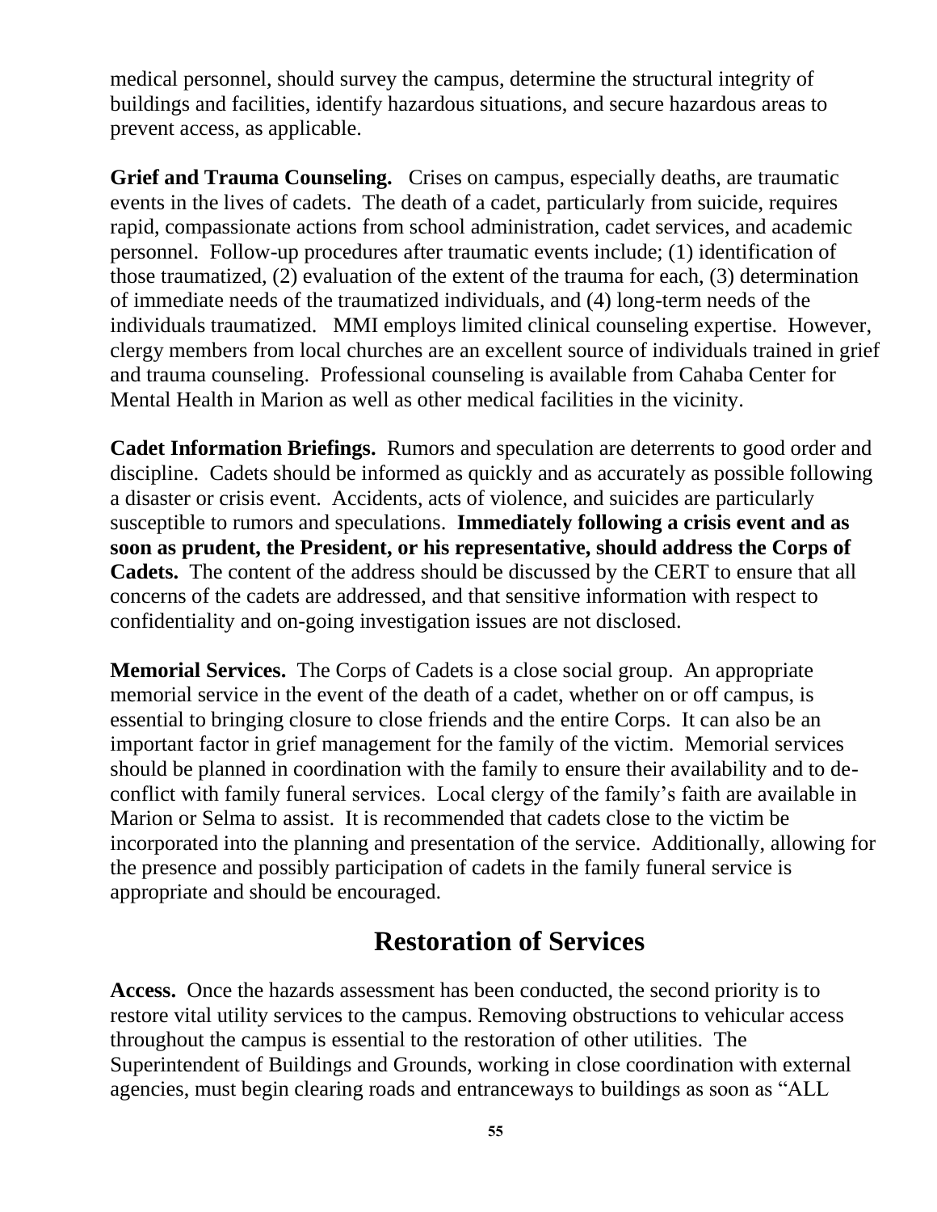medical personnel, should survey the campus, determine the structural integrity of buildings and facilities, identify hazardous situations, and secure hazardous areas to prevent access, as applicable.

**Grief and Trauma Counseling.** Crises on campus, especially deaths, are traumatic events in the lives of cadets. The death of a cadet, particularly from suicide, requires rapid, compassionate actions from school administration, cadet services, and academic personnel. Follow-up procedures after traumatic events include; (1) identification of those traumatized, (2) evaluation of the extent of the trauma for each, (3) determination of immediate needs of the traumatized individuals, and (4) long-term needs of the individuals traumatized. MMI employs limited clinical counseling expertise. However, clergy members from local churches are an excellent source of individuals trained in grief and trauma counseling. Professional counseling is available from Cahaba Center for Mental Health in Marion as well as other medical facilities in the vicinity.

**Cadet Information Briefings.** Rumors and speculation are deterrents to good order and discipline. Cadets should be informed as quickly and as accurately as possible following a disaster or crisis event. Accidents, acts of violence, and suicides are particularly susceptible to rumors and speculations. **Immediately following a crisis event and as soon as prudent, the President, or his representative, should address the Corps of Cadets.** The content of the address should be discussed by the CERT to ensure that all concerns of the cadets are addressed, and that sensitive information with respect to confidentiality and on-going investigation issues are not disclosed.

**Memorial Services.** The Corps of Cadets is a close social group. An appropriate memorial service in the event of the death of a cadet, whether on or off campus, is essential to bringing closure to close friends and the entire Corps. It can also be an important factor in grief management for the family of the victim. Memorial services should be planned in coordination with the family to ensure their availability and to de-conflict with family funeral services. Local clergy of the family's faith are available in Marion or Selma to assist. It is recommended that cadets close to the victim be incorporated into the planning and presentation of the service. Additionally, allowing for the presence and possibly participation of cadets in the family funeral service is appropriate and should be encouraged.

## Restoration of Services

**Access.** Once the hazards assessment has been conducted, the second priority is to restore vital utility services to the campus. Removing obstructions to vehicular access throughout the campus is essential to the restoration of other utilities. The Superintendent of Buildings and Grounds, working in close coordination with external agencies, must begin clearing roads and entranceways to buildings as soon as "ALL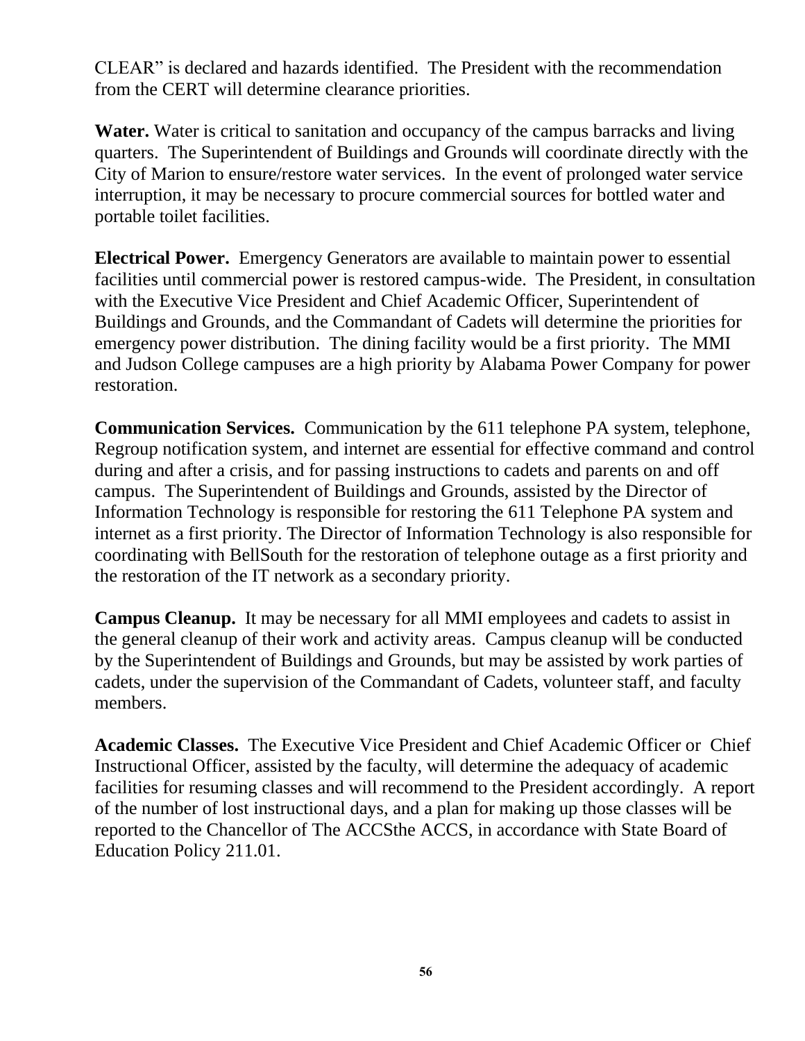CLEAR" is declared and hazards identified. The President with the recommendation from the CERT will determine clearance priorities.

**Water.** Water is critical to sanitation and occupancy of the campus barracks and living quarters. The Superintendent of Buildings and Grounds will coordinate directly with the City of Marion to ensure/restore water services. In the event of prolonged water service interruption, it may be necessary to procure commercial sources for bottled water and portable toilet facilities.

**Electrical Power.** Emergency Generators are available to maintain power to essential facilities until commercial power is restored campus-wide. The President, in consultation with the Executive Vice President and Chief Academic Officer, Superintendent of Buildings and Grounds, and the Commandant of Cadets will determine the priorities for emergency power distribution. The dining facility would be a first priority. The MMI and Judson College campuses are a high priority by Alabama Power Company for power restoration.

**Communication Services.** Communication by the 611 telephone PA system, telephone, Regroup notification system, and internet are essential for effective command and control during and after a crisis, and for passing instructions to cadets and parents on and off campus. The Superintendent of Buildings and Grounds, assisted by the Director of Information Technology is responsible for restoring the 611 Telephone PA system and internet as a first priority. The Director of Information Technology is also responsible for coordinating with BellSouth for the restoration of telephone outage as a first priority and the restoration of the IT network as a secondary priority.

**Campus Cleanup.** It may be necessary for all MMI employees and cadets to assist in the general cleanup of their work and activity areas. Campus cleanup will be conducted by the Superintendent of Buildings and Grounds, but may be assisted by work parties of cadets, under the supervision of the Commandant of Cadets, volunteer staff, and faculty members.

**Academic Classes.** The Executive Vice President and Chief Academic Officer or Chief Instructional Officer, assisted by the faculty, will determine the adequacy of academic facilities for resuming classes and will recommend to the President accordingly. A report of the number of lost instructional days, and a plan for making up those classes will be reported to the Chancellor of The ACCSthe ACCS, in accordance with State Board of Education Policy 211.01.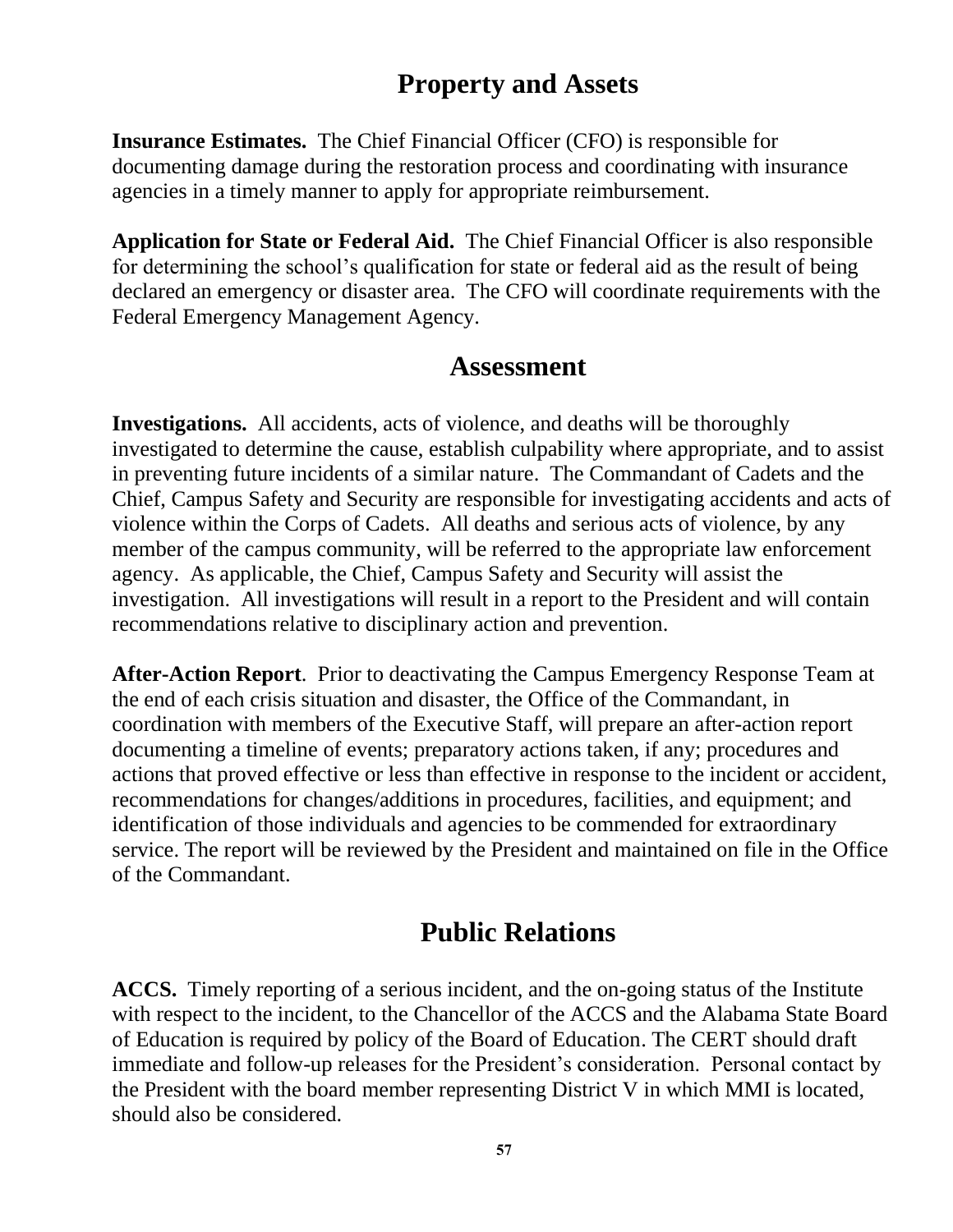## Property and Assets

**Insurance Estimates.** The Chief Financial Officer (CFO) is responsible for documenting damage during the restoration process and coordinating with insurance agencies in a timely manner to apply for appropriate reimbursement.

**Application for State or Federal Aid.** The Chief Financial Officer is also responsible for determining the school's qualification for state or federal aid as the result of being declared an emergency or disaster area. The CFO will coordinate requirements with the Federal Emergency Management Agency.

## Assessment

**Investigations.** All accidents, acts of violence, and deaths will be thoroughly investigated to determine the cause, establish culpability where appropriate, and to assist in preventing future incidents of a similar nature. The Commandant of Cadets and the Chief, Campus Safety and Security are responsible for investigating accidents and acts of violence within the Corps of Cadets. All deaths and serious acts of violence, by any member of the campus community, will be referred to the appropriate law enforcement agency. As applicable, the Chief, Campus Safety and Security will assist the investigation. All investigations will result in a report to the President and will contain recommendations relative to disciplinary action and prevention.

**After-Action Report**. Prior to deactivating the Campus Emergency Response Team at the end of each crisis situation and disaster, the Office of the Commandant, in coordination with members of the Executive Staff, will prepare an after-action report documenting a timeline of events; preparatory actions taken, if any; procedures and actions that proved effective or less than effective in response to the incident or accident, recommendations for changes/additions in procedures, facilities, and equipment; and identification of those individuals and agencies to be commended for extraordinary service. The report will be reviewed by the President and maintained on file in the Office of the Commandant.

## Public Relations

**ACCS.** Timely reporting of a serious incident, and the on-going status of the Institute with respect to the incident, to the Chancellor of the ACCS and the Alabama State Board of Education is required by policy of the Board of Education. The CERT should draft immediate and follow-up releases for the President's consideration. Personal contact by the President with the board member representing District V in which MMI is located, should also be considered.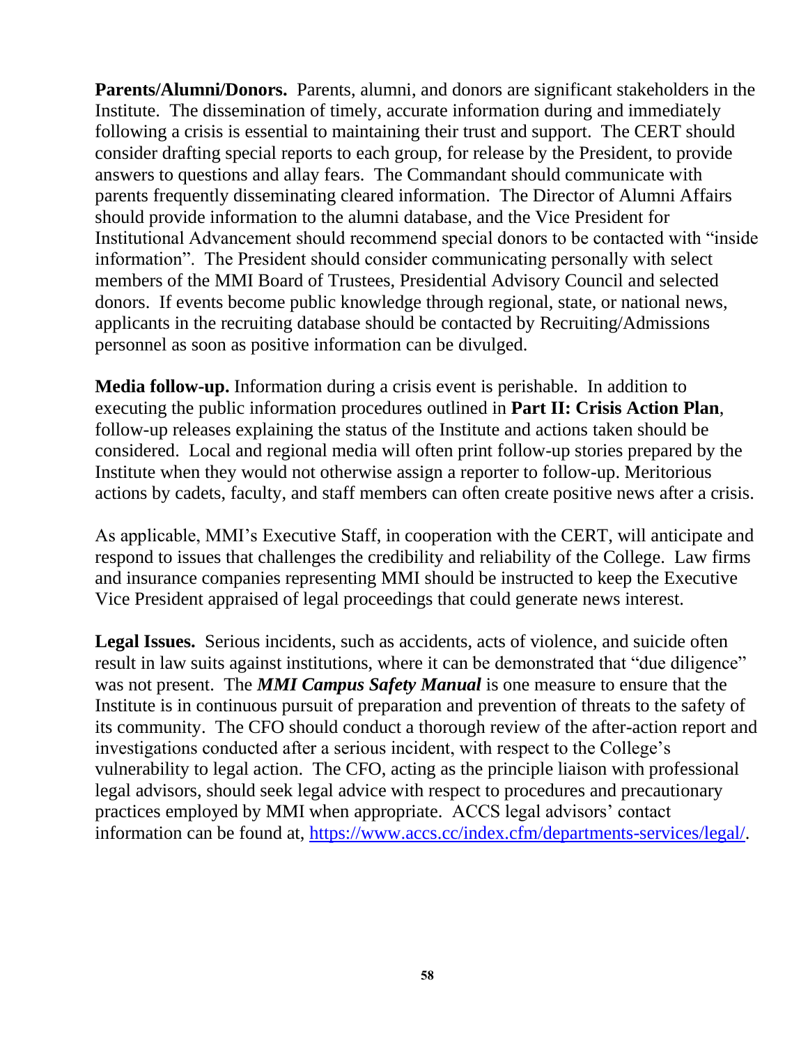**Parents/Alumni/Donors.** Parents, alumni, and donors are significant stakeholders in the Institute. The dissemination of timely, accurate information during and immediately following a crisis is essential to maintaining their trust and support. The CERT should consider drafting special reports to each group, for release by the President, to provide answers to questions and allay fears. The Commandant should communicate with parents frequently disseminating cleared information. The Director of Alumni Affairs should provide information to the alumni database, and the Vice President for Institutional Advancement should recommend special donors to be contacted with "inside information". The President should consider communicating personally with select members of the MMI Board of Trustees, Presidential Advisory Council and selected donors. If events become public knowledge through regional, state, or national news, applicants in the recruiting database should be contacted by Recruiting/Admissions personnel as soon as positive information can be divulged.

**Media follow-up.** Information during a crisis event is perishable. In addition to executing the public information procedures outlined in **Part II: Crisis Action Plan**, follow-up releases explaining the status of the Institute and actions taken should be considered. Local and regional media will often print follow-up stories prepared by the Institute when they would not otherwise assign a reporter to follow-up. Meritorious actions by cadets, faculty, and staff members can often create positive news after a crisis.

As applicable, MMI's Executive Staff, in cooperation with the CERT, will anticipate and respond to issues that challenges the credibility and reliability of the College. Law firms and insurance companies representing MMI should be instructed to keep the Executive Vice President appraised of legal proceedings that could generate news interest.

**Legal Issues.** Serious incidents, such as accidents, acts of violence, and suicide often result in law suits against institutions, where it can be demonstrated that "due diligence" was not present. The ***MMI Campus Safety Manual*** is one measure to ensure that the Institute is in continuous pursuit of preparation and prevention of threats to the safety of its community. The CFO should conduct a thorough review of the after-action report and investigations conducted after a serious incident, with respect to the College's vulnerability to legal action. The CFO, acting as the principle liaison with professional legal advisors, should seek legal advice with respect to procedures and precautionary practices employed by MMI when appropriate. ACCS legal advisors' contact information can be found at, [https://www.accs.cc/index.cfm/departments-services/legal/](https://www.accs.cc/index.cfm/departments-services/legal/).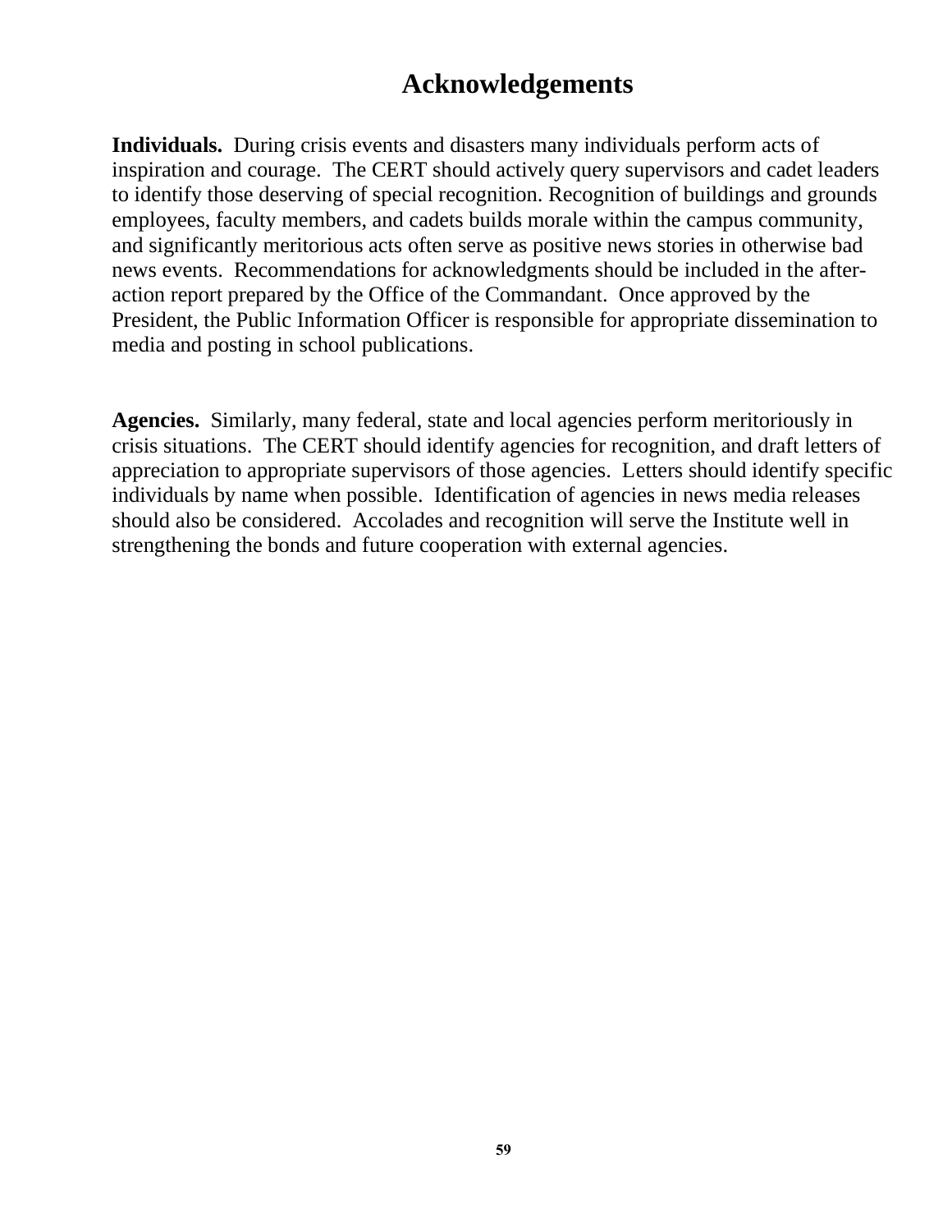# Acknowledgements

**Individuals.** During crisis events and disasters many individuals perform acts of inspiration and courage. The CERT should actively query supervisors and cadet leaders to identify those deserving of special recognition. Recognition of buildings and grounds employees, faculty members, and cadets builds morale within the campus community, and significantly meritorious acts often serve as positive news stories in otherwise bad news events. Recommendations for acknowledgments should be included in the after-action report prepared by the Office of the Commandant. Once approved by the President, the Public Information Officer is responsible for appropriate dissemination to media and posting in school publications.

**Agencies.** Similarly, many federal, state and local agencies perform meritoriously in crisis situations. The CERT should identify agencies for recognition, and draft letters of appreciation to appropriate supervisors of those agencies. Letters should identify specific individuals by name when possible. Identification of agencies in news media releases should also be considered. Accolades and recognition will serve the Institute well in strengthening the bonds and future cooperation with external agencies.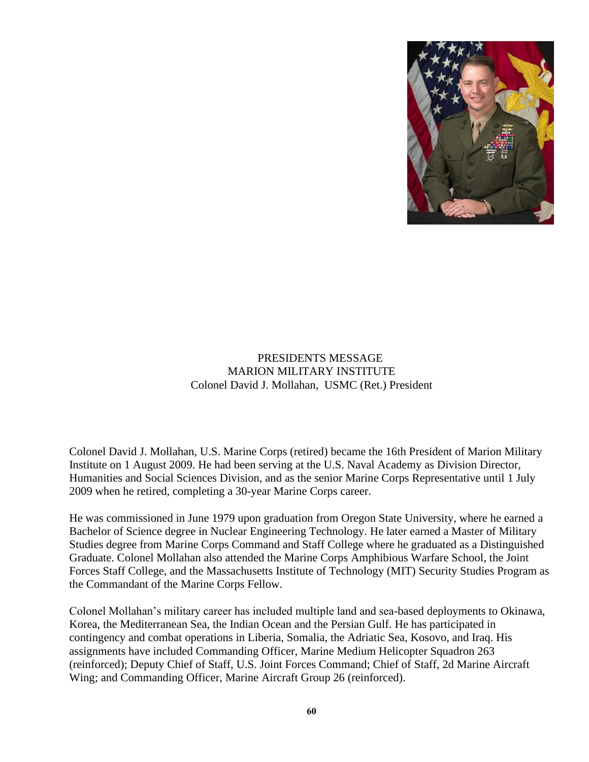PRESIDENTS MESSAGE
MARION MILITARY INSTITUTE
Colonel David J. Mollahan, USMC (Ret.) President

Colonel David J. Mollahan, U.S. Marine Corps (retired) became the 16th President of Marion Military Institute on 1 August 2009. He had been serving at the U.S. Naval Academy as Division Director, Humanities and Social Sciences Division, and as the senior Marine Corps Representative until 1 July 2009 when he retired, completing a 30-year Marine Corps career.

He was commissioned in June 1979 upon graduation from Oregon State University, where he earned a Bachelor of Science degree in Nuclear Engineering Technology. He later earned a Master of Military Studies degree from Marine Corps Command and Staff College where he graduated as a Distinguished Graduate. Colonel Mollahan also attended the Marine Corps Amphibious Warfare School, the Joint Forces Staff College, and the Massachusetts Institute of Technology (MIT) Security Studies Program as the Commandant of the Marine Corps Fellow.

Colonel Mollahan's military career has included multiple land and sea-based deployments to Okinawa, Korea, the Mediterranean Sea, the Indian Ocean and the Persian Gulf. He has participated in contingency and combat operations in Liberia, Somalia, the Adriatic Sea, Kosovo, and Iraq. His assignments have included Commanding Officer, Marine Medium Helicopter Squadron 263 (reinforced); Deputy Chief of Staff, U.S. Joint Forces Command; Chief of Staff, 2d Marine Aircraft Wing; and Commanding Officer, Marine Aircraft Group 26 (reinforced).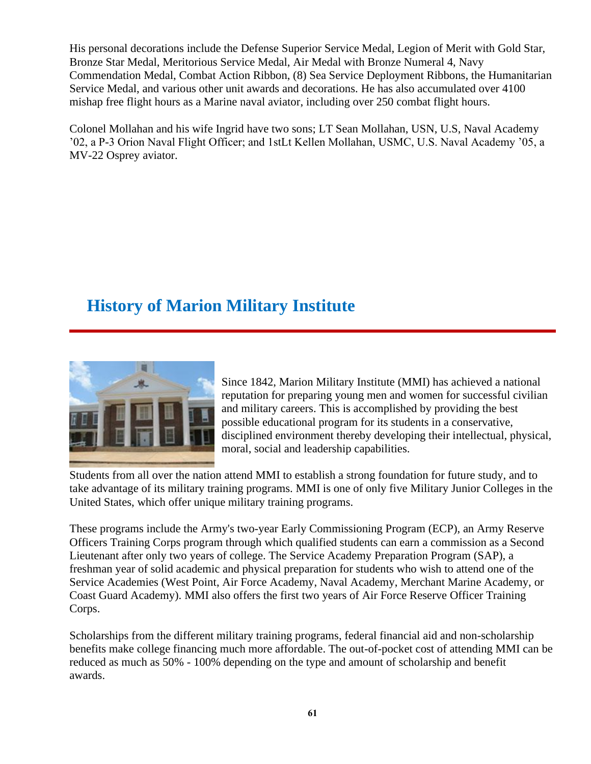His personal decorations include the Defense Superior Service Medal, Legion of Merit with Gold Star, Bronze Star Medal, Meritorious Service Medal, Air Medal with Bronze Numeral 4, Navy Commendation Medal, Combat Action Ribbon, (8) Sea Service Deployment Ribbons, the Humanitarian Service Medal, and various other unit awards and decorations. He has also accumulated over 4100 mishap free flight hours as a Marine naval aviator, including over 250 combat flight hours.

Colonel Mollahan and his wife Ingrid have two sons; LT Sean Mollahan, USN, U.S, Naval Academy '02, a P-3 Orion Naval Flight Officer; and 1stLt Kellen Mollahan, USMC, U.S. Naval Academy '05, a MV-22 Osprey aviator.

## History of Marion Military Institute

Since 1842, Marion Military Institute (MMI) has achieved a national reputation for preparing young men and women for successful civilian and military careers. This is accomplished by providing the best possible educational program for its students in a conservative, disciplined environment thereby developing their intellectual, physical, moral, social and leadership capabilities.

Students from all over the nation attend MMI to establish a strong foundation for future study, and to take advantage of its military training programs. MMI is one of only five Military Junior Colleges in the United States, which offer unique military training programs.

These programs include the Army's two-year Early Commissioning Program (ECP), an Army Reserve Officers Training Corps program through which qualified students can earn a commission as a Second Lieutenant after only two years of college. The Service Academy Preparation Program (SAP), a freshman year of solid academic and physical preparation for students who wish to attend one of the Service Academies (West Point, Air Force Academy, Naval Academy, Merchant Marine Academy, or Coast Guard Academy). MMI also offers the first two years of Air Force Reserve Officer Training Corps.

Scholarships from the different military training programs, federal financial aid and non-scholarship benefits make college financing much more affordable. The out-of-pocket cost of attending MMI can be reduced as much as 50% - 100% depending on the type and amount of scholarship and benefit awards.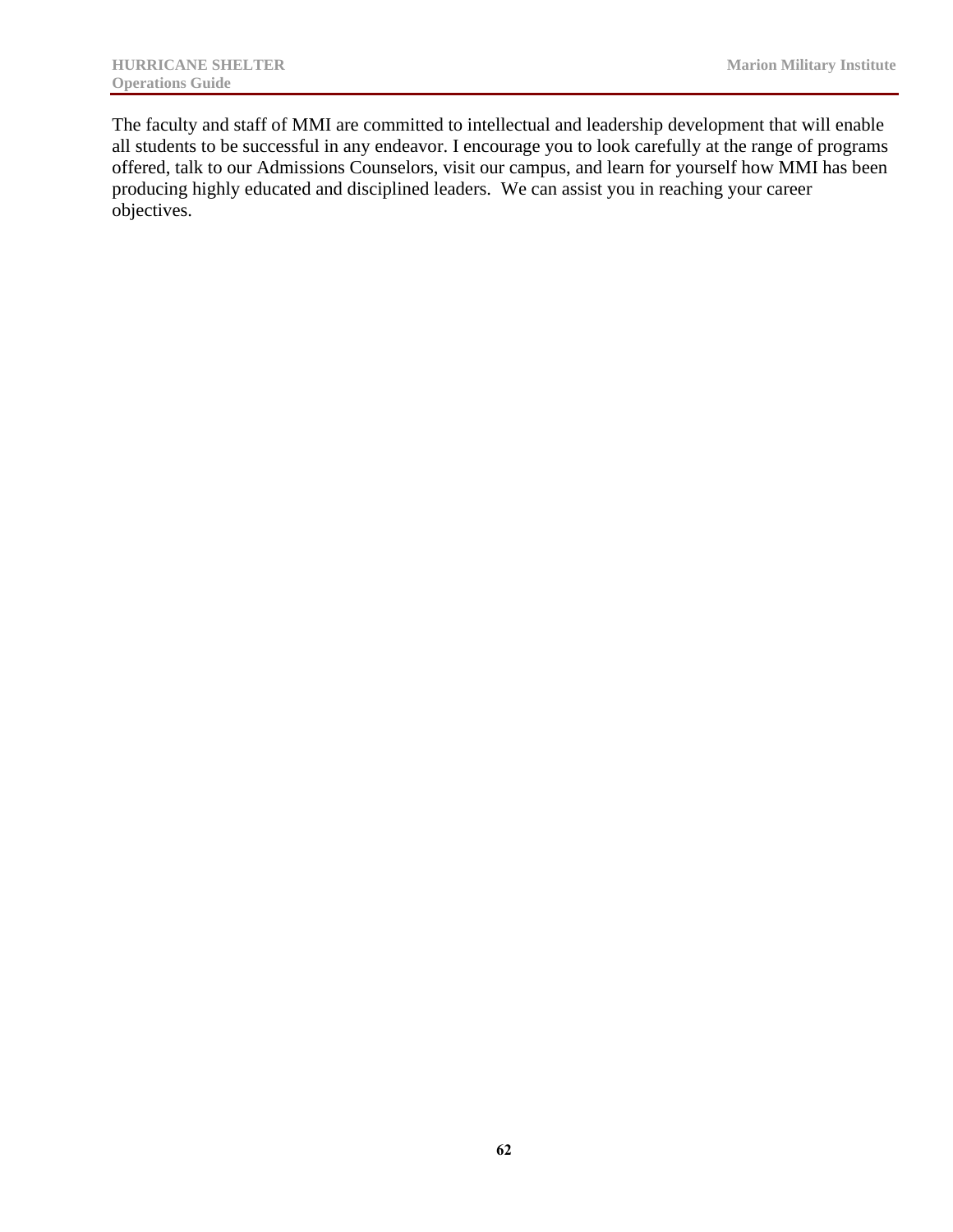The faculty and staff of MMI are committed to intellectual and leadership development that will enable all students to be successful in any endeavor. I encourage you to look carefully at the range of programs offered, talk to our Admissions Counselors, visit our campus, and learn for yourself how MMI has been producing highly educated and disciplined leaders. We can assist you in reaching your career objectives.